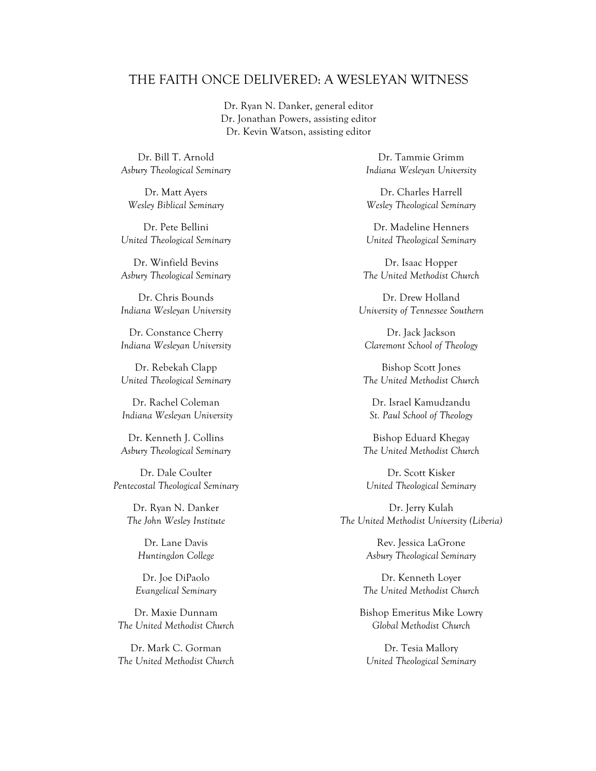# THE FAITH ONCE DELIVERED: A WESLEYAN WITNESS

Dr. Ryan N. Danker, general editor
Dr. Jonathan Powers, assisting editor
Dr. Kevin Watson, assisting editor

Dr. Bill T. Arnold
*Asbury Theological Seminary*

Dr. Matt Ayers
*Wesley Biblical Seminary*

Dr. Pete Bellini
*United Theological Seminary*

Dr. Winfield Bevins
*Asbury Theological Seminary*

Dr. Chris Bounds
*Indiana Wesleyan University*

Dr. Constance Cherry
*Indiana Wesleyan University*

Dr. Rebekah Clapp
*United Theological Seminary*

Dr. Rachel Coleman
*Indiana Wesleyan University*

Dr. Kenneth J. Collins
*Asbury Theological Seminary*

Dr. Dale Coulter
*Pentecostal Theological Seminary*

Dr. Ryan N. Danker
*The John Wesley Institute*

Dr. Lane Davis
*Huntingdon College*

Dr. Joe DiPaolo
*Evangelical Seminary*

Dr. Maxie Dunnam
*The United Methodist Church*

Dr. Mark C. Gorman
*The United Methodist Church*

Dr. Tammie Grimm
*Indiana Wesleyan University*

Dr. Charles Harrell
*Wesley Theological Seminary*

Dr. Madeline Henners
*United Theological Seminary*

Dr. Isaac Hopper
*The United Methodist Church*

Dr. Drew Holland
*University of Tennessee Southern*

Dr. Jack Jackson
*Claremont School of Theology*

Bishop Scott Jones
*The United Methodist Church*

Dr. Israel Kamudzandu
*St. Paul School of Theology*

Bishop Eduard Khegay
*The United Methodist Church*

Dr. Scott Kisker
*United Theological Seminary*

Dr. Jerry Kulah
*The United Methodist University (Liberia)*

Rev. Jessica LaGrone
*Asbury Theological Seminary*

Dr. Kenneth Loyer
*The United Methodist Church*

Bishop Emeritus Mike Lowry
*Global Methodist Church*

Dr. Tesia Mallory
*United Theological Seminary*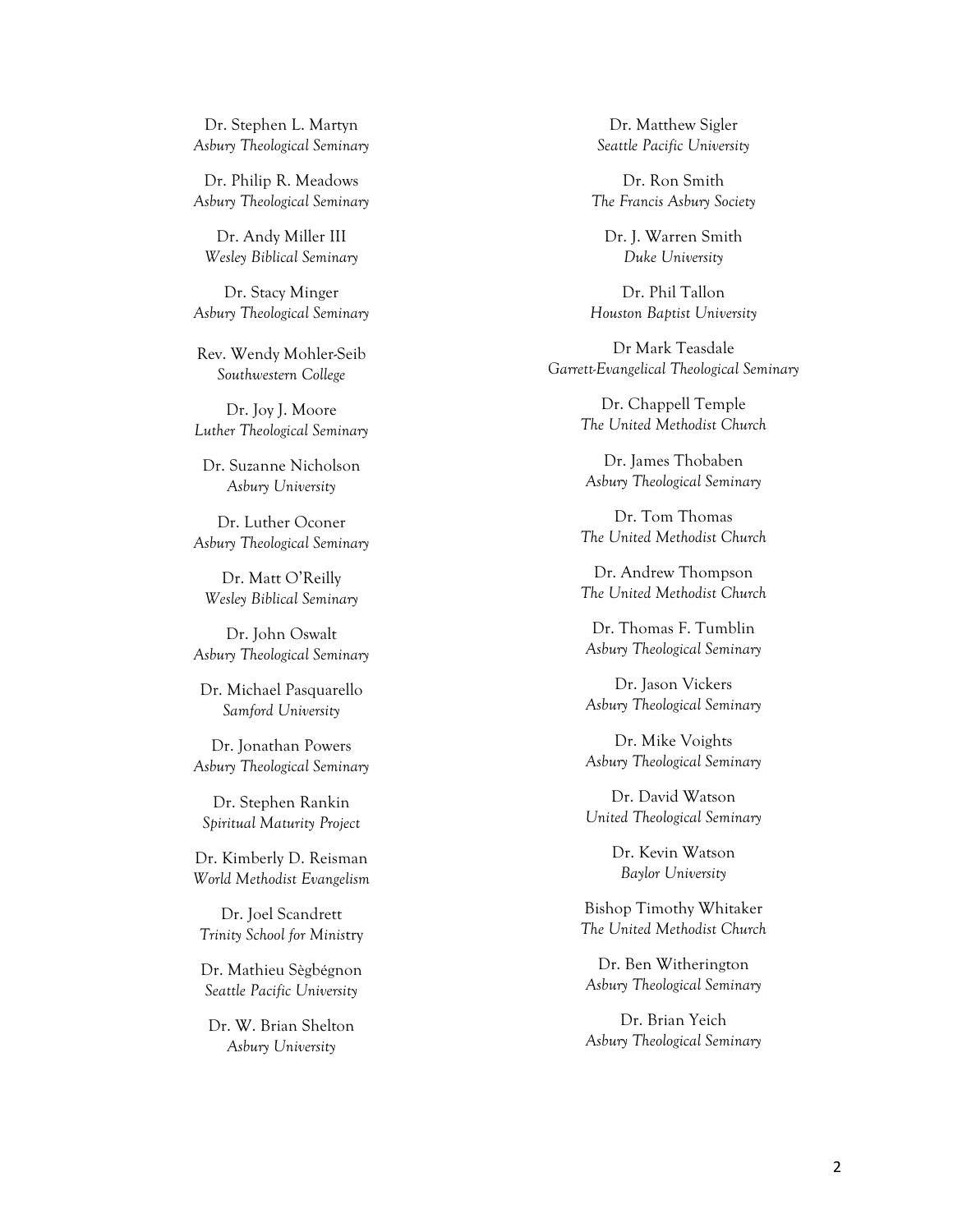Dr. Stephen L. Martyn
*Asbury Theological Seminary*

Dr. Philip R. Meadows
*Asbury Theological Seminary*

Dr. Andy Miller III
*Wesley Biblical Seminary*

Dr. Stacy Minger
*Asbury Theological Seminary*

Rev. Wendy Mohler-Seib
*Southwestern College*

Dr. Joy J. Moore
*Luther Theological Seminary*

Dr. Suzanne Nicholson
*Asbury University*

Dr. Luther Oconer
*Asbury Theological Seminary*

Dr. Matt O'Reilly
*Wesley Biblical Seminary*

Dr. John Oswalt
*Asbury Theological Seminary*

Dr. Michael Pasquarello
*Samford University*

Dr. Jonathan Powers
*Asbury Theological Seminary*

Dr. Stephen Rankin
*Spiritual Maturity Project*

Dr. Kimberly D. Reisman
*World Methodist Evangelism*

Dr. Joel Scandrett
*Trinity School for Ministry*

Dr. Mathieu Sègbégnon
*Seattle Pacific University*

Dr. W. Brian Shelton
*Asbury University*

Dr. Matthew Sigler
*Seattle Pacific University*

Dr. Ron Smith
*The Francis Asbury Society*

Dr. J. Warren Smith
*Duke University*

Dr. Phil Tallon
*Houston Baptist University*

Dr Mark Teasdale
*Garrett-Evangelical Theological Seminary*

Dr. Chappell Temple
*The United Methodist Church*

Dr. James Thobaben
*Asbury Theological Seminary*

Dr. Tom Thomas
*The United Methodist Church*

Dr. Andrew Thompson
*The United Methodist Church*

Dr. Thomas F. Tumblin
*Asbury Theological Seminary*

Dr. Jason Vickers
*Asbury Theological Seminary*

Dr. Mike Voights
*Asbury Theological Seminary*

Dr. David Watson
*United Theological Seminary*

Dr. Kevin Watson
*Baylor University*

Bishop Timothy Whitaker
*The United Methodist Church*

Dr. Ben Witherington
*Asbury Theological Seminary*

Dr. Brian Yeich
*Asbury Theological Seminary*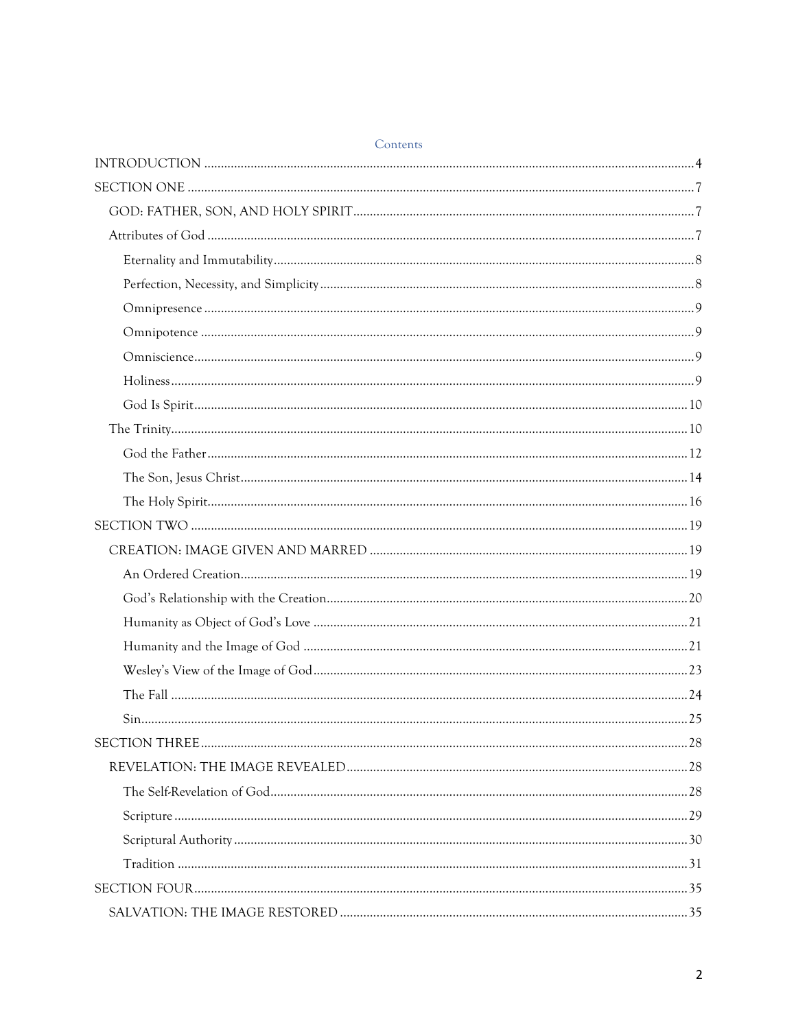# Contents

- INTRODUCTION ... 4
- SECTION ONE ... 7
  - GOD: FATHER, SON, AND HOLY SPIRIT ... 7
  - Attributes of God ... 7
    - Eternality and Immutability ... 8
    - Perfection, Necessity, and Simplicity ... 8
    - Omnipresence ... 9
    - Omnipotence ... 9
    - Omniscience ... 9
    - Holiness ... 9
    - God Is Spirit ... 10
  - The Trinity ... 10
    - God the Father ... 12
    - The Son, Jesus Christ ... 14
    - The Holy Spirit ... 16
- SECTION TWO ... 19
  - CREATION: IMAGE GIVEN AND MARRED ... 19
    - An Ordered Creation ... 19
    - God's Relationship with the Creation ... 20
    - Humanity as Object of God's Love ... 21
    - Humanity and the Image of God ... 21
    - Wesley's View of the Image of God ... 23
    - The Fall ... 24
    - Sin ... 25
- SECTION THREE ... 28
  - REVELATION: THE IMAGE REVEALED ... 28
    - The Self-Revelation of God ... 28
    - Scripture ... 29
    - Scriptural Authority ... 30
    - Tradition ... 31
- SECTION FOUR ... 35
  - SALVATION: THE IMAGE RESTORED ... 35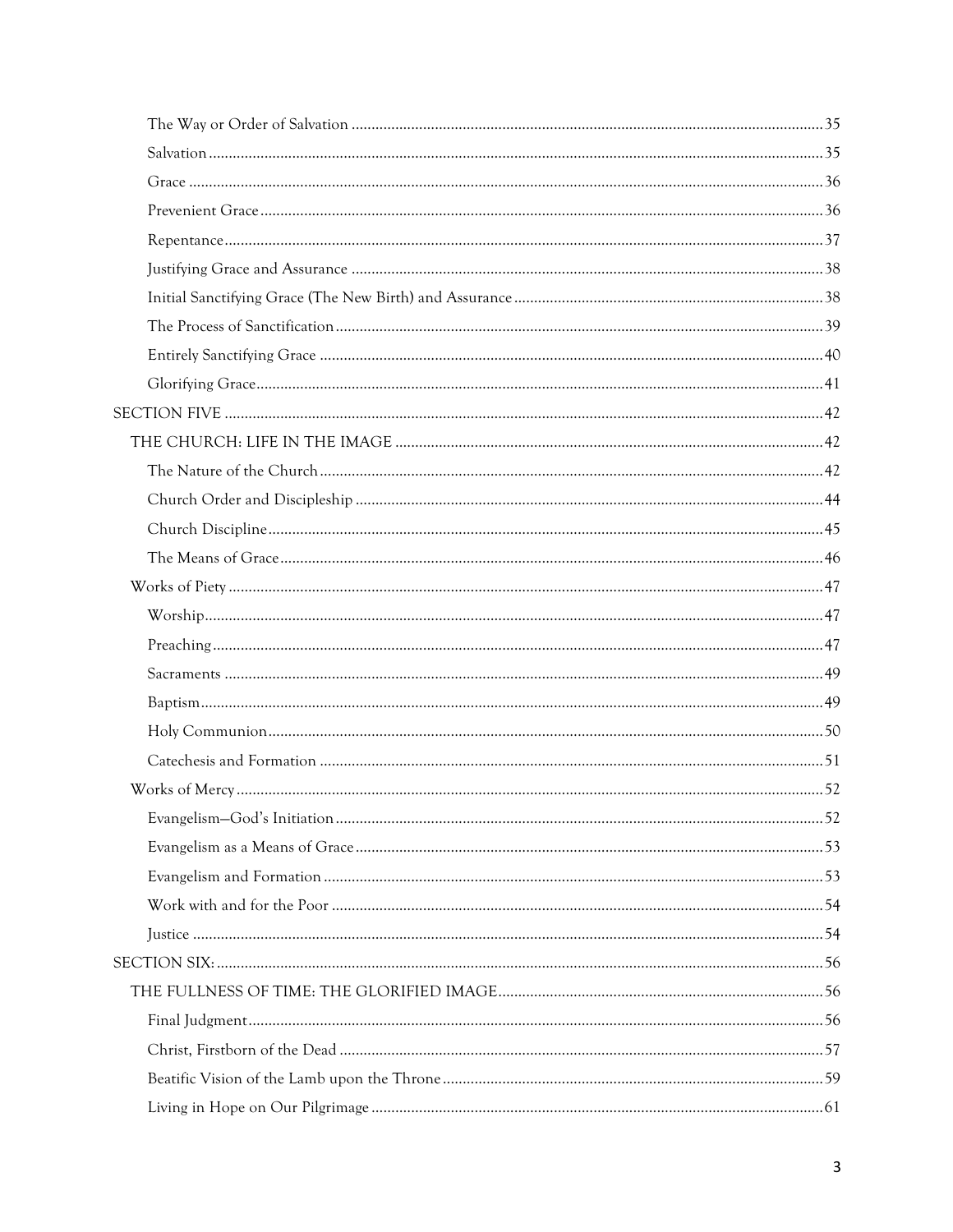The Way or Order of Salvation ... 35
Salvation ... 35
Grace ... 36
Prevenient Grace ... 36
Repentance ... 37
Justifying Grace and Assurance ... 38
Initial Sanctifying Grace (The New Birth) and Assurance ... 38
The Process of Sanctification ... 39
Entirely Sanctifying Grace ... 40
Glorifying Grace ... 41

SECTION FIVE ... 42

THE CHURCH: LIFE IN THE IMAGE ... 42
The Nature of the Church ... 42
Church Order and Discipleship ... 44
Church Discipline ... 45
The Means of Grace ... 46

Works of Piety ... 47
Worship ... 47
Preaching ... 47
Sacraments ... 49
Baptism ... 49
Holy Communion ... 50
Catechesis and Formation ... 51

Works of Mercy ... 52
Evangelism—God's Initiation ... 52
Evangelism as a Means of Grace ... 53
Evangelism and Formation ... 53
Work with and for the Poor ... 54
Justice ... 54

SECTION SIX: ... 56

THE FULLNESS OF TIME: THE GLORIFIED IMAGE ... 56
Final Judgment ... 56
Christ, Firstborn of the Dead ... 57
Beatific Vision of the Lamb upon the Throne ... 59
Living in Hope on Our Pilgrimage ... 61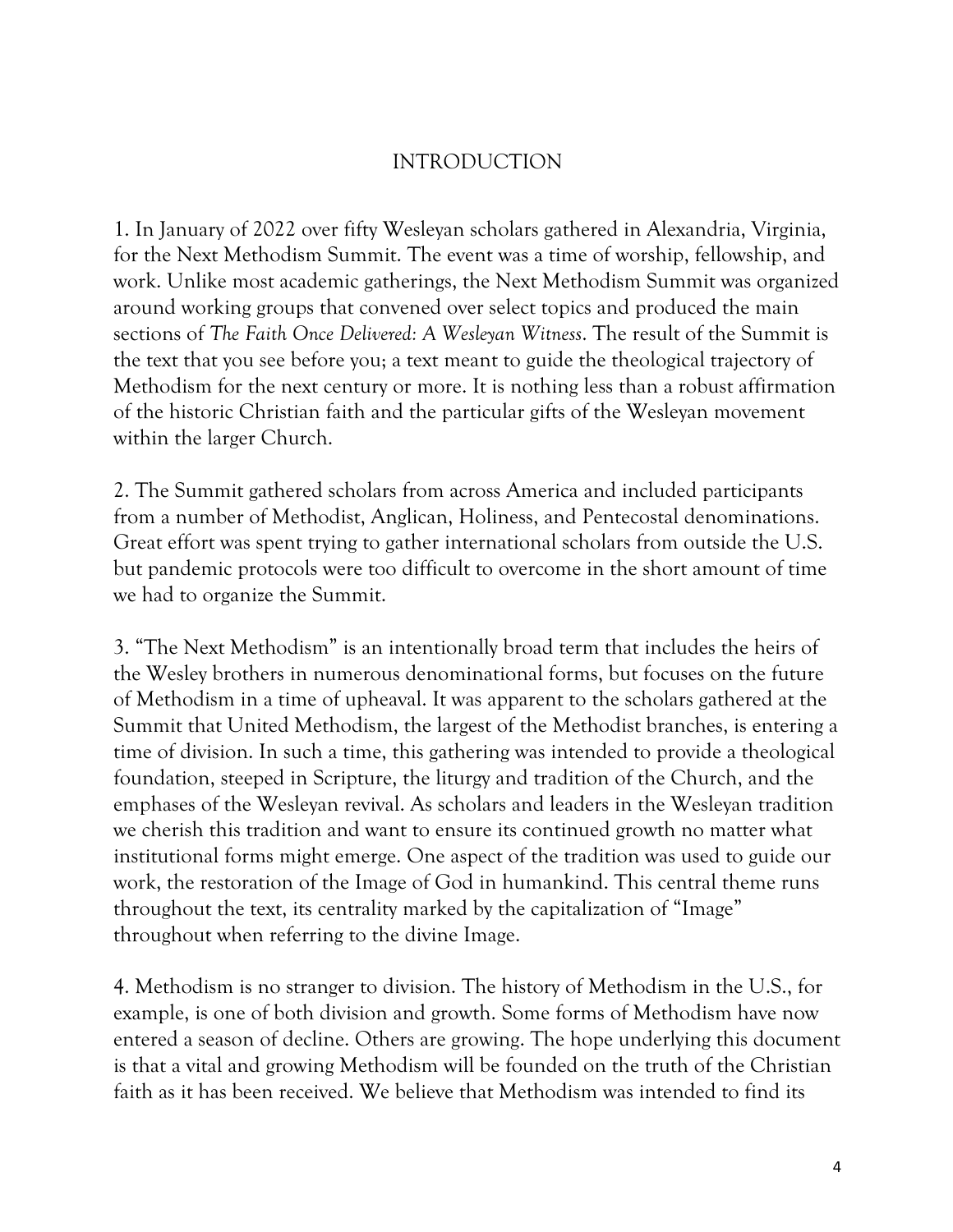# INTRODUCTION

1. In January of 2022 over fifty Wesleyan scholars gathered in Alexandria, Virginia, for the Next Methodism Summit. The event was a time of worship, fellowship, and work. Unlike most academic gatherings, the Next Methodism Summit was organized around working groups that convened over select topics and produced the main sections of *The Faith Once Delivered: A Wesleyan Witness*. The result of the Summit is the text that you see before you; a text meant to guide the theological trajectory of Methodism for the next century or more. It is nothing less than a robust affirmation of the historic Christian faith and the particular gifts of the Wesleyan movement within the larger Church.

2. The Summit gathered scholars from across America and included participants from a number of Methodist, Anglican, Holiness, and Pentecostal denominations. Great effort was spent trying to gather international scholars from outside the U.S. but pandemic protocols were too difficult to overcome in the short amount of time we had to organize the Summit.

3. "The Next Methodism" is an intentionally broad term that includes the heirs of the Wesley brothers in numerous denominational forms, but focuses on the future of Methodism in a time of upheaval. It was apparent to the scholars gathered at the Summit that United Methodism, the largest of the Methodist branches, is entering a time of division. In such a time, this gathering was intended to provide a theological foundation, steeped in Scripture, the liturgy and tradition of the Church, and the emphases of the Wesleyan revival. As scholars and leaders in the Wesleyan tradition we cherish this tradition and want to ensure its continued growth no matter what institutional forms might emerge. One aspect of the tradition was used to guide our work, the restoration of the Image of God in humankind. This central theme runs throughout the text, its centrality marked by the capitalization of "Image" throughout when referring to the divine Image.

4. Methodism is no stranger to division. The history of Methodism in the U.S., for example, is one of both division and growth. Some forms of Methodism have now entered a season of decline. Others are growing. The hope underlying this document is that a vital and growing Methodism will be founded on the truth of the Christian faith as it has been received. We believe that Methodism was intended to find its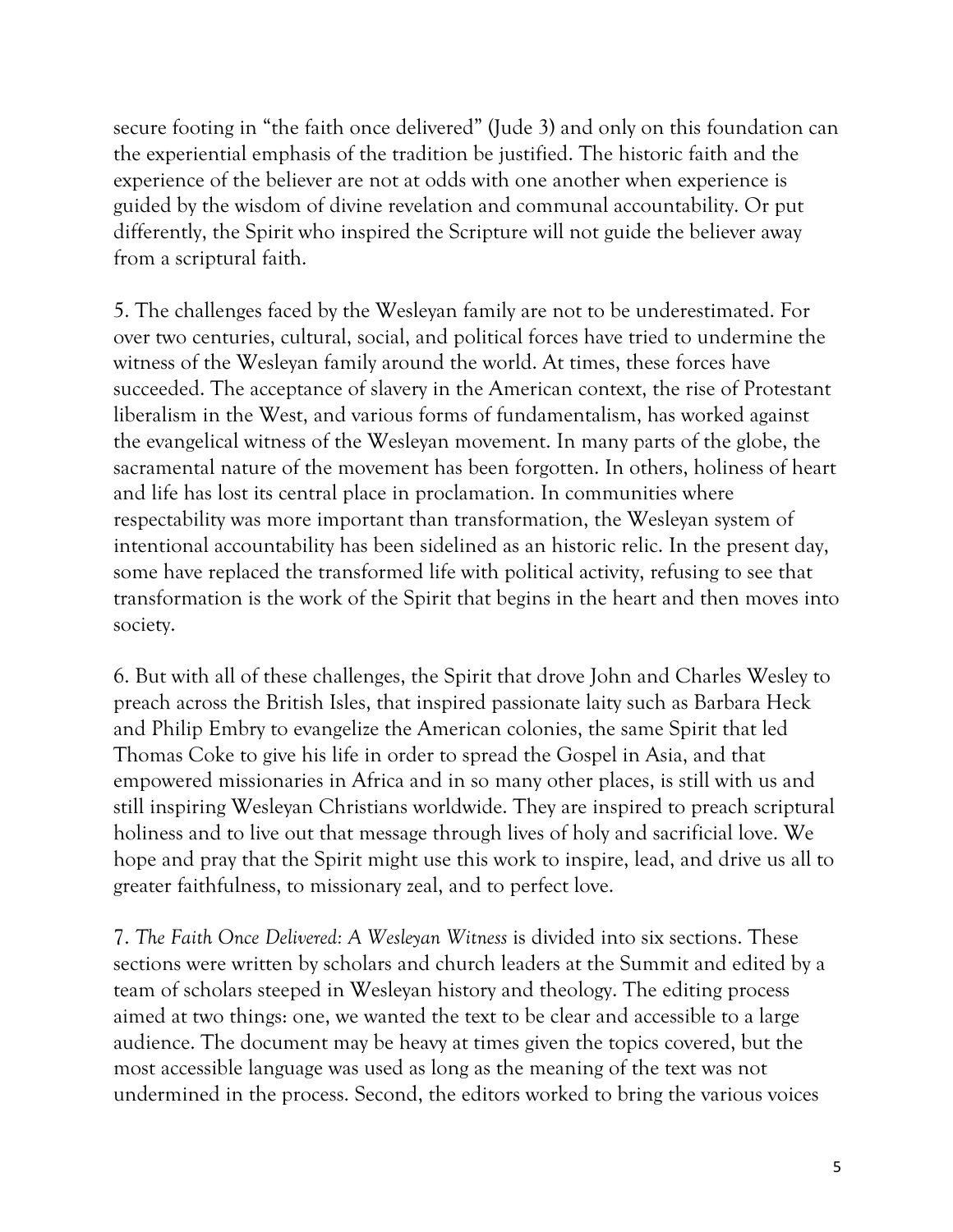secure footing in "the faith once delivered" (Jude 3) and only on this foundation can the experiential emphasis of the tradition be justified. The historic faith and the experience of the believer are not at odds with one another when experience is guided by the wisdom of divine revelation and communal accountability. Or put differently, the Spirit who inspired the Scripture will not guide the believer away from a scriptural faith.

5. The challenges faced by the Wesleyan family are not to be underestimated. For over two centuries, cultural, social, and political forces have tried to undermine the witness of the Wesleyan family around the world. At times, these forces have succeeded. The acceptance of slavery in the American context, the rise of Protestant liberalism in the West, and various forms of fundamentalism, has worked against the evangelical witness of the Wesleyan movement. In many parts of the globe, the sacramental nature of the movement has been forgotten. In others, holiness of heart and life has lost its central place in proclamation. In communities where respectability was more important than transformation, the Wesleyan system of intentional accountability has been sidelined as an historic relic. In the present day, some have replaced the transformed life with political activity, refusing to see that transformation is the work of the Spirit that begins in the heart and then moves into society.

6. But with all of these challenges, the Spirit that drove John and Charles Wesley to preach across the British Isles, that inspired passionate laity such as Barbara Heck and Philip Embry to evangelize the American colonies, the same Spirit that led Thomas Coke to give his life in order to spread the Gospel in Asia, and that empowered missionaries in Africa and in so many other places, is still with us and still inspiring Wesleyan Christians worldwide. They are inspired to preach scriptural holiness and to live out that message through lives of holy and sacrificial love. We hope and pray that the Spirit might use this work to inspire, lead, and drive us all to greater faithfulness, to missionary zeal, and to perfect love.

7. *The Faith Once Delivered: A Wesleyan Witness* is divided into six sections. These sections were written by scholars and church leaders at the Summit and edited by a team of scholars steeped in Wesleyan history and theology. The editing process aimed at two things: one, we wanted the text to be clear and accessible to a large audience. The document may be heavy at times given the topics covered, but the most accessible language was used as long as the meaning of the text was not undermined in the process. Second, the editors worked to bring the various voices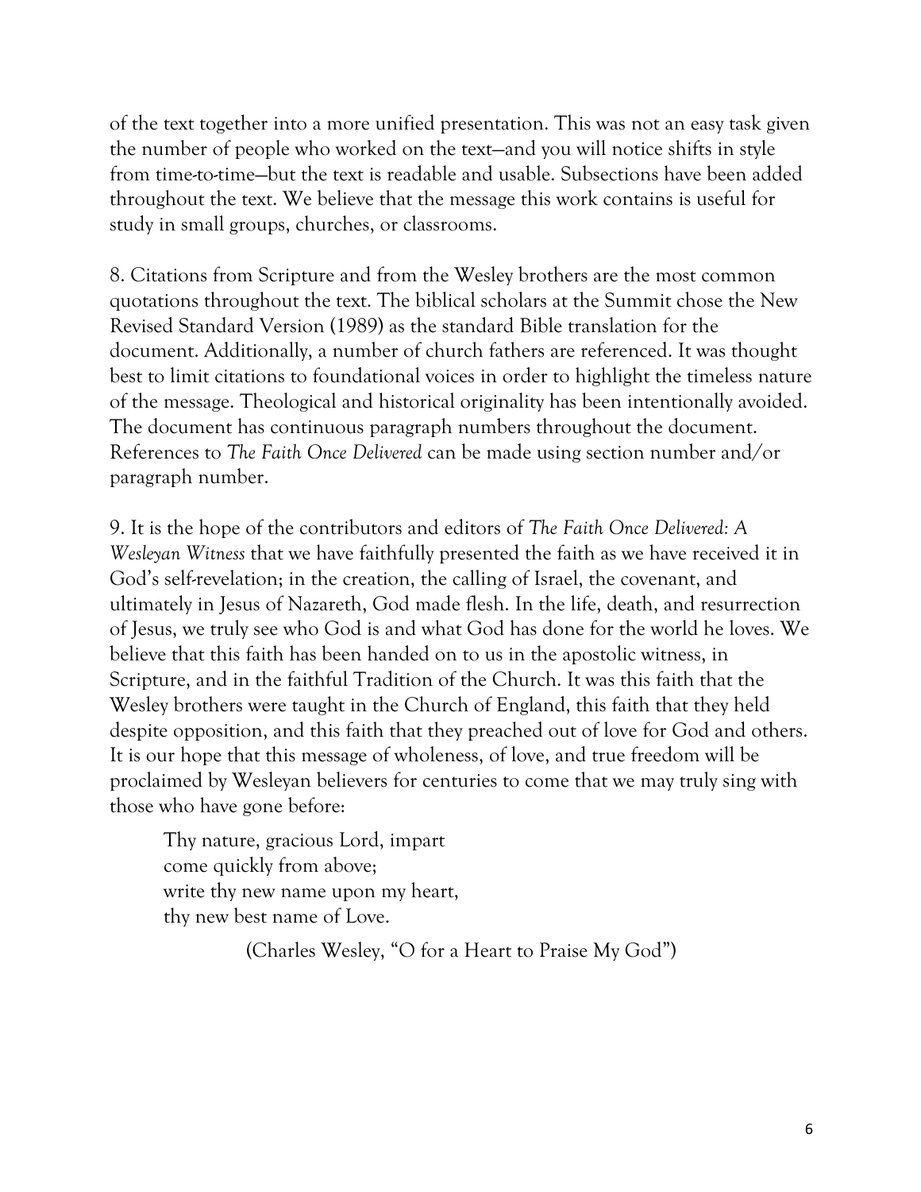of the text together into a more unified presentation. This was not an easy task given the number of people who worked on the text—and you will notice shifts in style from time-to-time—but the text is readable and usable. Subsections have been added throughout the text. We believe that the message this work contains is useful for study in small groups, churches, or classrooms.

8. Citations from Scripture and from the Wesley brothers are the most common quotations throughout the text. The biblical scholars at the Summit chose the New Revised Standard Version (1989) as the standard Bible translation for the document. Additionally, a number of church fathers are referenced. It was thought best to limit citations to foundational voices in order to highlight the timeless nature of the message. Theological and historical originality has been intentionally avoided. The document has continuous paragraph numbers throughout the document. References to *The Faith Once Delivered* can be made using section number and/or paragraph number.

9. It is the hope of the contributors and editors of *The Faith Once Delivered: A Wesleyan Witness* that we have faithfully presented the faith as we have received it in God's self-revelation; in the creation, the calling of Israel, the covenant, and ultimately in Jesus of Nazareth, God made flesh. In the life, death, and resurrection of Jesus, we truly see who God is and what God has done for the world he loves. We believe that this faith has been handed on to us in the apostolic witness, in Scripture, and in the faithful Tradition of the Church. It was this faith that the Wesley brothers were taught in the Church of England, this faith that they held despite opposition, and this faith that they preached out of love for God and others. It is our hope that this message of wholeness, of love, and true freedom will be proclaimed by Wesleyan believers for centuries to come that we may truly sing with those who have gone before:

> Thy nature, gracious Lord, impart
> come quickly from above;
> write thy new name upon my heart,
> thy new best name of Love.
>
> (Charles Wesley, "O for a Heart to Praise My God")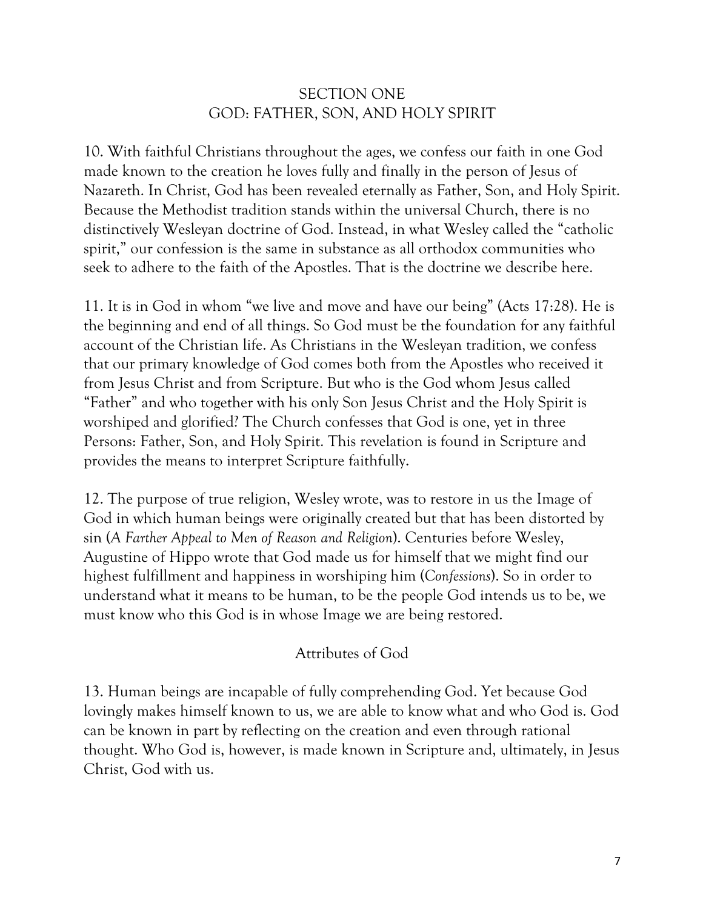## SECTION ONE
## GOD: FATHER, SON, AND HOLY SPIRIT

10. With faithful Christians throughout the ages, we confess our faith in one God made known to the creation he loves fully and finally in the person of Jesus of Nazareth. In Christ, God has been revealed eternally as Father, Son, and Holy Spirit. Because the Methodist tradition stands within the universal Church, there is no distinctively Wesleyan doctrine of God. Instead, in what Wesley called the "catholic spirit," our confession is the same in substance as all orthodox communities who seek to adhere to the faith of the Apostles. That is the doctrine we describe here.

11. It is in God in whom "we live and move and have our being" (Acts 17:28). He is the beginning and end of all things. So God must be the foundation for any faithful account of the Christian life. As Christians in the Wesleyan tradition, we confess that our primary knowledge of God comes both from the Apostles who received it from Jesus Christ and from Scripture. But who is the God whom Jesus called "Father" and who together with his only Son Jesus Christ and the Holy Spirit is worshiped and glorified? The Church confesses that God is one, yet in three Persons: Father, Son, and Holy Spirit. This revelation is found in Scripture and provides the means to interpret Scripture faithfully.

12. The purpose of true religion, Wesley wrote, was to restore in us the Image of God in which human beings were originally created but that has been distorted by sin (*A Farther Appeal to Men of Reason and Religion*). Centuries before Wesley, Augustine of Hippo wrote that God made us for himself that we might find our highest fulfillment and happiness in worshiping him (*Confessions*). So in order to understand what it means to be human, to be the people God intends us to be, we must know who this God is in whose Image we are being restored.

### Attributes of God

13. Human beings are incapable of fully comprehending God. Yet because God lovingly makes himself known to us, we are able to know what and who God is. God can be known in part by reflecting on the creation and even through rational thought. Who God is, however, is made known in Scripture and, ultimately, in Jesus Christ, God with us.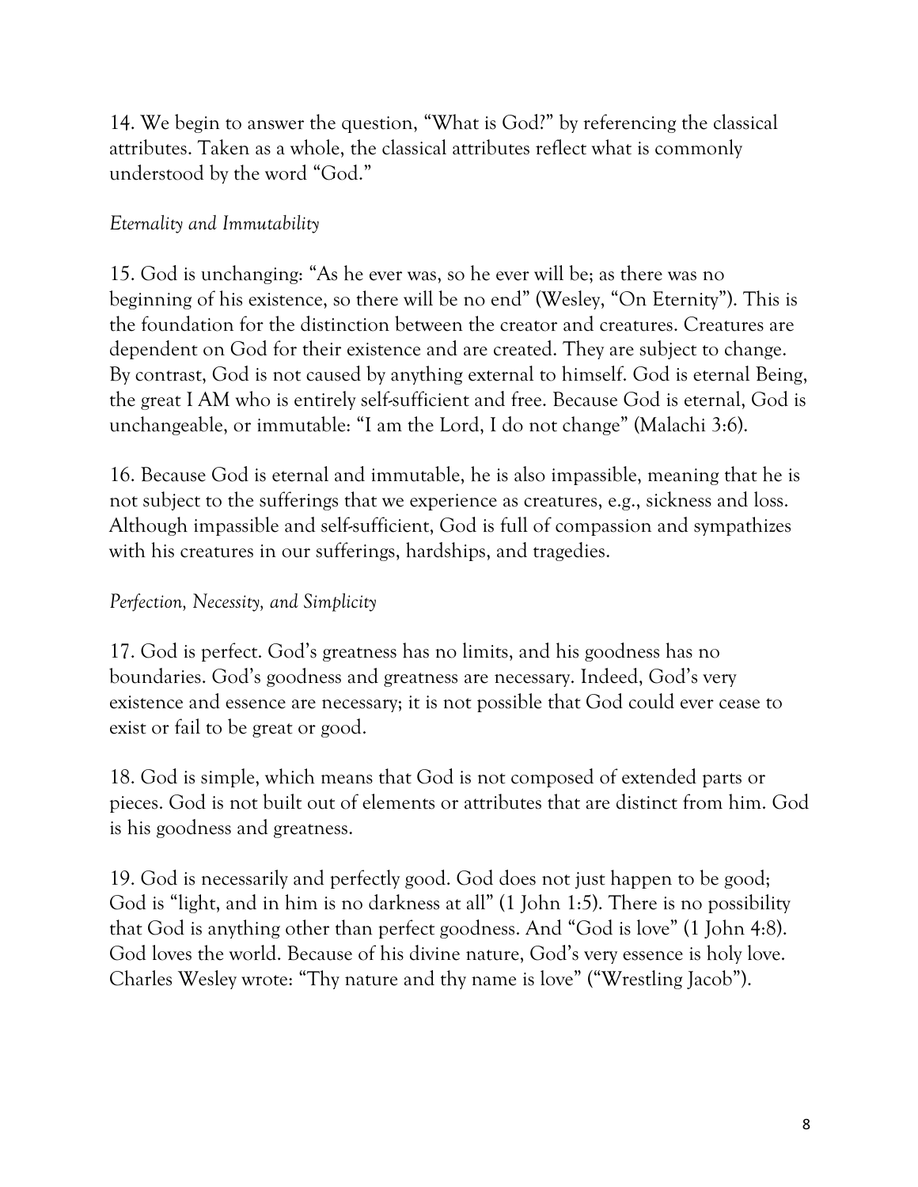14. We begin to answer the question, "What is God?" by referencing the classical attributes. Taken as a whole, the classical attributes reflect what is commonly understood by the word "God."

*Eternality and Immutability*

15. God is unchanging: "As he ever was, so he ever will be; as there was no beginning of his existence, so there will be no end" (Wesley, "On Eternity"). This is the foundation for the distinction between the creator and creatures. Creatures are dependent on God for their existence and are created. They are subject to change. By contrast, God is not caused by anything external to himself. God is eternal Being, the great I AM who is entirely self-sufficient and free. Because God is eternal, God is unchangeable, or immutable: "I am the Lord, I do not change" (Malachi 3:6).

16. Because God is eternal and immutable, he is also impassible, meaning that he is not subject to the sufferings that we experience as creatures, e.g., sickness and loss. Although impassible and self-sufficient, God is full of compassion and sympathizes with his creatures in our sufferings, hardships, and tragedies.

*Perfection, Necessity, and Simplicity*

17. God is perfect. God's greatness has no limits, and his goodness has no boundaries. God's goodness and greatness are necessary. Indeed, God's very existence and essence are necessary; it is not possible that God could ever cease to exist or fail to be great or good.

18. God is simple, which means that God is not composed of extended parts or pieces. God is not built out of elements or attributes that are distinct from him. God is his goodness and greatness.

19. God is necessarily and perfectly good. God does not just happen to be good; God is "light, and in him is no darkness at all" (1 John 1:5). There is no possibility that God is anything other than perfect goodness. And "God is love" (1 John 4:8). God loves the world. Because of his divine nature, God's very essence is holy love. Charles Wesley wrote: "Thy nature and thy name is love" ("Wrestling Jacob").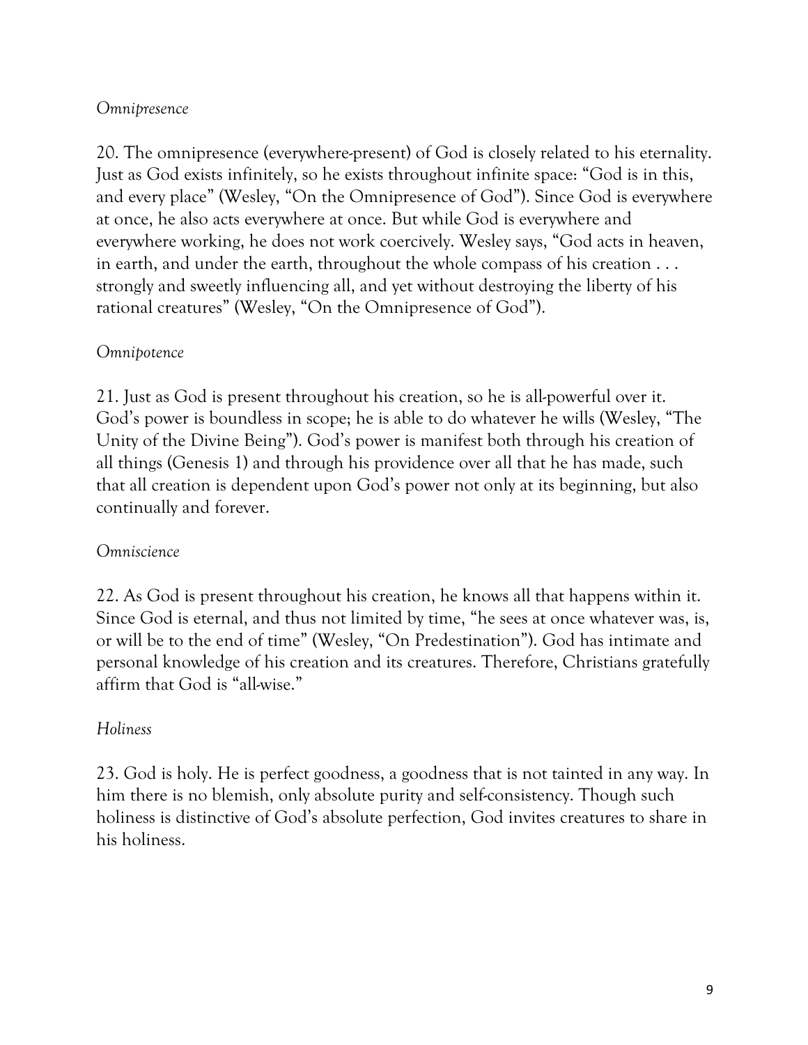*Omnipresence*

20. The omnipresence (everywhere-present) of God is closely related to his eternality. Just as God exists infinitely, so he exists throughout infinite space: "God is in this, and every place" (Wesley, "On the Omnipresence of God"). Since God is everywhere at once, he also acts everywhere at once. But while God is everywhere and everywhere working, he does not work coercively. Wesley says, "God acts in heaven, in earth, and under the earth, throughout the whole compass of his creation . . . strongly and sweetly influencing all, and yet without destroying the liberty of his rational creatures" (Wesley, "On the Omnipresence of God").

*Omnipotence*

21. Just as God is present throughout his creation, so he is all-powerful over it. God's power is boundless in scope; he is able to do whatever he wills (Wesley, "The Unity of the Divine Being"). God's power is manifest both through his creation of all things (Genesis 1) and through his providence over all that he has made, such that all creation is dependent upon God's power not only at its beginning, but also continually and forever.

*Omniscience*

22. As God is present throughout his creation, he knows all that happens within it. Since God is eternal, and thus not limited by time, "he sees at once whatever was, is, or will be to the end of time" (Wesley, "On Predestination"). God has intimate and personal knowledge of his creation and its creatures. Therefore, Christians gratefully affirm that God is "all-wise."

*Holiness*

23. God is holy. He is perfect goodness, a goodness that is not tainted in any way. In him there is no blemish, only absolute purity and self-consistency. Though such holiness is distinctive of God's absolute perfection, God invites creatures to share in his holiness.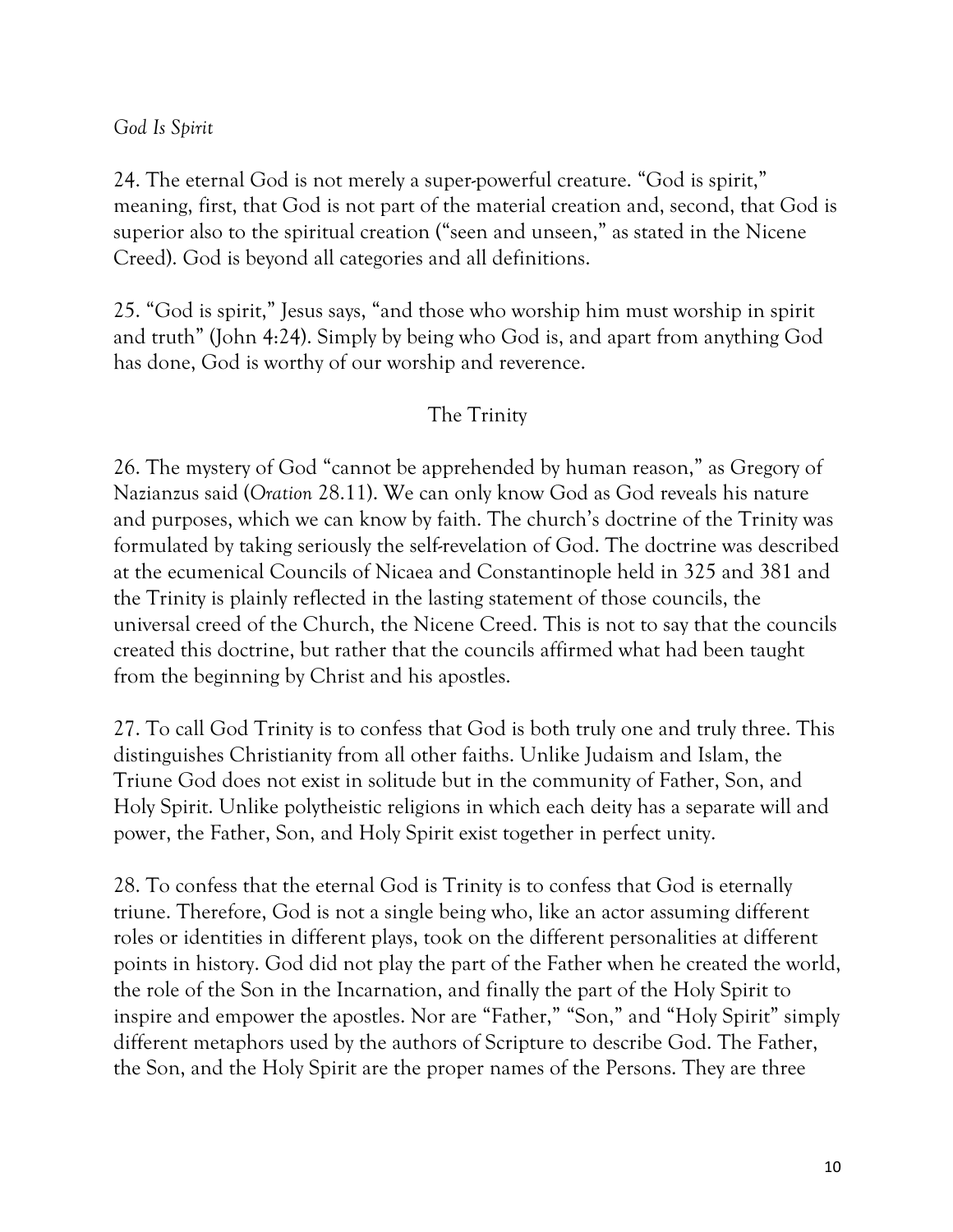*God Is Spirit*

24. The eternal God is not merely a super-powerful creature. "God is spirit," meaning, first, that God is not part of the material creation and, second, that God is superior also to the spiritual creation ("seen and unseen," as stated in the Nicene Creed). God is beyond all categories and all definitions.

25. "God is spirit," Jesus says, "and those who worship him must worship in spirit and truth" (John 4:24). Simply by being who God is, and apart from anything God has done, God is worthy of our worship and reverence.

## The Trinity

26. The mystery of God "cannot be apprehended by human reason," as Gregory of Nazianzus said (*Oration* 28.11). We can only know God as God reveals his nature and purposes, which we can know by faith. The church's doctrine of the Trinity was formulated by taking seriously the self-revelation of God. The doctrine was described at the ecumenical Councils of Nicaea and Constantinople held in 325 and 381 and the Trinity is plainly reflected in the lasting statement of those councils, the universal creed of the Church, the Nicene Creed. This is not to say that the councils created this doctrine, but rather that the councils affirmed what had been taught from the beginning by Christ and his apostles.

27. To call God Trinity is to confess that God is both truly one and truly three. This distinguishes Christianity from all other faiths. Unlike Judaism and Islam, the Triune God does not exist in solitude but in the community of Father, Son, and Holy Spirit. Unlike polytheistic religions in which each deity has a separate will and power, the Father, Son, and Holy Spirit exist together in perfect unity.

28. To confess that the eternal God is Trinity is to confess that God is eternally triune. Therefore, God is not a single being who, like an actor assuming different roles or identities in different plays, took on the different personalities at different points in history. God did not play the part of the Father when he created the world, the role of the Son in the Incarnation, and finally the part of the Holy Spirit to inspire and empower the apostles. Nor are "Father," "Son," and "Holy Spirit" simply different metaphors used by the authors of Scripture to describe God. The Father, the Son, and the Holy Spirit are the proper names of the Persons. They are three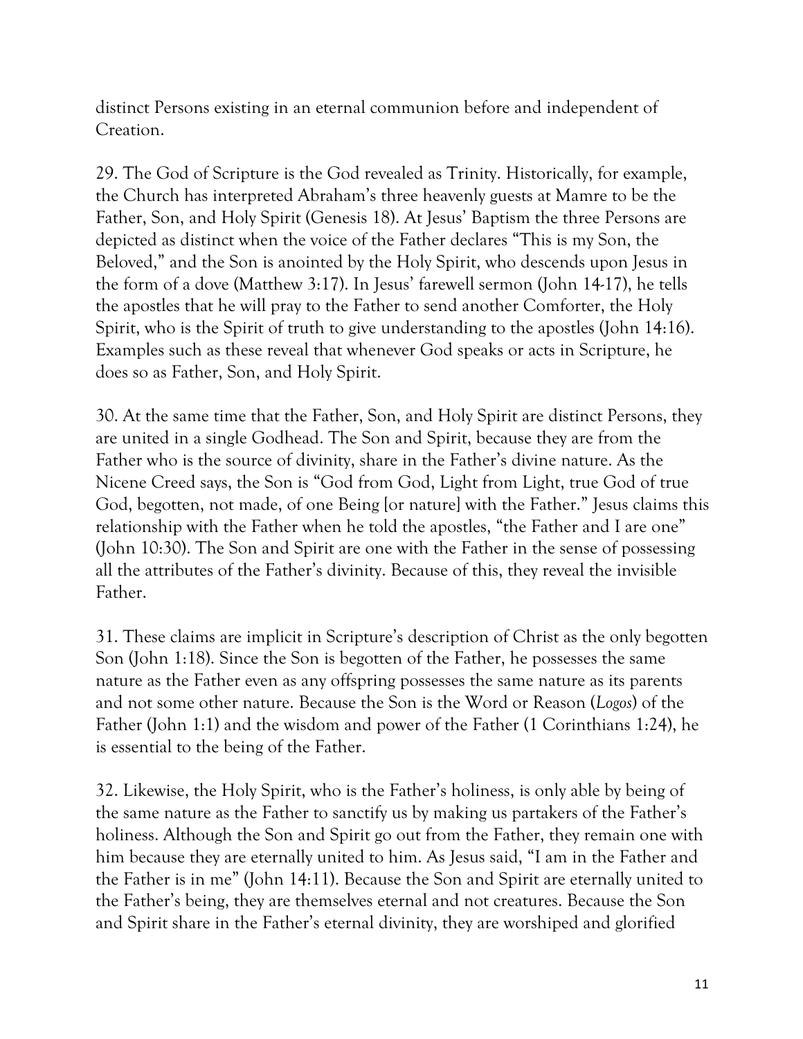distinct Persons existing in an eternal communion before and independent of Creation.

29. The God of Scripture is the God revealed as Trinity. Historically, for example, the Church has interpreted Abraham's three heavenly guests at Mamre to be the Father, Son, and Holy Spirit (Genesis 18). At Jesus' Baptism the three Persons are depicted as distinct when the voice of the Father declares "This is my Son, the Beloved," and the Son is anointed by the Holy Spirit, who descends upon Jesus in the form of a dove (Matthew 3:17). In Jesus' farewell sermon (John 14-17), he tells the apostles that he will pray to the Father to send another Comforter, the Holy Spirit, who is the Spirit of truth to give understanding to the apostles (John 14:16). Examples such as these reveal that whenever God speaks or acts in Scripture, he does so as Father, Son, and Holy Spirit.

30. At the same time that the Father, Son, and Holy Spirit are distinct Persons, they are united in a single Godhead. The Son and Spirit, because they are from the Father who is the source of divinity, share in the Father's divine nature. As the Nicene Creed says, the Son is "God from God, Light from Light, true God of true God, begotten, not made, of one Being [or nature] with the Father." Jesus claims this relationship with the Father when he told the apostles, "the Father and I are one" (John 10:30). The Son and Spirit are one with the Father in the sense of possessing all the attributes of the Father's divinity. Because of this, they reveal the invisible Father.

31. These claims are implicit in Scripture's description of Christ as the only begotten Son (John 1:18). Since the Son is begotten of the Father, he possesses the same nature as the Father even as any offspring possesses the same nature as its parents and not some other nature. Because the Son is the Word or Reason (*Logos*) of the Father (John 1:1) and the wisdom and power of the Father (1 Corinthians 1:24), he is essential to the being of the Father.

32. Likewise, the Holy Spirit, who is the Father's holiness, is only able by being of the same nature as the Father to sanctify us by making us partakers of the Father's holiness. Although the Son and Spirit go out from the Father, they remain one with him because they are eternally united to him. As Jesus said, "I am in the Father and the Father is in me" (John 14:11). Because the Son and Spirit are eternally united to the Father's being, they are themselves eternal and not creatures. Because the Son and Spirit share in the Father's eternal divinity, they are worshiped and glorified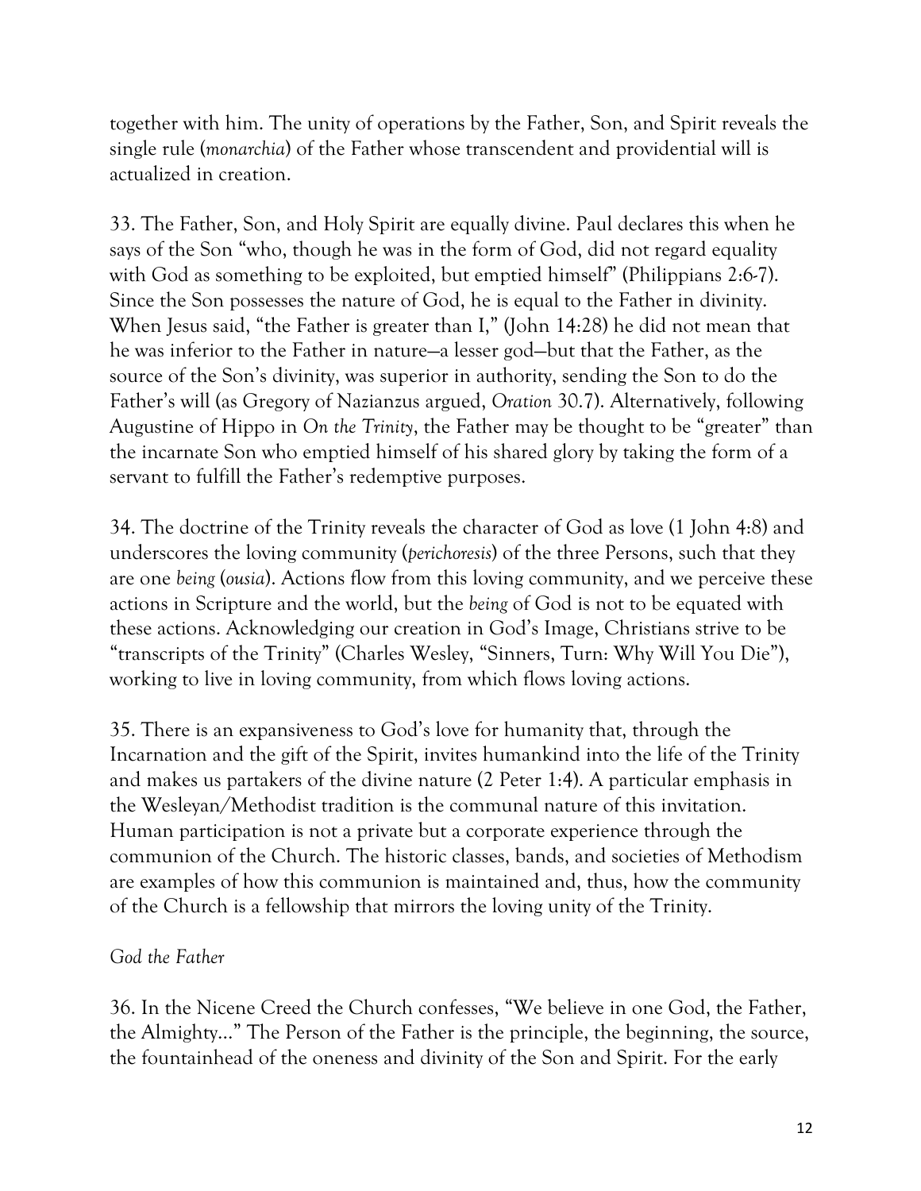together with him. The unity of operations by the Father, Son, and Spirit reveals the single rule (*monarchia*) of the Father whose transcendent and providential will is actualized in creation.

33. The Father, Son, and Holy Spirit are equally divine. Paul declares this when he says of the Son "who, though he was in the form of God, did not regard equality with God as something to be exploited, but emptied himself" (Philippians 2:6-7). Since the Son possesses the nature of God, he is equal to the Father in divinity. When Jesus said, "the Father is greater than I," (John 14:28) he did not mean that he was inferior to the Father in nature—a lesser god—but that the Father, as the source of the Son's divinity, was superior in authority, sending the Son to do the Father's will (as Gregory of Nazianzus argued, *Oration* 30.7). Alternatively, following Augustine of Hippo in *On the Trinity*, the Father may be thought to be "greater" than the incarnate Son who emptied himself of his shared glory by taking the form of a servant to fulfill the Father's redemptive purposes.

34. The doctrine of the Trinity reveals the character of God as love (1 John 4:8) and underscores the loving community (*perichoresis*) of the three Persons, such that they are one *being* (*ousia*). Actions flow from this loving community, and we perceive these actions in Scripture and the world, but the *being* of God is not to be equated with these actions. Acknowledging our creation in God's Image, Christians strive to be "transcripts of the Trinity" (Charles Wesley, "Sinners, Turn: Why Will You Die"), working to live in loving community, from which flows loving actions.

35. There is an expansiveness to God's love for humanity that, through the Incarnation and the gift of the Spirit, invites humankind into the life of the Trinity and makes us partakers of the divine nature (2 Peter 1:4). A particular emphasis in the Wesleyan/Methodist tradition is the communal nature of this invitation. Human participation is not a private but a corporate experience through the communion of the Church. The historic classes, bands, and societies of Methodism are examples of how this communion is maintained and, thus, how the community of the Church is a fellowship that mirrors the loving unity of the Trinity.

*God the Father*

36. In the Nicene Creed the Church confesses, "We believe in one God, the Father, the Almighty…" The Person of the Father is the principle, the beginning, the source, the fountainhead of the oneness and divinity of the Son and Spirit. For the early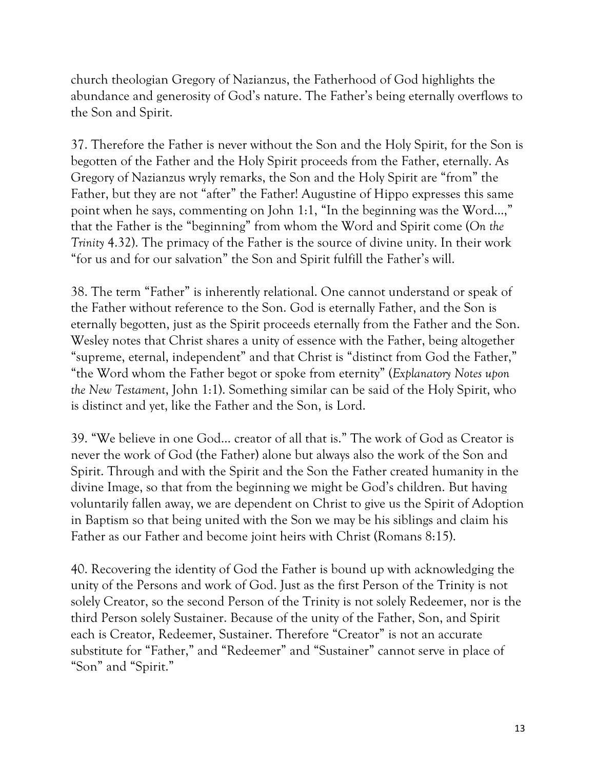church theologian Gregory of Nazianzus, the Fatherhood of God highlights the abundance and generosity of God's nature. The Father's being eternally overflows to the Son and Spirit.

37. Therefore the Father is never without the Son and the Holy Spirit, for the Son is begotten of the Father and the Holy Spirit proceeds from the Father, eternally. As Gregory of Nazianzus wryly remarks, the Son and the Holy Spirit are "from" the Father, but they are not "after" the Father! Augustine of Hippo expresses this same point when he says, commenting on John 1:1, "In the beginning was the Word…," that the Father is the "beginning" from whom the Word and Spirit come (*On the Trinity* 4.32). The primacy of the Father is the source of divine unity. In their work "for us and for our salvation" the Son and Spirit fulfill the Father's will.

38. The term "Father" is inherently relational. One cannot understand or speak of the Father without reference to the Son. God is eternally Father, and the Son is eternally begotten, just as the Spirit proceeds eternally from the Father and the Son. Wesley notes that Christ shares a unity of essence with the Father, being altogether "supreme, eternal, independent" and that Christ is "distinct from God the Father," "the Word whom the Father begot or spoke from eternity" (*Explanatory Notes upon the New Testament*, John 1:1). Something similar can be said of the Holy Spirit, who is distinct and yet, like the Father and the Son, is Lord.

39. "We believe in one God… creator of all that is." The work of God as Creator is never the work of God (the Father) alone but always also the work of the Son and Spirit. Through and with the Spirit and the Son the Father created humanity in the divine Image, so that from the beginning we might be God's children. But having voluntarily fallen away, we are dependent on Christ to give us the Spirit of Adoption in Baptism so that being united with the Son we may be his siblings and claim his Father as our Father and become joint heirs with Christ (Romans 8:15).

40. Recovering the identity of God the Father is bound up with acknowledging the unity of the Persons and work of God. Just as the first Person of the Trinity is not solely Creator, so the second Person of the Trinity is not solely Redeemer, nor is the third Person solely Sustainer. Because of the unity of the Father, Son, and Spirit each is Creator, Redeemer, Sustainer. Therefore "Creator" is not an accurate substitute for "Father," and "Redeemer" and "Sustainer" cannot serve in place of "Son" and "Spirit."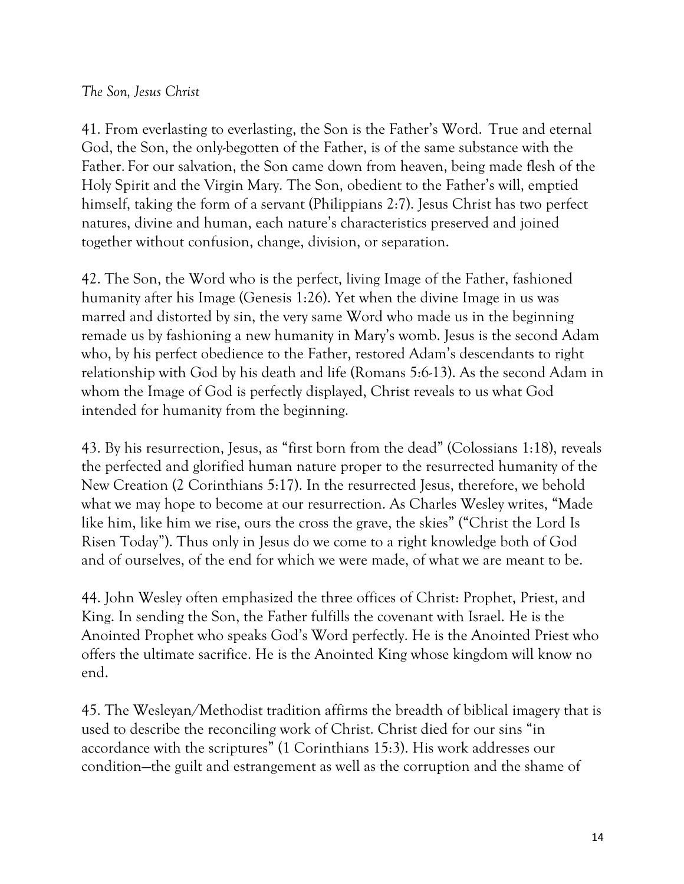*The Son, Jesus Christ*

41. From everlasting to everlasting, the Son is the Father's Word. True and eternal God, the Son, the only-begotten of the Father, is of the same substance with the Father. For our salvation, the Son came down from heaven, being made flesh of the Holy Spirit and the Virgin Mary. The Son, obedient to the Father's will, emptied himself, taking the form of a servant (Philippians 2:7). Jesus Christ has two perfect natures, divine and human, each nature's characteristics preserved and joined together without confusion, change, division, or separation.

42. The Son, the Word who is the perfect, living Image of the Father, fashioned humanity after his Image (Genesis 1:26). Yet when the divine Image in us was marred and distorted by sin, the very same Word who made us in the beginning remade us by fashioning a new humanity in Mary's womb. Jesus is the second Adam who, by his perfect obedience to the Father, restored Adam's descendants to right relationship with God by his death and life (Romans 5:6-13). As the second Adam in whom the Image of God is perfectly displayed, Christ reveals to us what God intended for humanity from the beginning.

43. By his resurrection, Jesus, as "first born from the dead" (Colossians 1:18), reveals the perfected and glorified human nature proper to the resurrected humanity of the New Creation (2 Corinthians 5:17). In the resurrected Jesus, therefore, we behold what we may hope to become at our resurrection. As Charles Wesley writes, "Made like him, like him we rise, ours the cross the grave, the skies" ("Christ the Lord Is Risen Today"). Thus only in Jesus do we come to a right knowledge both of God and of ourselves, of the end for which we were made, of what we are meant to be.

44. John Wesley often emphasized the three offices of Christ: Prophet, Priest, and King. In sending the Son, the Father fulfills the covenant with Israel. He is the Anointed Prophet who speaks God's Word perfectly. He is the Anointed Priest who offers the ultimate sacrifice. He is the Anointed King whose kingdom will know no end.

45. The Wesleyan/Methodist tradition affirms the breadth of biblical imagery that is used to describe the reconciling work of Christ. Christ died for our sins "in accordance with the scriptures" (1 Corinthians 15:3). His work addresses our condition—the guilt and estrangement as well as the corruption and the shame of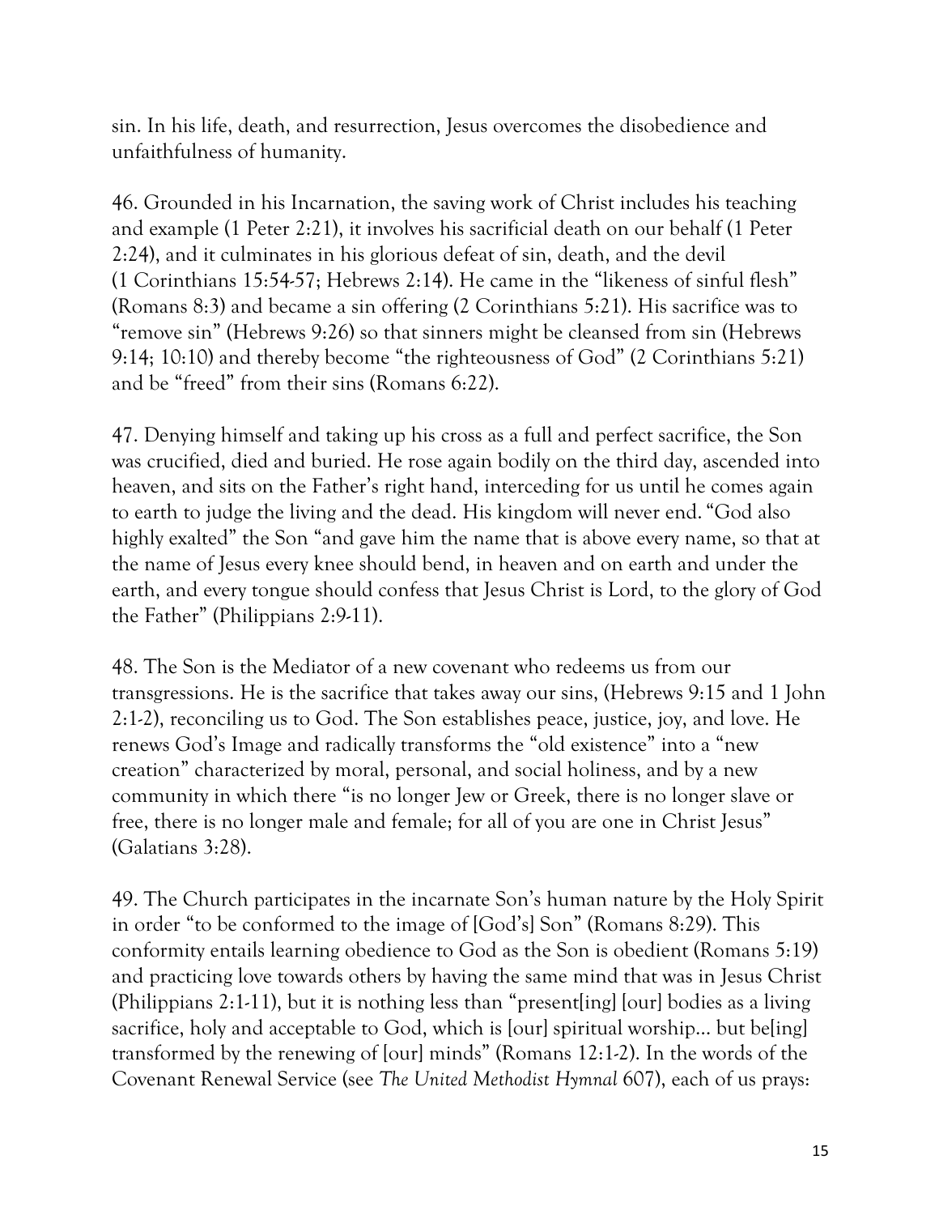sin. In his life, death, and resurrection, Jesus overcomes the disobedience and unfaithfulness of humanity.

46. Grounded in his Incarnation, the saving work of Christ includes his teaching and example (1 Peter 2:21), it involves his sacrificial death on our behalf (1 Peter 2:24), and it culminates in his glorious defeat of sin, death, and the devil (1 Corinthians 15:54-57; Hebrews 2:14). He came in the "likeness of sinful flesh" (Romans 8:3) and became a sin offering (2 Corinthians 5:21). His sacrifice was to "remove sin" (Hebrews 9:26) so that sinners might be cleansed from sin (Hebrews 9:14; 10:10) and thereby become "the righteousness of God" (2 Corinthians 5:21) and be "freed" from their sins (Romans 6:22).

47. Denying himself and taking up his cross as a full and perfect sacrifice, the Son was crucified, died and buried. He rose again bodily on the third day, ascended into heaven, and sits on the Father's right hand, interceding for us until he comes again to earth to judge the living and the dead. His kingdom will never end. "God also highly exalted" the Son "and gave him the name that is above every name, so that at the name of Jesus every knee should bend, in heaven and on earth and under the earth, and every tongue should confess that Jesus Christ is Lord, to the glory of God the Father" (Philippians 2:9-11).

48. The Son is the Mediator of a new covenant who redeems us from our transgressions. He is the sacrifice that takes away our sins, (Hebrews 9:15 and 1 John 2:1-2), reconciling us to God. The Son establishes peace, justice, joy, and love. He renews God's Image and radically transforms the "old existence" into a "new creation" characterized by moral, personal, and social holiness, and by a new community in which there "is no longer Jew or Greek, there is no longer slave or free, there is no longer male and female; for all of you are one in Christ Jesus" (Galatians 3:28).

49. The Church participates in the incarnate Son's human nature by the Holy Spirit in order "to be conformed to the image of [God's] Son" (Romans 8:29). This conformity entails learning obedience to God as the Son is obedient (Romans 5:19) and practicing love towards others by having the same mind that was in Jesus Christ (Philippians 2:1-11), but it is nothing less than "present[ing] [our] bodies as a living sacrifice, holy and acceptable to God, which is [our] spiritual worship… but be[ing] transformed by the renewing of [our] minds" (Romans 12:1-2). In the words of the Covenant Renewal Service (see *The United Methodist Hymnal* 607), each of us prays: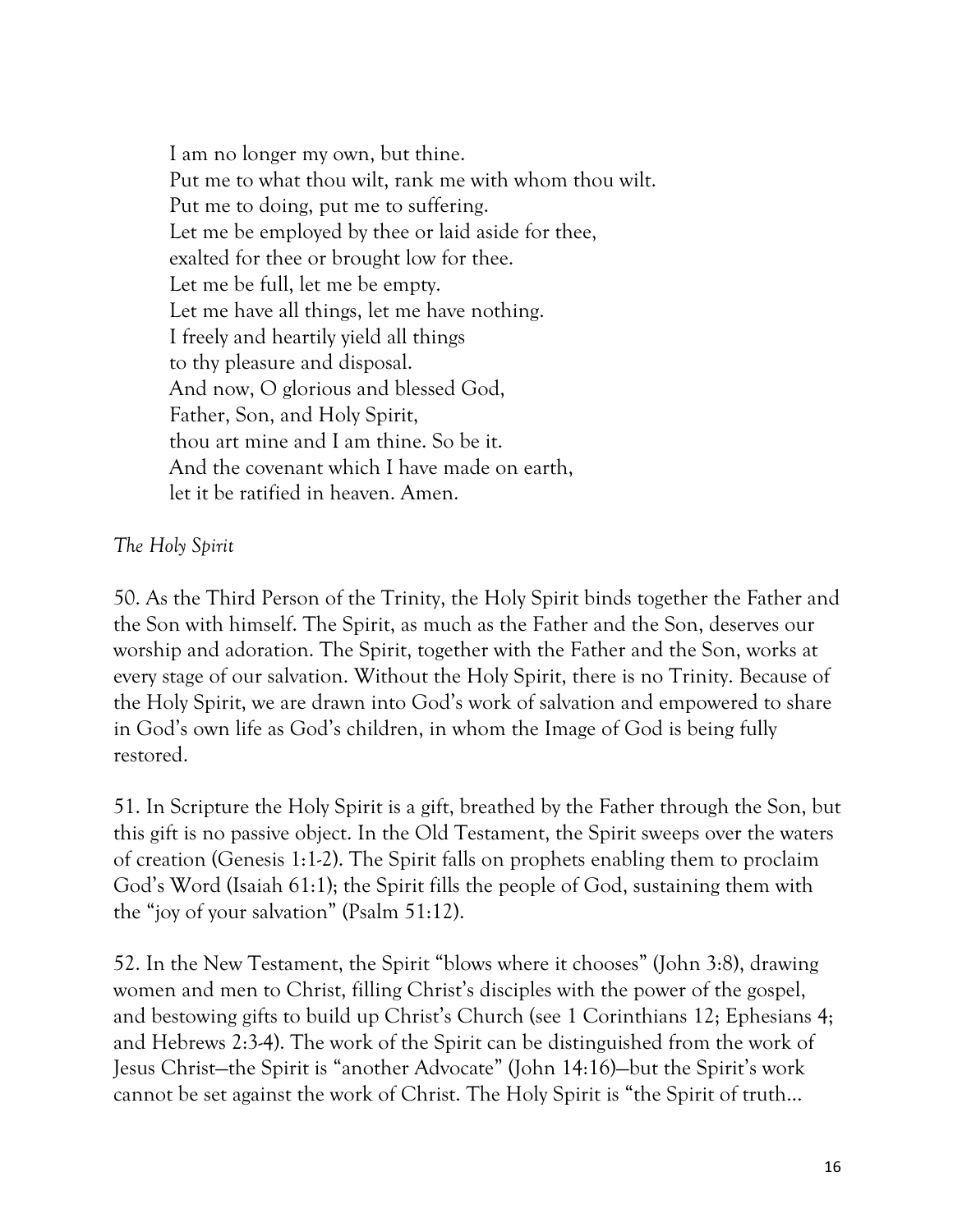I am no longer my own, but thine.
Put me to what thou wilt, rank me with whom thou wilt.
Put me to doing, put me to suffering.
Let me be employed by thee or laid aside for thee,
exalted for thee or brought low for thee.
Let me be full, let me be empty.
Let me have all things, let me have nothing.
I freely and heartily yield all things
to thy pleasure and disposal.
And now, O glorious and blessed God,
Father, Son, and Holy Spirit,
thou art mine and I am thine. So be it.
And the covenant which I have made on earth,
let it be ratified in heaven. Amen.

*The Holy Spirit*

50. As the Third Person of the Trinity, the Holy Spirit binds together the Father and the Son with himself. The Spirit, as much as the Father and the Son, deserves our worship and adoration. The Spirit, together with the Father and the Son, works at every stage of our salvation. Without the Holy Spirit, there is no Trinity. Because of the Holy Spirit, we are drawn into God's work of salvation and empowered to share in God's own life as God's children, in whom the Image of God is being fully restored.

51. In Scripture the Holy Spirit is a gift, breathed by the Father through the Son, but this gift is no passive object. In the Old Testament, the Spirit sweeps over the waters of creation (Genesis 1:1-2). The Spirit falls on prophets enabling them to proclaim God's Word (Isaiah 61:1); the Spirit fills the people of God, sustaining them with the "joy of your salvation" (Psalm 51:12).

52. In the New Testament, the Spirit "blows where it chooses" (John 3:8), drawing women and men to Christ, filling Christ's disciples with the power of the gospel, and bestowing gifts to build up Christ's Church (see 1 Corinthians 12; Ephesians 4; and Hebrews 2:3-4). The work of the Spirit can be distinguished from the work of Jesus Christ—the Spirit is "another Advocate" (John 14:16)—but the Spirit's work cannot be set against the work of Christ. The Holy Spirit is "the Spirit of truth…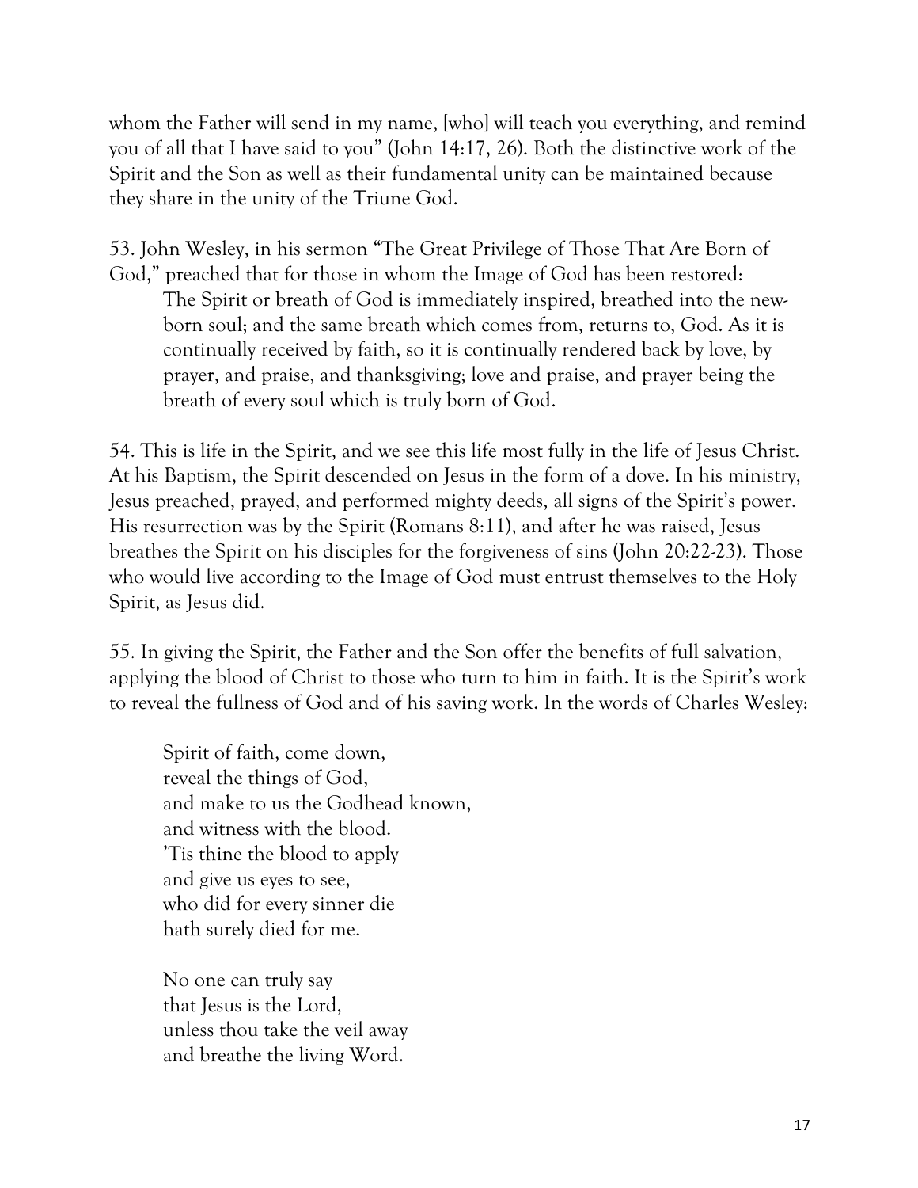whom the Father will send in my name, [who] will teach you everything, and remind you of all that I have said to you" (John 14:17, 26). Both the distinctive work of the Spirit and the Son as well as their fundamental unity can be maintained because they share in the unity of the Triune God.

53. John Wesley, in his sermon "The Great Privilege of Those That Are Born of God," preached that for those in whom the Image of God has been restored:

> The Spirit or breath of God is immediately inspired, breathed into the new-born soul; and the same breath which comes from, returns to, God. As it is continually received by faith, so it is continually rendered back by love, by prayer, and praise, and thanksgiving; love and praise, and prayer being the breath of every soul which is truly born of God.

54. This is life in the Spirit, and we see this life most fully in the life of Jesus Christ. At his Baptism, the Spirit descended on Jesus in the form of a dove. In his ministry, Jesus preached, prayed, and performed mighty deeds, all signs of the Spirit's power. His resurrection was by the Spirit (Romans 8:11), and after he was raised, Jesus breathes the Spirit on his disciples for the forgiveness of sins (John 20:22-23). Those who would live according to the Image of God must entrust themselves to the Holy Spirit, as Jesus did.

55. In giving the Spirit, the Father and the Son offer the benefits of full salvation, applying the blood of Christ to those who turn to him in faith. It is the Spirit's work to reveal the fullness of God and of his saving work. In the words of Charles Wesley:

> Spirit of faith, come down,
> reveal the things of God,
> and make to us the Godhead known,
> and witness with the blood.
> 'Tis thine the blood to apply
> and give us eyes to see,
> who did for every sinner die
> hath surely died for me.
>
> No one can truly say
> that Jesus is the Lord,
> unless thou take the veil away
> and breathe the living Word.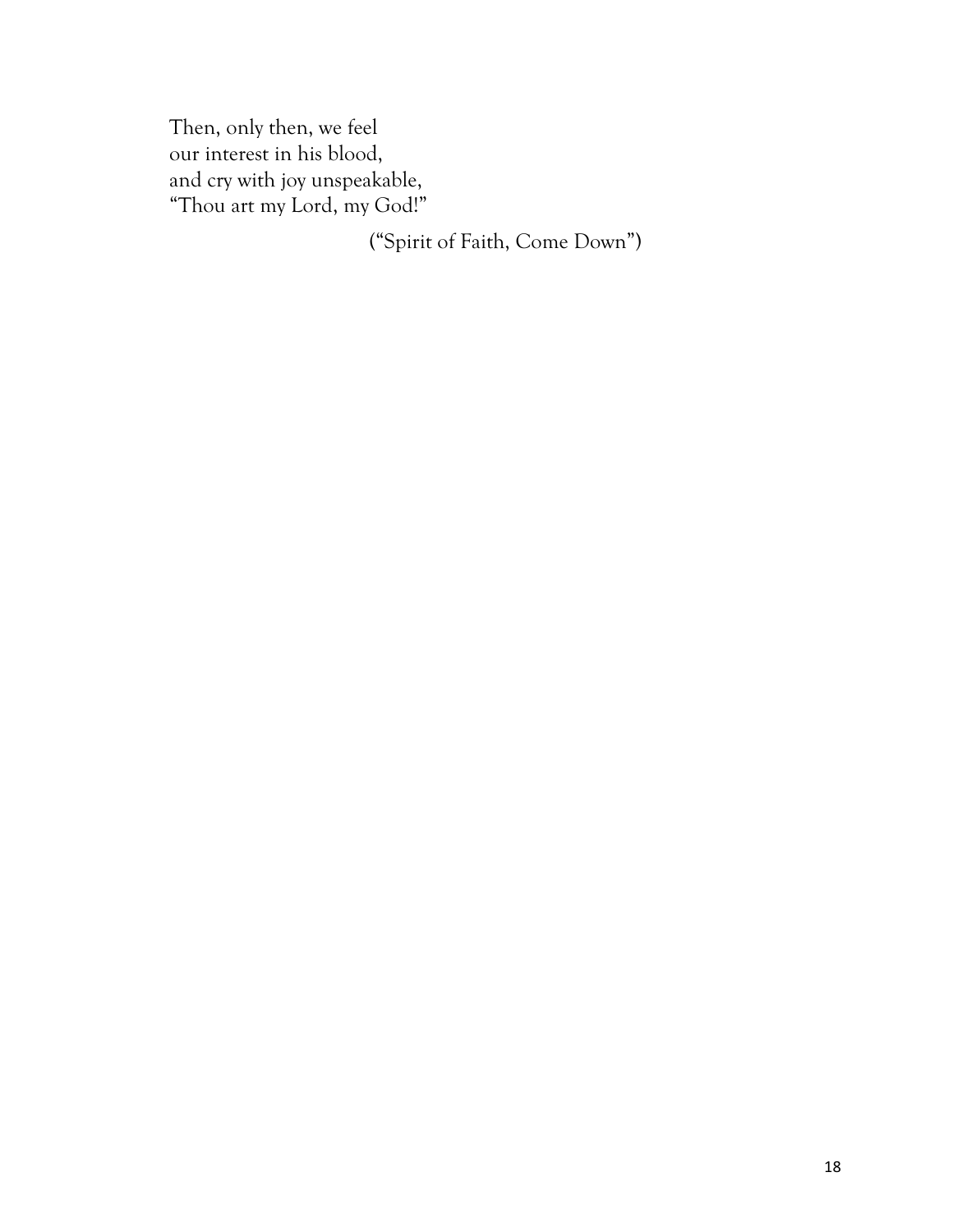Then, only then, we feel  
our interest in his blood,  
and cry with joy unspeakable,  
"Thou art my Lord, my God!"

("Spirit of Faith, Come Down")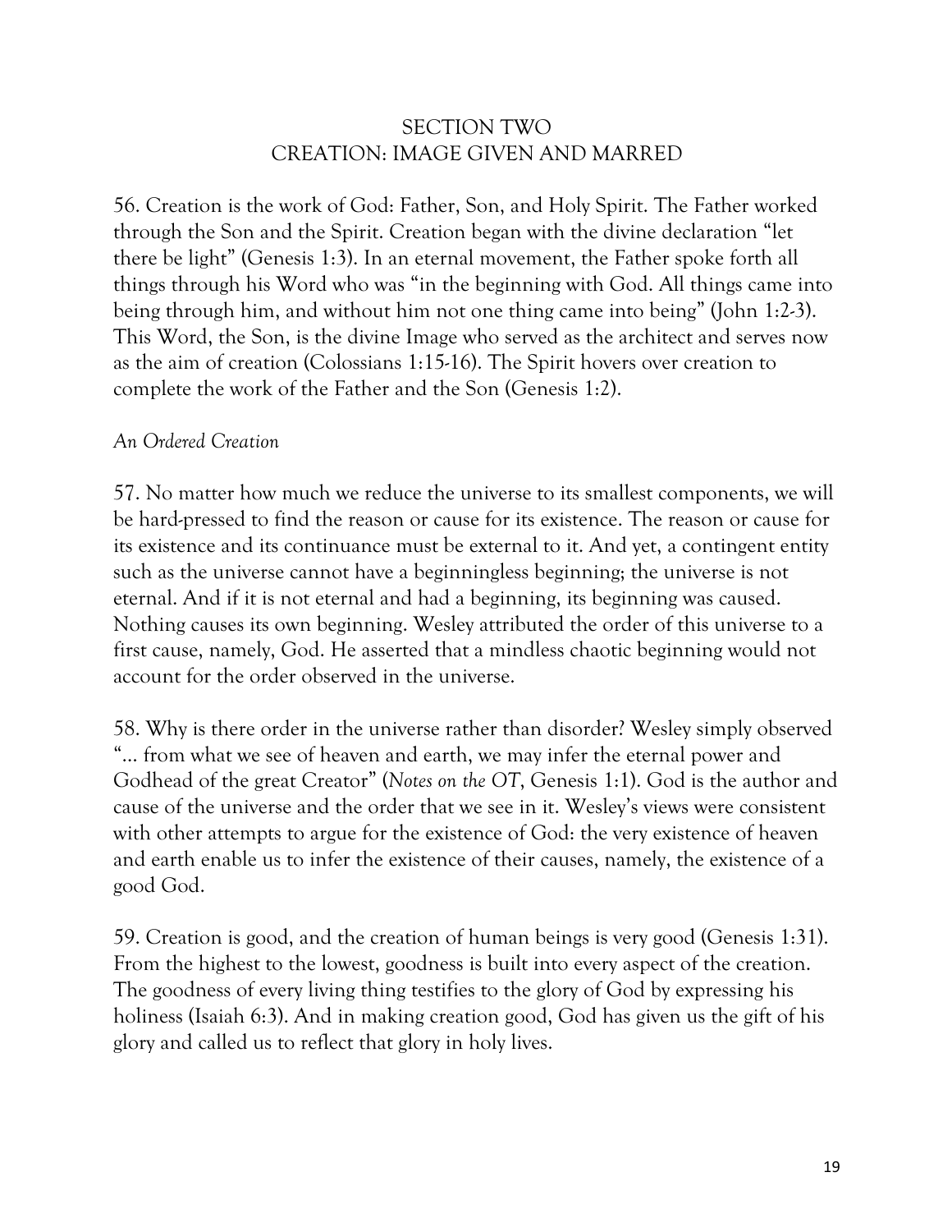# SECTION TWO
# CREATION: IMAGE GIVEN AND MARRED

56. Creation is the work of God: Father, Son, and Holy Spirit. The Father worked through the Son and the Spirit. Creation began with the divine declaration "let there be light" (Genesis 1:3). In an eternal movement, the Father spoke forth all things through his Word who was "in the beginning with God. All things came into being through him, and without him not one thing came into being" (John 1:2-3). This Word, the Son, is the divine Image who served as the architect and serves now as the aim of creation (Colossians 1:15-16). The Spirit hovers over creation to complete the work of the Father and the Son (Genesis 1:2).

*An Ordered Creation*

57. No matter how much we reduce the universe to its smallest components, we will be hard-pressed to find the reason or cause for its existence. The reason or cause for its existence and its continuance must be external to it. And yet, a contingent entity such as the universe cannot have a beginningless beginning; the universe is not eternal. And if it is not eternal and had a beginning, its beginning was caused. Nothing causes its own beginning. Wesley attributed the order of this universe to a first cause, namely, God. He asserted that a mindless chaotic beginning would not account for the order observed in the universe.

58. Why is there order in the universe rather than disorder? Wesley simply observed "… from what we see of heaven and earth, we may infer the eternal power and Godhead of the great Creator" (*Notes on the OT*, Genesis 1:1). God is the author and cause of the universe and the order that we see in it. Wesley's views were consistent with other attempts to argue for the existence of God: the very existence of heaven and earth enable us to infer the existence of their causes, namely, the existence of a good God.

59. Creation is good, and the creation of human beings is very good (Genesis 1:31). From the highest to the lowest, goodness is built into every aspect of the creation. The goodness of every living thing testifies to the glory of God by expressing his holiness (Isaiah 6:3). And in making creation good, God has given us the gift of his glory and called us to reflect that glory in holy lives.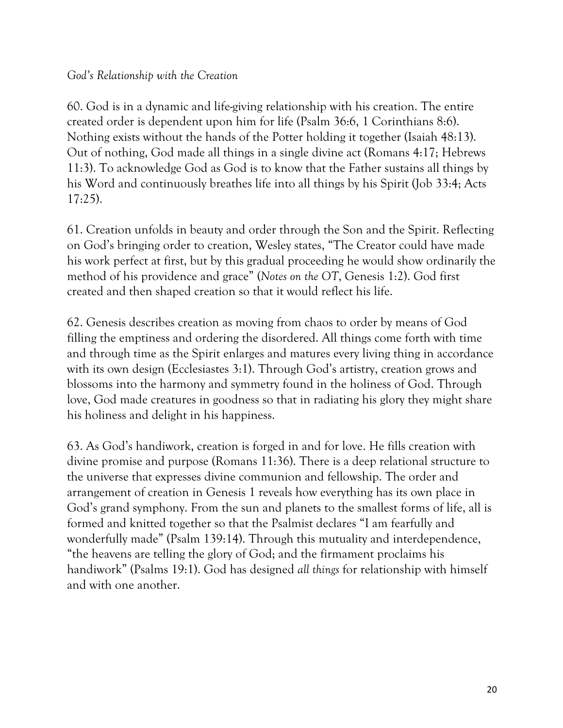*God's Relationship with the Creation*

60. God is in a dynamic and life-giving relationship with his creation. The entire created order is dependent upon him for life (Psalm 36:6, 1 Corinthians 8:6). Nothing exists without the hands of the Potter holding it together (Isaiah 48:13). Out of nothing, God made all things in a single divine act (Romans 4:17; Hebrews 11:3). To acknowledge God as God is to know that the Father sustains all things by his Word and continuously breathes life into all things by his Spirit (Job 33:4; Acts 17:25).

61. Creation unfolds in beauty and order through the Son and the Spirit. Reflecting on God's bringing order to creation, Wesley states, "The Creator could have made his work perfect at first, but by this gradual proceeding he would show ordinarily the method of his providence and grace" (*Notes on the OT*, Genesis 1:2). God first created and then shaped creation so that it would reflect his life.

62. Genesis describes creation as moving from chaos to order by means of God filling the emptiness and ordering the disordered. All things come forth with time and through time as the Spirit enlarges and matures every living thing in accordance with its own design (Ecclesiastes 3:1). Through God's artistry, creation grows and blossoms into the harmony and symmetry found in the holiness of God. Through love, God made creatures in goodness so that in radiating his glory they might share his holiness and delight in his happiness.

63. As God's handiwork, creation is forged in and for love. He fills creation with divine promise and purpose (Romans 11:36). There is a deep relational structure to the universe that expresses divine communion and fellowship. The order and arrangement of creation in Genesis 1 reveals how everything has its own place in God's grand symphony. From the sun and planets to the smallest forms of life, all is formed and knitted together so that the Psalmist declares "I am fearfully and wonderfully made" (Psalm 139:14). Through this mutuality and interdependence, "the heavens are telling the glory of God; and the firmament proclaims his handiwork" (Psalms 19:1). God has designed *all things* for relationship with himself and with one another.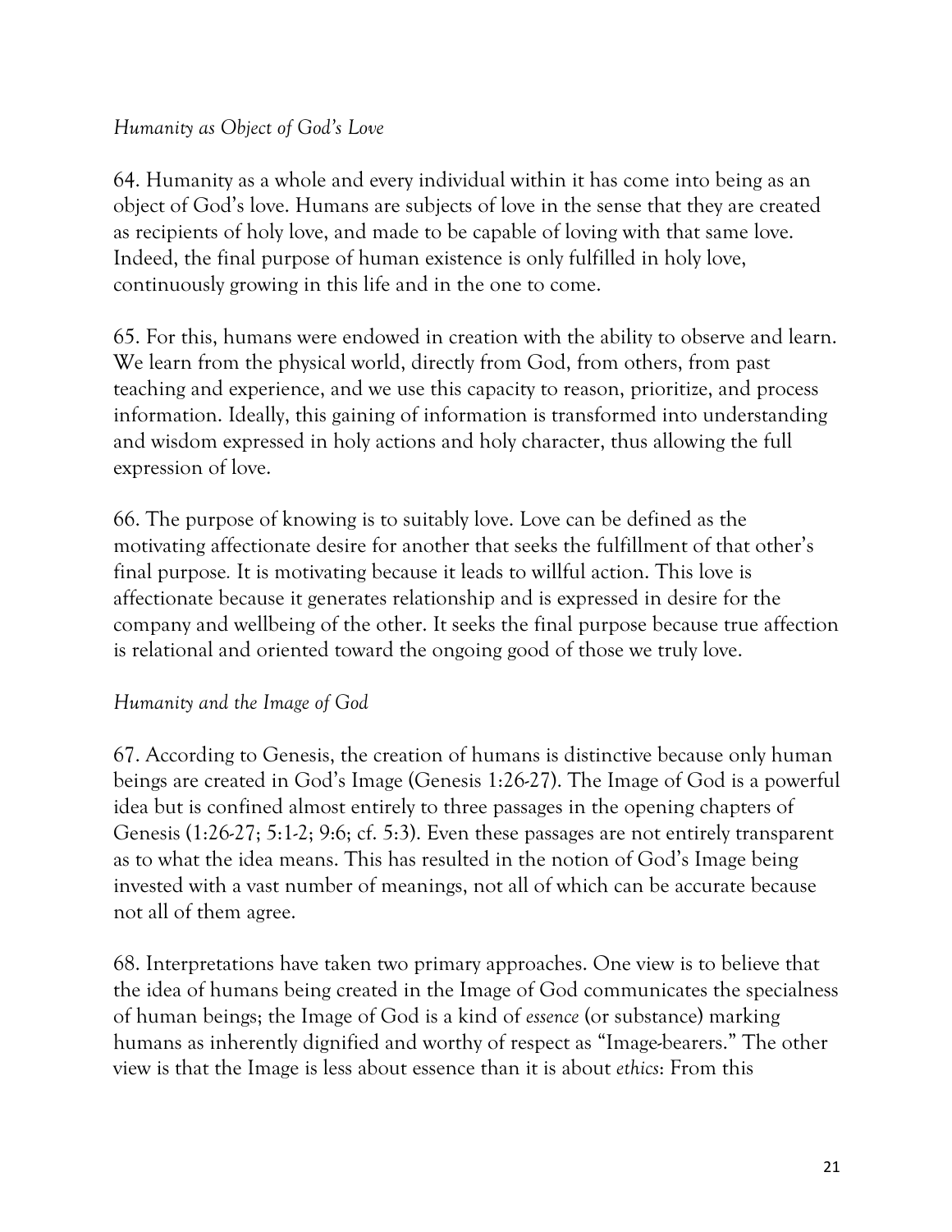*Humanity as Object of God's Love*

64. Humanity as a whole and every individual within it has come into being as an object of God's love. Humans are subjects of love in the sense that they are created as recipients of holy love, and made to be capable of loving with that same love. Indeed, the final purpose of human existence is only fulfilled in holy love, continuously growing in this life and in the one to come.

65. For this, humans were endowed in creation with the ability to observe and learn. We learn from the physical world, directly from God, from others, from past teaching and experience, and we use this capacity to reason, prioritize, and process information. Ideally, this gaining of information is transformed into understanding and wisdom expressed in holy actions and holy character, thus allowing the full expression of love.

66. The purpose of knowing is to suitably love. Love can be defined as the motivating affectionate desire for another that seeks the fulfillment of that other's final purpose. It is motivating because it leads to willful action. This love is affectionate because it generates relationship and is expressed in desire for the company and wellbeing of the other. It seeks the final purpose because true affection is relational and oriented toward the ongoing good of those we truly love.

*Humanity and the Image of God*

67. According to Genesis, the creation of humans is distinctive because only human beings are created in God's Image (Genesis 1:26-27). The Image of God is a powerful idea but is confined almost entirely to three passages in the opening chapters of Genesis (1:26-27; 5:1-2; 9:6; cf. 5:3). Even these passages are not entirely transparent as to what the idea means. This has resulted in the notion of God's Image being invested with a vast number of meanings, not all of which can be accurate because not all of them agree.

68. Interpretations have taken two primary approaches. One view is to believe that the idea of humans being created in the Image of God communicates the specialness of human beings; the Image of God is a kind of *essence* (or substance) marking humans as inherently dignified and worthy of respect as "Image-bearers." The other view is that the Image is less about essence than it is about *ethics*: From this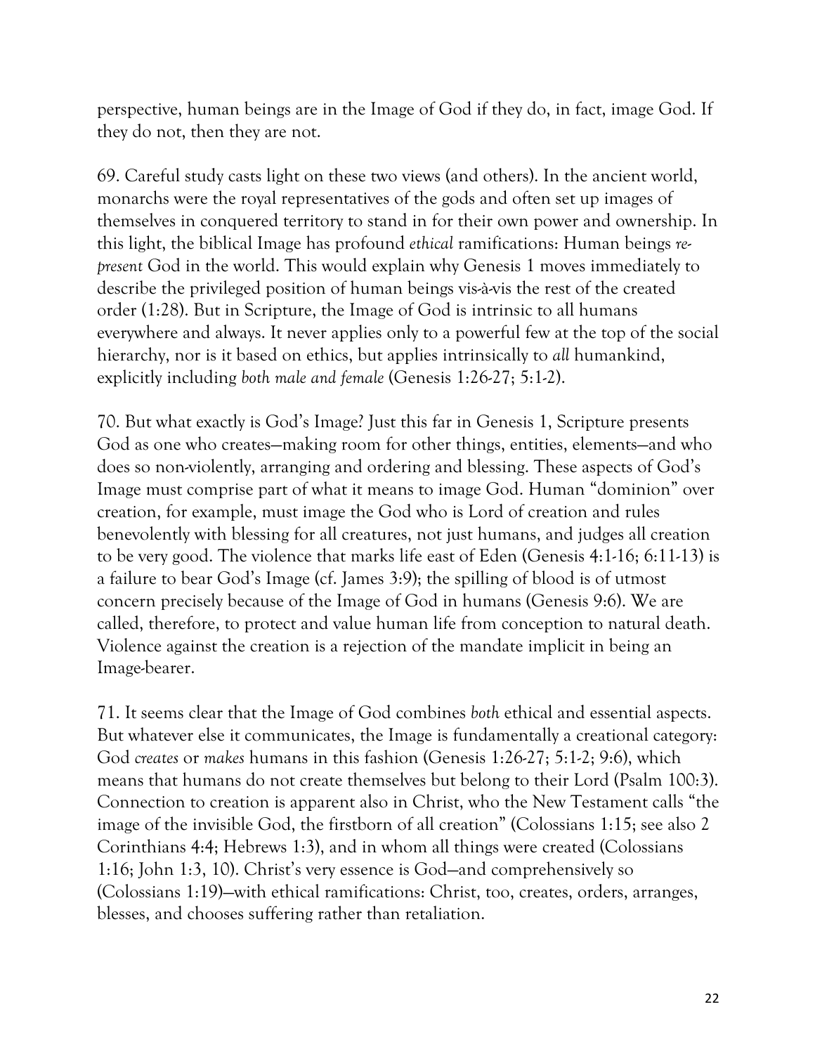perspective, human beings are in the Image of God if they do, in fact, image God. If they do not, then they are not.

69. Careful study casts light on these two views (and others). In the ancient world, monarchs were the royal representatives of the gods and often set up images of themselves in conquered territory to stand in for their own power and ownership. In this light, the biblical Image has profound *ethical* ramifications: Human beings *re-present* God in the world. This would explain why Genesis 1 moves immediately to describe the privileged position of human beings vis-à-vis the rest of the created order (1:28). But in Scripture, the Image of God is intrinsic to all humans everywhere and always. It never applies only to a powerful few at the top of the social hierarchy, nor is it based on ethics, but applies intrinsically to *all* humankind, explicitly including *both male and female* (Genesis 1:26-27; 5:1-2).

70. But what exactly is God's Image? Just this far in Genesis 1, Scripture presents God as one who creates—making room for other things, entities, elements—and who does so non-violently, arranging and ordering and blessing. These aspects of God's Image must comprise part of what it means to image God. Human "dominion" over creation, for example, must image the God who is Lord of creation and rules benevolently with blessing for all creatures, not just humans, and judges all creation to be very good. The violence that marks life east of Eden (Genesis 4:1-16; 6:11-13) is a failure to bear God's Image (cf. James 3:9); the spilling of blood is of utmost concern precisely because of the Image of God in humans (Genesis 9:6). We are called, therefore, to protect and value human life from conception to natural death. Violence against the creation is a rejection of the mandate implicit in being an Image-bearer.

71. It seems clear that the Image of God combines *both* ethical and essential aspects. But whatever else it communicates, the Image is fundamentally a creational category: God *creates* or *makes* humans in this fashion (Genesis 1:26-27; 5:1-2; 9:6), which means that humans do not create themselves but belong to their Lord (Psalm 100:3). Connection to creation is apparent also in Christ, who the New Testament calls "the image of the invisible God, the firstborn of all creation" (Colossians 1:15; see also 2 Corinthians 4:4; Hebrews 1:3), and in whom all things were created (Colossians 1:16; John 1:3, 10). Christ's very essence is God—and comprehensively so (Colossians 1:19)—with ethical ramifications: Christ, too, creates, orders, arranges, blesses, and chooses suffering rather than retaliation.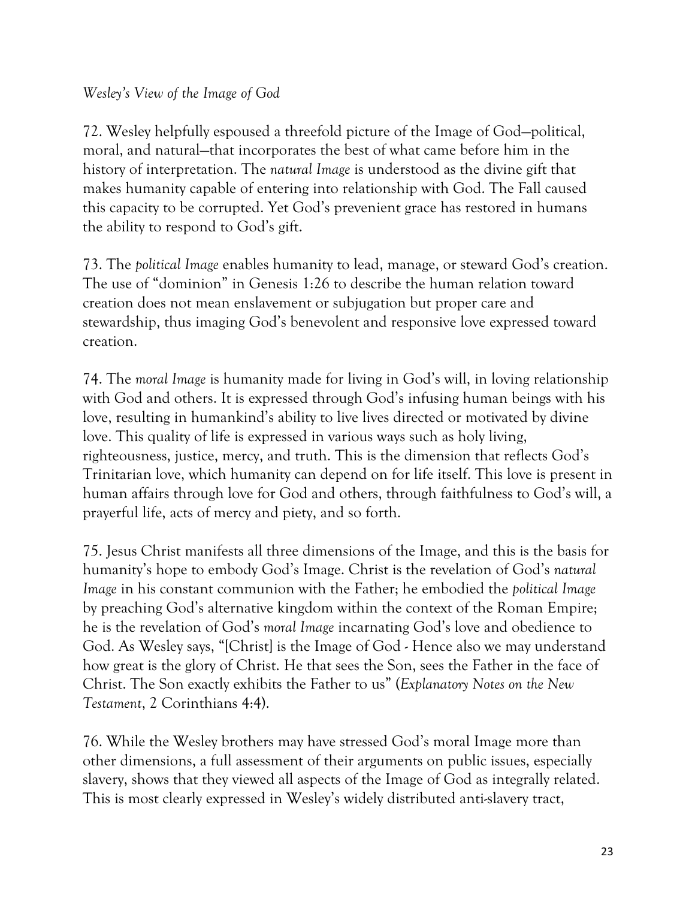*Wesley's View of the Image of God*

72. Wesley helpfully espoused a threefold picture of the Image of God—political, moral, and natural—that incorporates the best of what came before him in the history of interpretation. The *natural Image* is understood as the divine gift that makes humanity capable of entering into relationship with God. The Fall caused this capacity to be corrupted. Yet God's prevenient grace has restored in humans the ability to respond to God's gift.

73. The *political Image* enables humanity to lead, manage, or steward God's creation. The use of "dominion" in Genesis 1:26 to describe the human relation toward creation does not mean enslavement or subjugation but proper care and stewardship, thus imaging God's benevolent and responsive love expressed toward creation.

74. The *moral Image* is humanity made for living in God's will, in loving relationship with God and others. It is expressed through God's infusing human beings with his love, resulting in humankind's ability to live lives directed or motivated by divine love. This quality of life is expressed in various ways such as holy living, righteousness, justice, mercy, and truth. This is the dimension that reflects God's Trinitarian love, which humanity can depend on for life itself. This love is present in human affairs through love for God and others, through faithfulness to God's will, a prayerful life, acts of mercy and piety, and so forth.

75. Jesus Christ manifests all three dimensions of the Image, and this is the basis for humanity's hope to embody God's Image. Christ is the revelation of God's *natural Image* in his constant communion with the Father; he embodied the *political Image* by preaching God's alternative kingdom within the context of the Roman Empire; he is the revelation of God's *moral Image* incarnating God's love and obedience to God. As Wesley says, "[Christ] is the Image of God - Hence also we may understand how great is the glory of Christ. He that sees the Son, sees the Father in the face of Christ. The Son exactly exhibits the Father to us" (*Explanatory Notes on the New Testament*, 2 Corinthians 4:4).

76. While the Wesley brothers may have stressed God's moral Image more than other dimensions, a full assessment of their arguments on public issues, especially slavery, shows that they viewed all aspects of the Image of God as integrally related. This is most clearly expressed in Wesley's widely distributed anti-slavery tract,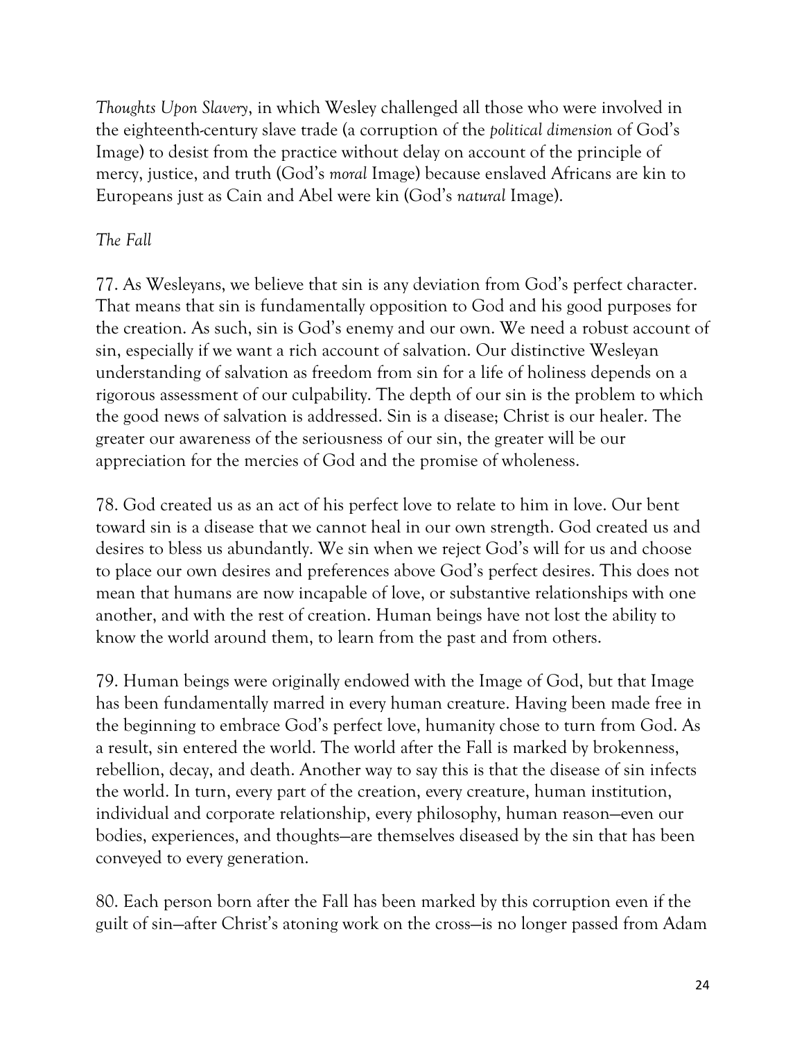*Thoughts Upon Slavery*, in which Wesley challenged all those who were involved in the eighteenth-century slave trade (a corruption of the *political dimension* of God's Image) to desist from the practice without delay on account of the principle of mercy, justice, and truth (God's *moral* Image) because enslaved Africans are kin to Europeans just as Cain and Abel were kin (God's *natural* Image).

*The Fall*

77. As Wesleyans, we believe that sin is any deviation from God's perfect character. That means that sin is fundamentally opposition to God and his good purposes for the creation. As such, sin is God's enemy and our own. We need a robust account of sin, especially if we want a rich account of salvation. Our distinctive Wesleyan understanding of salvation as freedom from sin for a life of holiness depends on a rigorous assessment of our culpability. The depth of our sin is the problem to which the good news of salvation is addressed. Sin is a disease; Christ is our healer. The greater our awareness of the seriousness of our sin, the greater will be our appreciation for the mercies of God and the promise of wholeness.

78. God created us as an act of his perfect love to relate to him in love. Our bent toward sin is a disease that we cannot heal in our own strength. God created us and desires to bless us abundantly. We sin when we reject God's will for us and choose to place our own desires and preferences above God's perfect desires. This does not mean that humans are now incapable of love, or substantive relationships with one another, and with the rest of creation. Human beings have not lost the ability to know the world around them, to learn from the past and from others.

79. Human beings were originally endowed with the Image of God, but that Image has been fundamentally marred in every human creature. Having been made free in the beginning to embrace God's perfect love, humanity chose to turn from God. As a result, sin entered the world. The world after the Fall is marked by brokenness, rebellion, decay, and death. Another way to say this is that the disease of sin infects the world. In turn, every part of the creation, every creature, human institution, individual and corporate relationship, every philosophy, human reason—even our bodies, experiences, and thoughts—are themselves diseased by the sin that has been conveyed to every generation.

80. Each person born after the Fall has been marked by this corruption even if the guilt of sin—after Christ's atoning work on the cross—is no longer passed from Adam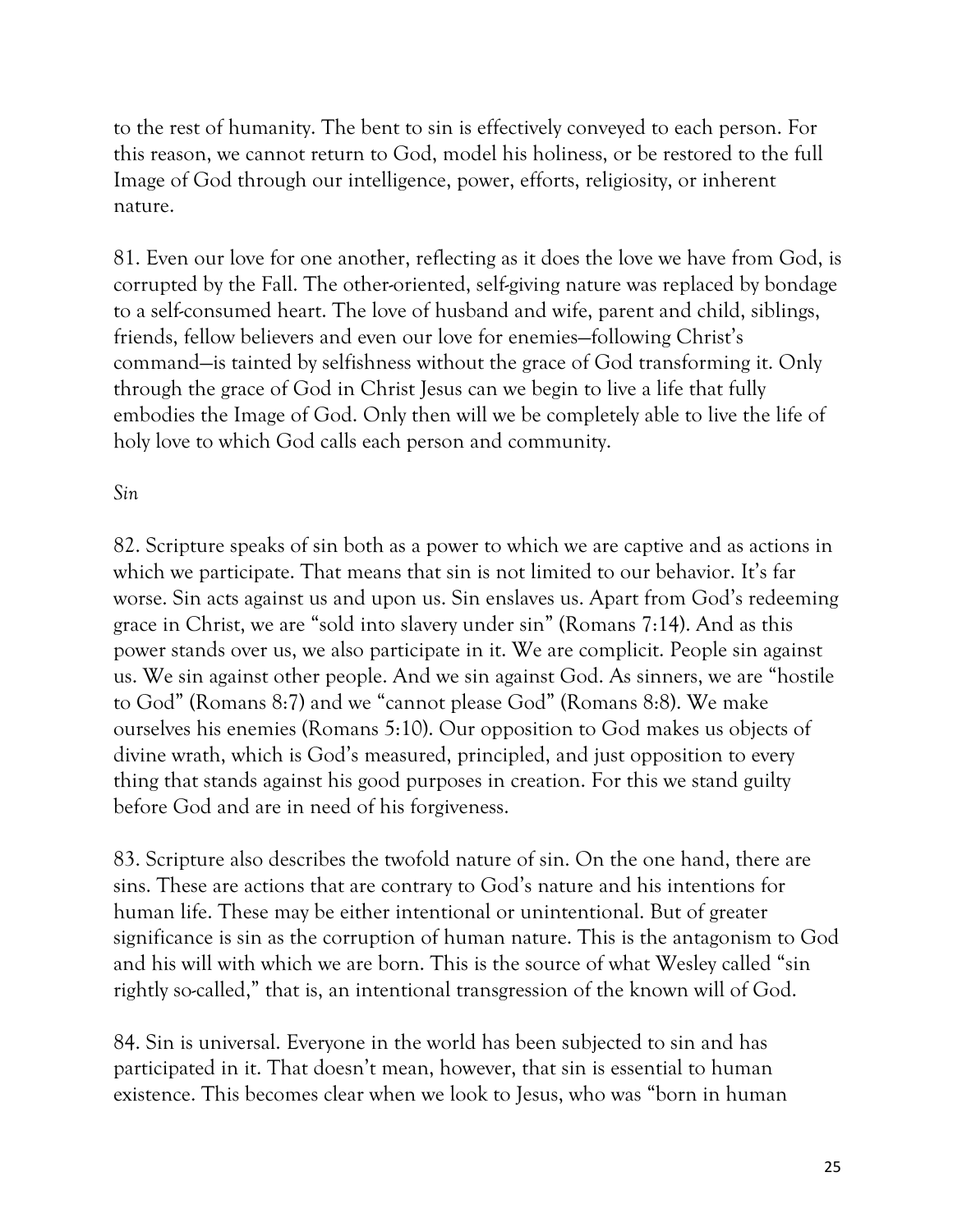to the rest of humanity. The bent to sin is effectively conveyed to each person. For this reason, we cannot return to God, model his holiness, or be restored to the full Image of God through our intelligence, power, efforts, religiosity, or inherent nature.

81. Even our love for one another, reflecting as it does the love we have from God, is corrupted by the Fall. The other-oriented, self-giving nature was replaced by bondage to a self-consumed heart. The love of husband and wife, parent and child, siblings, friends, fellow believers and even our love for enemies—following Christ's command—is tainted by selfishness without the grace of God transforming it. Only through the grace of God in Christ Jesus can we begin to live a life that fully embodies the Image of God. Only then will we be completely able to live the life of holy love to which God calls each person and community.

*Sin*

82. Scripture speaks of sin both as a power to which we are captive and as actions in which we participate. That means that sin is not limited to our behavior. It's far worse. Sin acts against us and upon us. Sin enslaves us. Apart from God's redeeming grace in Christ, we are "sold into slavery under sin" (Romans 7:14). And as this power stands over us, we also participate in it. We are complicit. People sin against us. We sin against other people. And we sin against God. As sinners, we are "hostile to God" (Romans 8:7) and we "cannot please God" (Romans 8:8). We make ourselves his enemies (Romans 5:10). Our opposition to God makes us objects of divine wrath, which is God's measured, principled, and just opposition to every thing that stands against his good purposes in creation. For this we stand guilty before God and are in need of his forgiveness.

83. Scripture also describes the twofold nature of sin. On the one hand, there are sins. These are actions that are contrary to God's nature and his intentions for human life. These may be either intentional or unintentional. But of greater significance is sin as the corruption of human nature. This is the antagonism to God and his will with which we are born. This is the source of what Wesley called "sin rightly so-called," that is, an intentional transgression of the known will of God.

84. Sin is universal. Everyone in the world has been subjected to sin and has participated in it. That doesn't mean, however, that sin is essential to human existence. This becomes clear when we look to Jesus, who was "born in human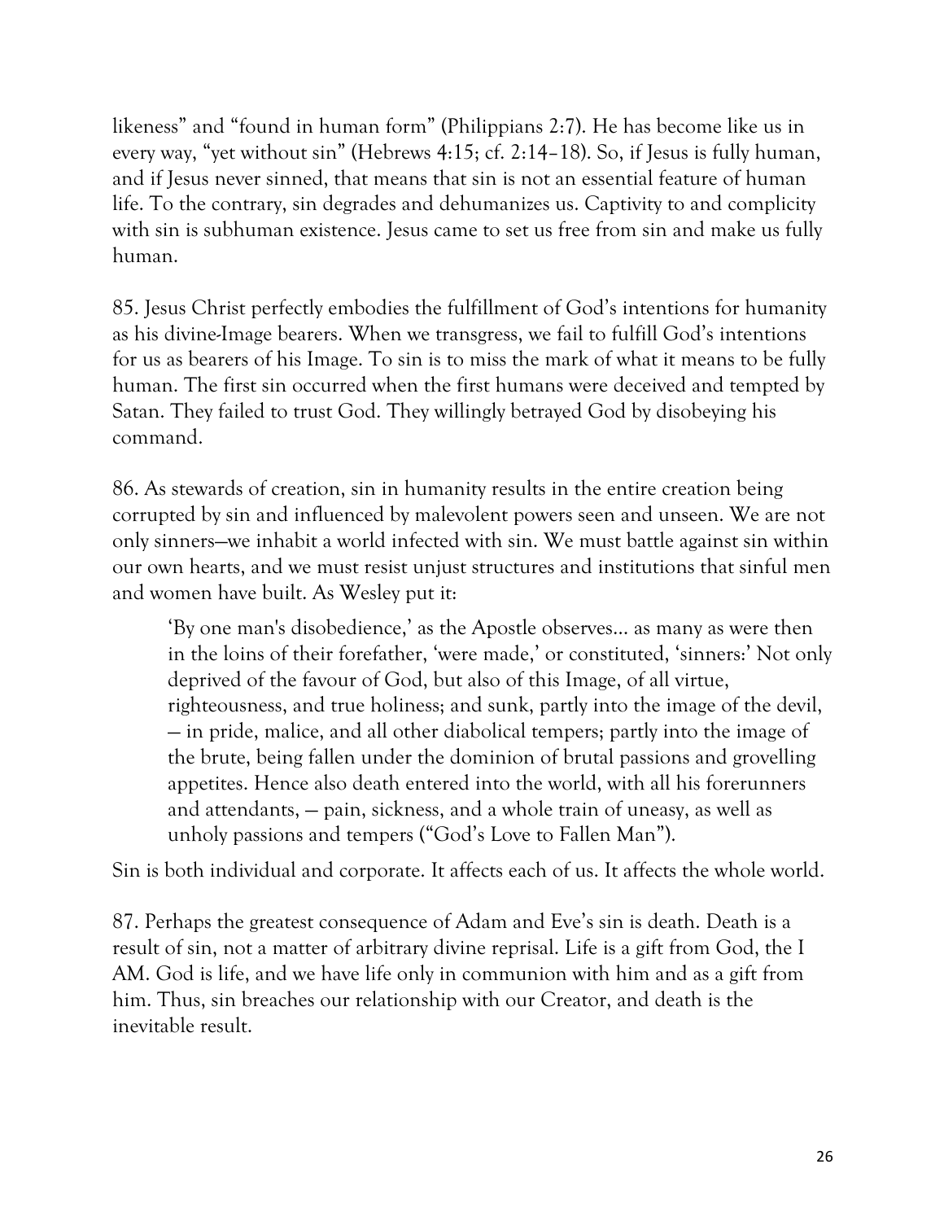likeness" and "found in human form" (Philippians 2:7). He has become like us in every way, "yet without sin" (Hebrews 4:15; cf. 2:14–18). So, if Jesus is fully human, and if Jesus never sinned, that means that sin is not an essential feature of human life. To the contrary, sin degrades and dehumanizes us. Captivity to and complicity with sin is subhuman existence. Jesus came to set us free from sin and make us fully human.

85. Jesus Christ perfectly embodies the fulfillment of God's intentions for humanity as his divine-Image bearers. When we transgress, we fail to fulfill God's intentions for us as bearers of his Image. To sin is to miss the mark of what it means to be fully human. The first sin occurred when the first humans were deceived and tempted by Satan. They failed to trust God. They willingly betrayed God by disobeying his command.

86. As stewards of creation, sin in humanity results in the entire creation being corrupted by sin and influenced by malevolent powers seen and unseen. We are not only sinners—we inhabit a world infected with sin. We must battle against sin within our own hearts, and we must resist unjust structures and institutions that sinful men and women have built. As Wesley put it:

> 'By one man's disobedience,' as the Apostle observes… as many as were then in the loins of their forefather, 'were made,' or constituted, 'sinners:' Not only deprived of the favour of God, but also of this Image, of all virtue, righteousness, and true holiness; and sunk, partly into the image of the devil, — in pride, malice, and all other diabolical tempers; partly into the image of the brute, being fallen under the dominion of brutal passions and grovelling appetites. Hence also death entered into the world, with all his forerunners and attendants, — pain, sickness, and a whole train of uneasy, as well as unholy passions and tempers ("God's Love to Fallen Man").

Sin is both individual and corporate. It affects each of us. It affects the whole world.

87. Perhaps the greatest consequence of Adam and Eve's sin is death. Death is a result of sin, not a matter of arbitrary divine reprisal. Life is a gift from God, the I AM. God is life, and we have life only in communion with him and as a gift from him. Thus, sin breaches our relationship with our Creator, and death is the inevitable result.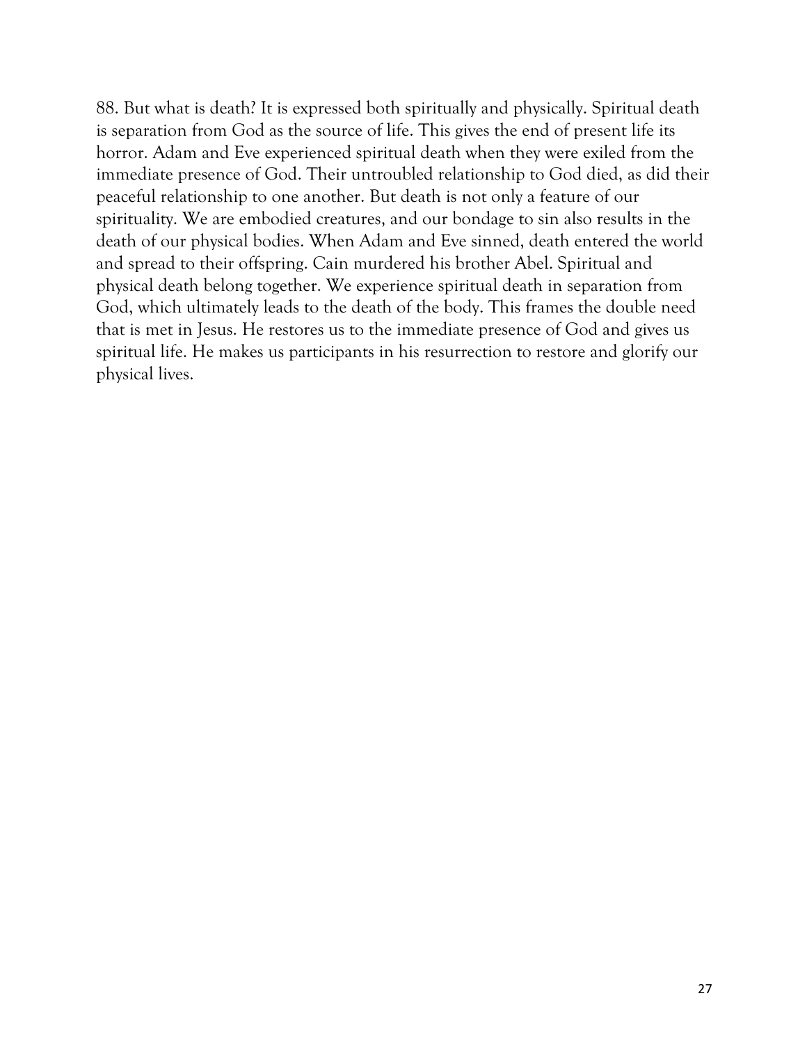88. But what is death? It is expressed both spiritually and physically. Spiritual death is separation from God as the source of life. This gives the end of present life its horror. Adam and Eve experienced spiritual death when they were exiled from the immediate presence of God. Their untroubled relationship to God died, as did their peaceful relationship to one another. But death is not only a feature of our spirituality. We are embodied creatures, and our bondage to sin also results in the death of our physical bodies. When Adam and Eve sinned, death entered the world and spread to their offspring. Cain murdered his brother Abel. Spiritual and physical death belong together. We experience spiritual death in separation from God, which ultimately leads to the death of the body. This frames the double need that is met in Jesus. He restores us to the immediate presence of God and gives us spiritual life. He makes us participants in his resurrection to restore and glorify our physical lives.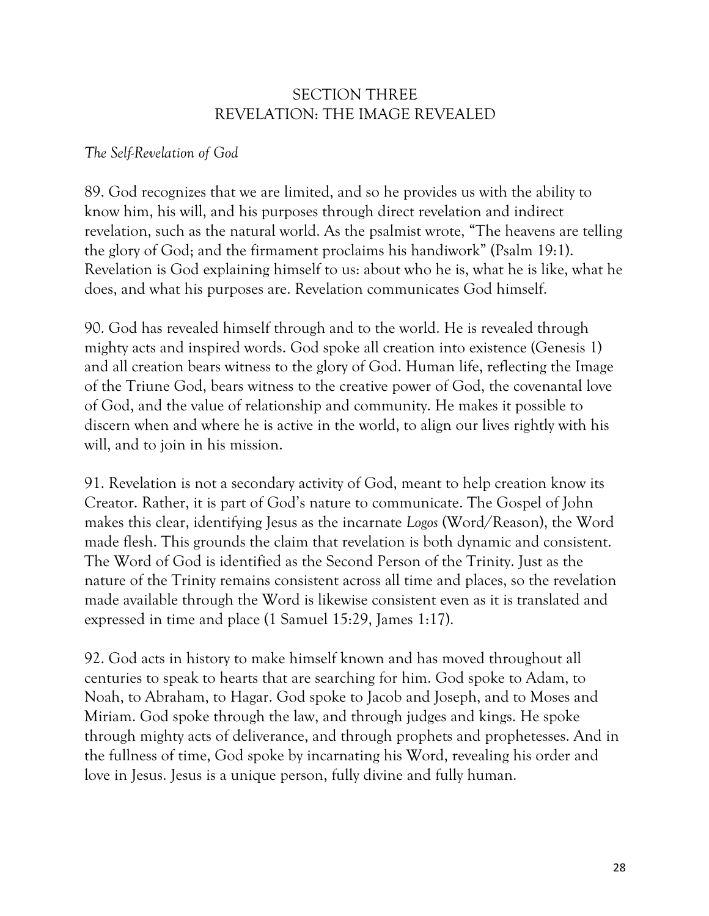## SECTION THREE
## REVELATION: THE IMAGE REVEALED

*The Self-Revelation of God*

89. God recognizes that we are limited, and so he provides us with the ability to know him, his will, and his purposes through direct revelation and indirect revelation, such as the natural world. As the psalmist wrote, "The heavens are telling the glory of God; and the firmament proclaims his handiwork" (Psalm 19:1). Revelation is God explaining himself to us: about who he is, what he is like, what he does, and what his purposes are. Revelation communicates God himself.

90. God has revealed himself through and to the world. He is revealed through mighty acts and inspired words. God spoke all creation into existence (Genesis 1) and all creation bears witness to the glory of God. Human life, reflecting the Image of the Triune God, bears witness to the creative power of God, the covenantal love of God, and the value of relationship and community. He makes it possible to discern when and where he is active in the world, to align our lives rightly with his will, and to join in his mission.

91. Revelation is not a secondary activity of God, meant to help creation know its Creator. Rather, it is part of God's nature to communicate. The Gospel of John makes this clear, identifying Jesus as the incarnate *Logos* (Word/Reason), the Word made flesh. This grounds the claim that revelation is both dynamic and consistent. The Word of God is identified as the Second Person of the Trinity. Just as the nature of the Trinity remains consistent across all time and places, so the revelation made available through the Word is likewise consistent even as it is translated and expressed in time and place (1 Samuel 15:29, James 1:17).

92. God acts in history to make himself known and has moved throughout all centuries to speak to hearts that are searching for him. God spoke to Adam, to Noah, to Abraham, to Hagar. God spoke to Jacob and Joseph, and to Moses and Miriam. God spoke through the law, and through judges and kings. He spoke through mighty acts of deliverance, and through prophets and prophetesses. And in the fullness of time, God spoke by incarnating his Word, revealing his order and love in Jesus. Jesus is a unique person, fully divine and fully human.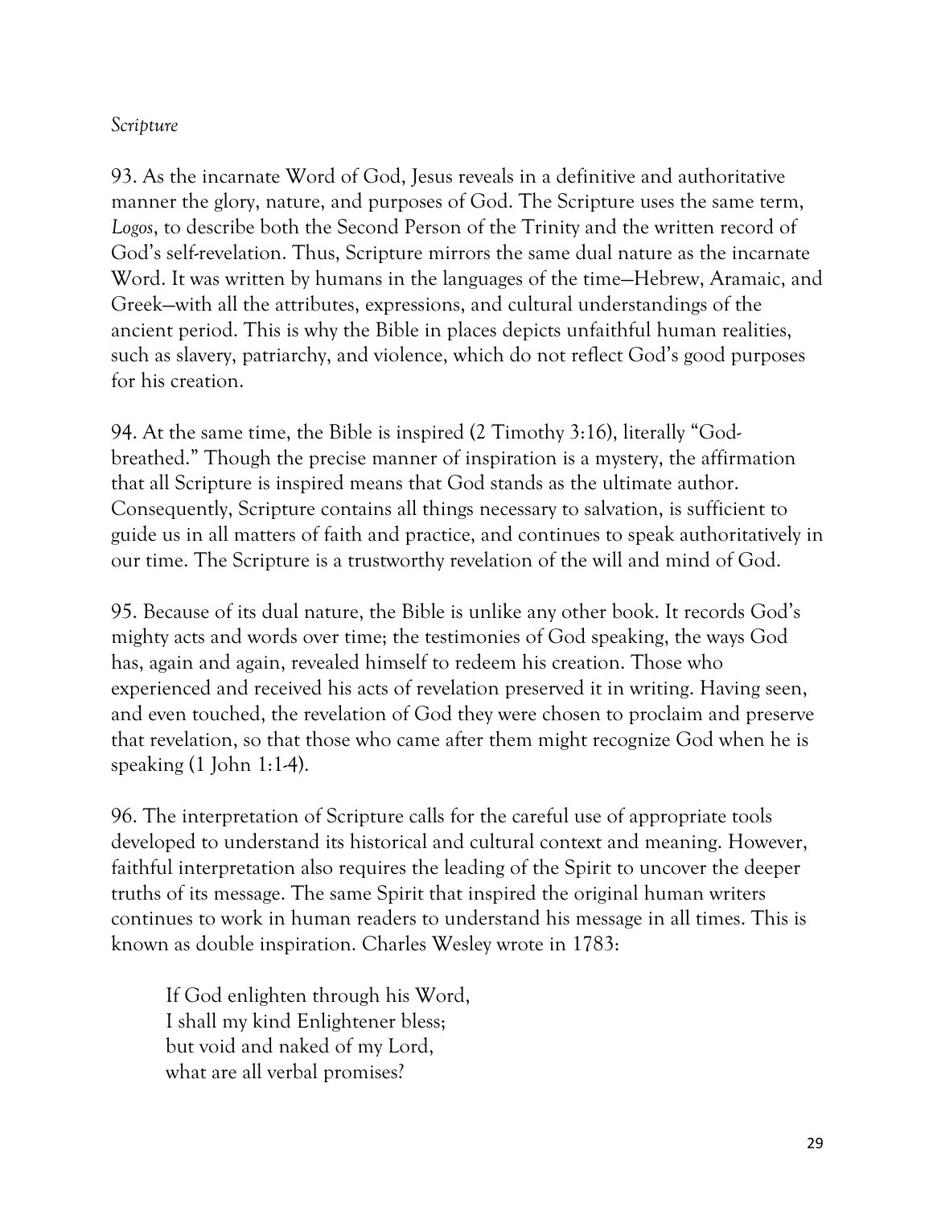*Scripture*

93. As the incarnate Word of God, Jesus reveals in a definitive and authoritative manner the glory, nature, and purposes of God. The Scripture uses the same term, *Logos*, to describe both the Second Person of the Trinity and the written record of God's self-revelation. Thus, Scripture mirrors the same dual nature as the incarnate Word. It was written by humans in the languages of the time—Hebrew, Aramaic, and Greek—with all the attributes, expressions, and cultural understandings of the ancient period. This is why the Bible in places depicts unfaithful human realities, such as slavery, patriarchy, and violence, which do not reflect God's good purposes for his creation.

94. At the same time, the Bible is inspired (2 Timothy 3:16), literally "God-breathed." Though the precise manner of inspiration is a mystery, the affirmation that all Scripture is inspired means that God stands as the ultimate author. Consequently, Scripture contains all things necessary to salvation, is sufficient to guide us in all matters of faith and practice, and continues to speak authoritatively in our time. The Scripture is a trustworthy revelation of the will and mind of God.

95. Because of its dual nature, the Bible is unlike any other book. It records God's mighty acts and words over time; the testimonies of God speaking, the ways God has, again and again, revealed himself to redeem his creation. Those who experienced and received his acts of revelation preserved it in writing. Having seen, and even touched, the revelation of God they were chosen to proclaim and preserve that revelation, so that those who came after them might recognize God when he is speaking (1 John 1:1-4).

96. The interpretation of Scripture calls for the careful use of appropriate tools developed to understand its historical and cultural context and meaning. However, faithful interpretation also requires the leading of the Spirit to uncover the deeper truths of its message. The same Spirit that inspired the original human writers continues to work in human readers to understand his message in all times. This is known as double inspiration. Charles Wesley wrote in 1783:

> If God enlighten through his Word,
> I shall my kind Enlightener bless;
> but void and naked of my Lord,
> what are all verbal promises?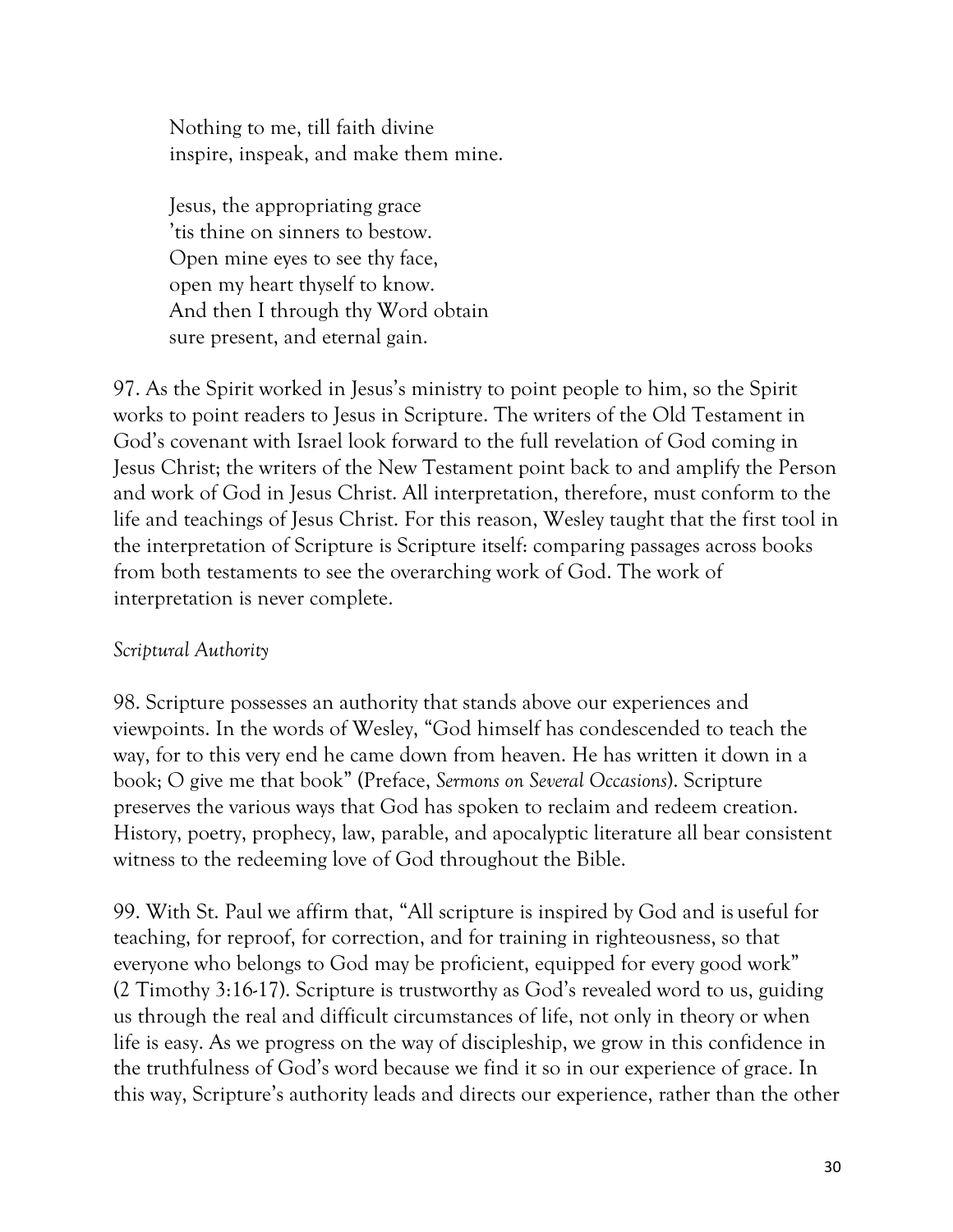Nothing to me, till faith divine
inspire, inspeak, and make them mine.

Jesus, the appropriating grace
'tis thine on sinners to bestow.
Open mine eyes to see thy face,
open my heart thyself to know.
And then I through thy Word obtain
sure present, and eternal gain.

97. As the Spirit worked in Jesus's ministry to point people to him, so the Spirit works to point readers to Jesus in Scripture. The writers of the Old Testament in God's covenant with Israel look forward to the full revelation of God coming in Jesus Christ; the writers of the New Testament point back to and amplify the Person and work of God in Jesus Christ. All interpretation, therefore, must conform to the life and teachings of Jesus Christ. For this reason, Wesley taught that the first tool in the interpretation of Scripture is Scripture itself: comparing passages across books from both testaments to see the overarching work of God. The work of interpretation is never complete.

*Scriptural Authority*

98. Scripture possesses an authority that stands above our experiences and viewpoints. In the words of Wesley, "God himself has condescended to teach the way, for to this very end he came down from heaven. He has written it down in a book; O give me that book" (Preface, *Sermons on Several Occasions*). Scripture preserves the various ways that God has spoken to reclaim and redeem creation. History, poetry, prophecy, law, parable, and apocalyptic literature all bear consistent witness to the redeeming love of God throughout the Bible.

99. With St. Paul we affirm that, "All scripture is inspired by God and is useful for teaching, for reproof, for correction, and for training in righteousness, so that everyone who belongs to God may be proficient, equipped for every good work" (2 Timothy 3:16-17). Scripture is trustworthy as God's revealed word to us, guiding us through the real and difficult circumstances of life, not only in theory or when life is easy. As we progress on the way of discipleship, we grow in this confidence in the truthfulness of God's word because we find it so in our experience of grace. In this way, Scripture's authority leads and directs our experience, rather than the other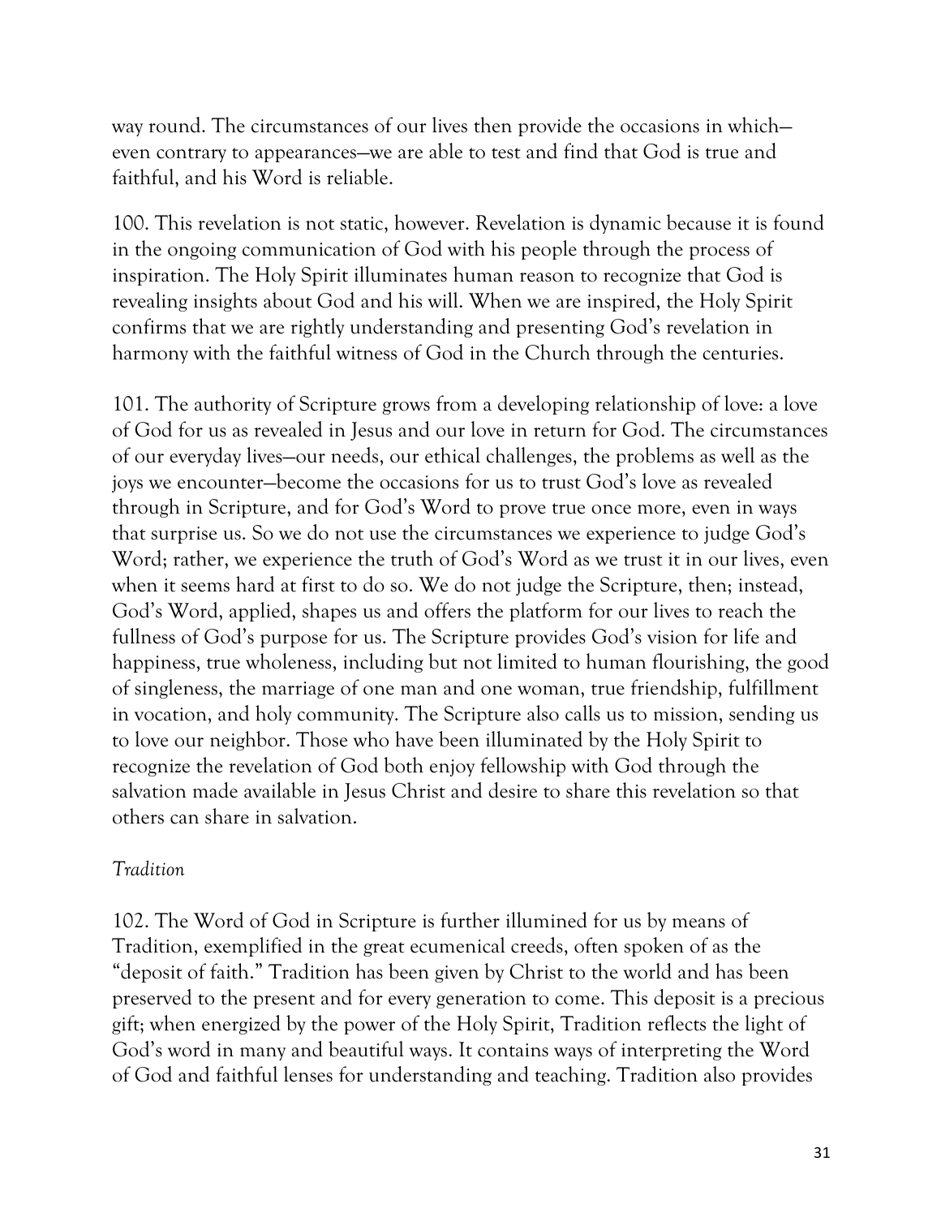way round. The circumstances of our lives then provide the occasions in which—even contrary to appearances—we are able to test and find that God is true and faithful, and his Word is reliable.

100. This revelation is not static, however. Revelation is dynamic because it is found in the ongoing communication of God with his people through the process of inspiration. The Holy Spirit illuminates human reason to recognize that God is revealing insights about God and his will. When we are inspired, the Holy Spirit confirms that we are rightly understanding and presenting God's revelation in harmony with the faithful witness of God in the Church through the centuries.

101. The authority of Scripture grows from a developing relationship of love: a love of God for us as revealed in Jesus and our love in return for God. The circumstances of our everyday lives—our needs, our ethical challenges, the problems as well as the joys we encounter—become the occasions for us to trust God's love as revealed through in Scripture, and for God's Word to prove true once more, even in ways that surprise us. So we do not use the circumstances we experience to judge God's Word; rather, we experience the truth of God's Word as we trust it in our lives, even when it seems hard at first to do so. We do not judge the Scripture, then; instead, God's Word, applied, shapes us and offers the platform for our lives to reach the fullness of God's purpose for us. The Scripture provides God's vision for life and happiness, true wholeness, including but not limited to human flourishing, the good of singleness, the marriage of one man and one woman, true friendship, fulfillment in vocation, and holy community. The Scripture also calls us to mission, sending us to love our neighbor. Those who have been illuminated by the Holy Spirit to recognize the revelation of God both enjoy fellowship with God through the salvation made available in Jesus Christ and desire to share this revelation so that others can share in salvation.

*Tradition*

102. The Word of God in Scripture is further illumined for us by means of Tradition, exemplified in the great ecumenical creeds, often spoken of as the "deposit of faith." Tradition has been given by Christ to the world and has been preserved to the present and for every generation to come. This deposit is a precious gift; when energized by the power of the Holy Spirit, Tradition reflects the light of God's word in many and beautiful ways. It contains ways of interpreting the Word of God and faithful lenses for understanding and teaching. Tradition also provides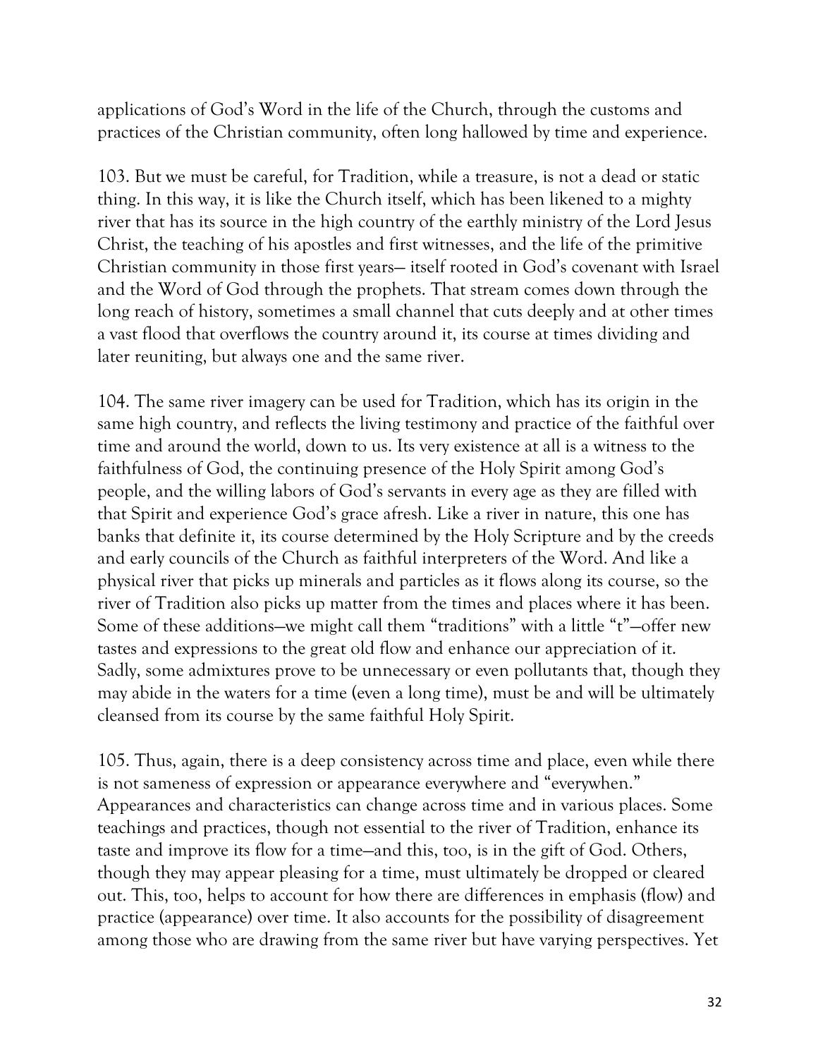applications of God's Word in the life of the Church, through the customs and practices of the Christian community, often long hallowed by time and experience.

103. But we must be careful, for Tradition, while a treasure, is not a dead or static thing. In this way, it is like the Church itself, which has been likened to a mighty river that has its source in the high country of the earthly ministry of the Lord Jesus Christ, the teaching of his apostles and first witnesses, and the life of the primitive Christian community in those first years— itself rooted in God's covenant with Israel and the Word of God through the prophets. That stream comes down through the long reach of history, sometimes a small channel that cuts deeply and at other times a vast flood that overflows the country around it, its course at times dividing and later reuniting, but always one and the same river.

104. The same river imagery can be used for Tradition, which has its origin in the same high country, and reflects the living testimony and practice of the faithful over time and around the world, down to us. Its very existence at all is a witness to the faithfulness of God, the continuing presence of the Holy Spirit among God's people, and the willing labors of God's servants in every age as they are filled with that Spirit and experience God's grace afresh. Like a river in nature, this one has banks that definite it, its course determined by the Holy Scripture and by the creeds and early councils of the Church as faithful interpreters of the Word. And like a physical river that picks up minerals and particles as it flows along its course, so the river of Tradition also picks up matter from the times and places where it has been. Some of these additions—we might call them "traditions" with a little "t"—offer new tastes and expressions to the great old flow and enhance our appreciation of it. Sadly, some admixtures prove to be unnecessary or even pollutants that, though they may abide in the waters for a time (even a long time), must be and will be ultimately cleansed from its course by the same faithful Holy Spirit.

105. Thus, again, there is a deep consistency across time and place, even while there is not sameness of expression or appearance everywhere and "everywhen." Appearances and characteristics can change across time and in various places. Some teachings and practices, though not essential to the river of Tradition, enhance its taste and improve its flow for a time—and this, too, is in the gift of God. Others, though they may appear pleasing for a time, must ultimately be dropped or cleared out. This, too, helps to account for how there are differences in emphasis (flow) and practice (appearance) over time. It also accounts for the possibility of disagreement among those who are drawing from the same river but have varying perspectives. Yet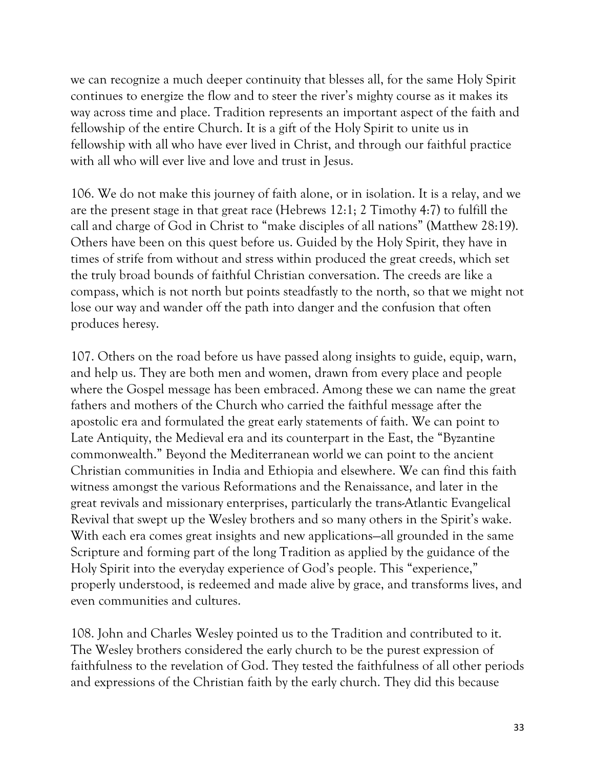we can recognize a much deeper continuity that blesses all, for the same Holy Spirit continues to energize the flow and to steer the river's mighty course as it makes its way across time and place. Tradition represents an important aspect of the faith and fellowship of the entire Church. It is a gift of the Holy Spirit to unite us in fellowship with all who have ever lived in Christ, and through our faithful practice with all who will ever live and love and trust in Jesus.

106. We do not make this journey of faith alone, or in isolation. It is a relay, and we are the present stage in that great race (Hebrews 12:1; 2 Timothy 4:7) to fulfill the call and charge of God in Christ to "make disciples of all nations" (Matthew 28:19). Others have been on this quest before us. Guided by the Holy Spirit, they have in times of strife from without and stress within produced the great creeds, which set the truly broad bounds of faithful Christian conversation. The creeds are like a compass, which is not north but points steadfastly to the north, so that we might not lose our way and wander off the path into danger and the confusion that often produces heresy.

107. Others on the road before us have passed along insights to guide, equip, warn, and help us. They are both men and women, drawn from every place and people where the Gospel message has been embraced. Among these we can name the great fathers and mothers of the Church who carried the faithful message after the apostolic era and formulated the great early statements of faith. We can point to Late Antiquity, the Medieval era and its counterpart in the East, the "Byzantine commonwealth." Beyond the Mediterranean world we can point to the ancient Christian communities in India and Ethiopia and elsewhere. We can find this faith witness amongst the various Reformations and the Renaissance, and later in the great revivals and missionary enterprises, particularly the trans-Atlantic Evangelical Revival that swept up the Wesley brothers and so many others in the Spirit's wake. With each era comes great insights and new applications—all grounded in the same Scripture and forming part of the long Tradition as applied by the guidance of the Holy Spirit into the everyday experience of God's people. This "experience," properly understood, is redeemed and made alive by grace, and transforms lives, and even communities and cultures.

108. John and Charles Wesley pointed us to the Tradition and contributed to it. The Wesley brothers considered the early church to be the purest expression of faithfulness to the revelation of God. They tested the faithfulness of all other periods and expressions of the Christian faith by the early church. They did this because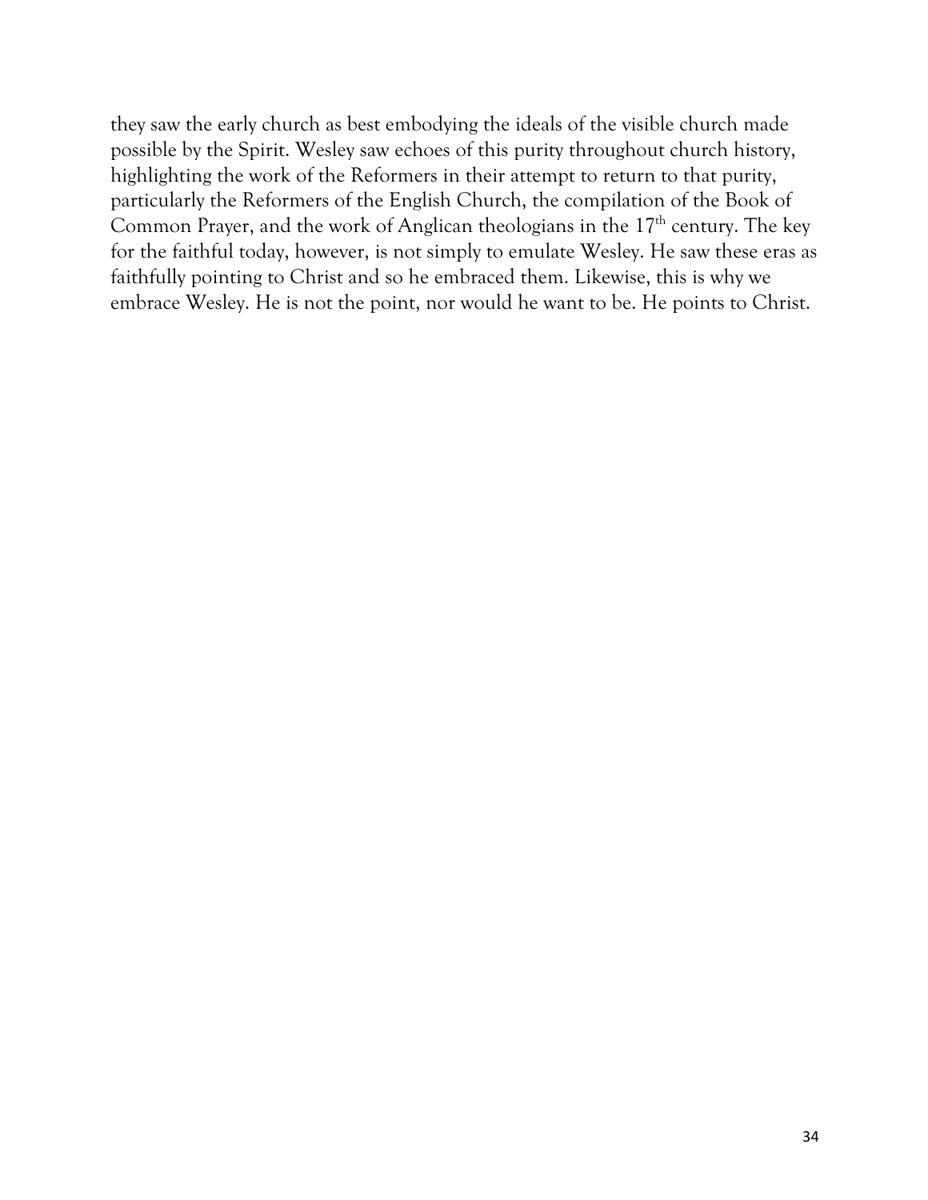they saw the early church as best embodying the ideals of the visible church made possible by the Spirit. Wesley saw echoes of this purity throughout church history, highlighting the work of the Reformers in their attempt to return to that purity, particularly the Reformers of the English Church, the compilation of the Book of Common Prayer, and the work of Anglican theologians in the 17th century. The key for the faithful today, however, is not simply to emulate Wesley. He saw these eras as faithfully pointing to Christ and so he embraced them. Likewise, this is why we embrace Wesley. He is not the point, nor would he want to be. He points to Christ.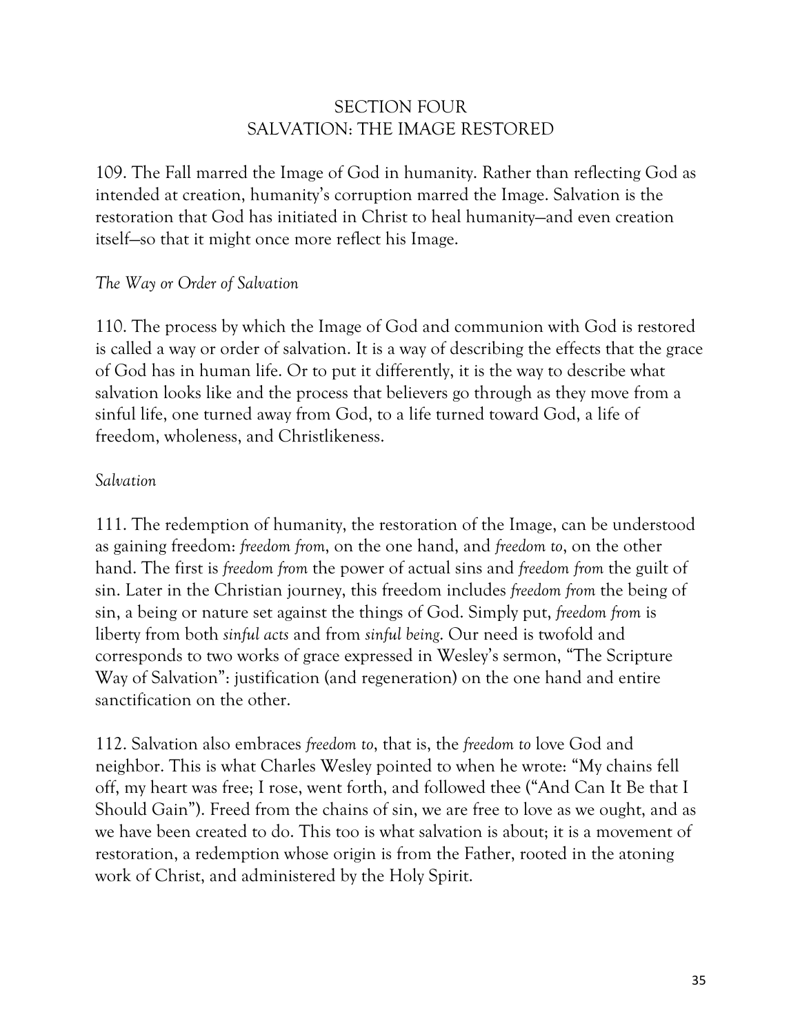## SECTION FOUR
## SALVATION: THE IMAGE RESTORED

109. The Fall marred the Image of God in humanity. Rather than reflecting God as intended at creation, humanity's corruption marred the Image. Salvation is the restoration that God has initiated in Christ to heal humanity—and even creation itself—so that it might once more reflect his Image.

### *The Way or Order of Salvation*

110. The process by which the Image of God and communion with God is restored is called a way or order of salvation. It is a way of describing the effects that the grace of God has in human life. Or to put it differently, it is the way to describe what salvation looks like and the process that believers go through as they move from a sinful life, one turned away from God, to a life turned toward God, a life of freedom, wholeness, and Christlikeness.

### *Salvation*

111. The redemption of humanity, the restoration of the Image, can be understood as gaining freedom: *freedom from*, on the one hand, and *freedom to*, on the other hand. The first is *freedom from* the power of actual sins and *freedom from* the guilt of sin. Later in the Christian journey, this freedom includes *freedom from* the being of sin, a being or nature set against the things of God. Simply put, *freedom from* is liberty from both *sinful acts* and from *sinful being*. Our need is twofold and corresponds to two works of grace expressed in Wesley's sermon, "The Scripture Way of Salvation": justification (and regeneration) on the one hand and entire sanctification on the other.

112. Salvation also embraces *freedom to*, that is, the *freedom to* love God and neighbor. This is what Charles Wesley pointed to when he wrote: "My chains fell off, my heart was free; I rose, went forth, and followed thee ("And Can It Be that I Should Gain"). Freed from the chains of sin, we are free to love as we ought, and as we have been created to do. This too is what salvation is about; it is a movement of restoration, a redemption whose origin is from the Father, rooted in the atoning work of Christ, and administered by the Holy Spirit.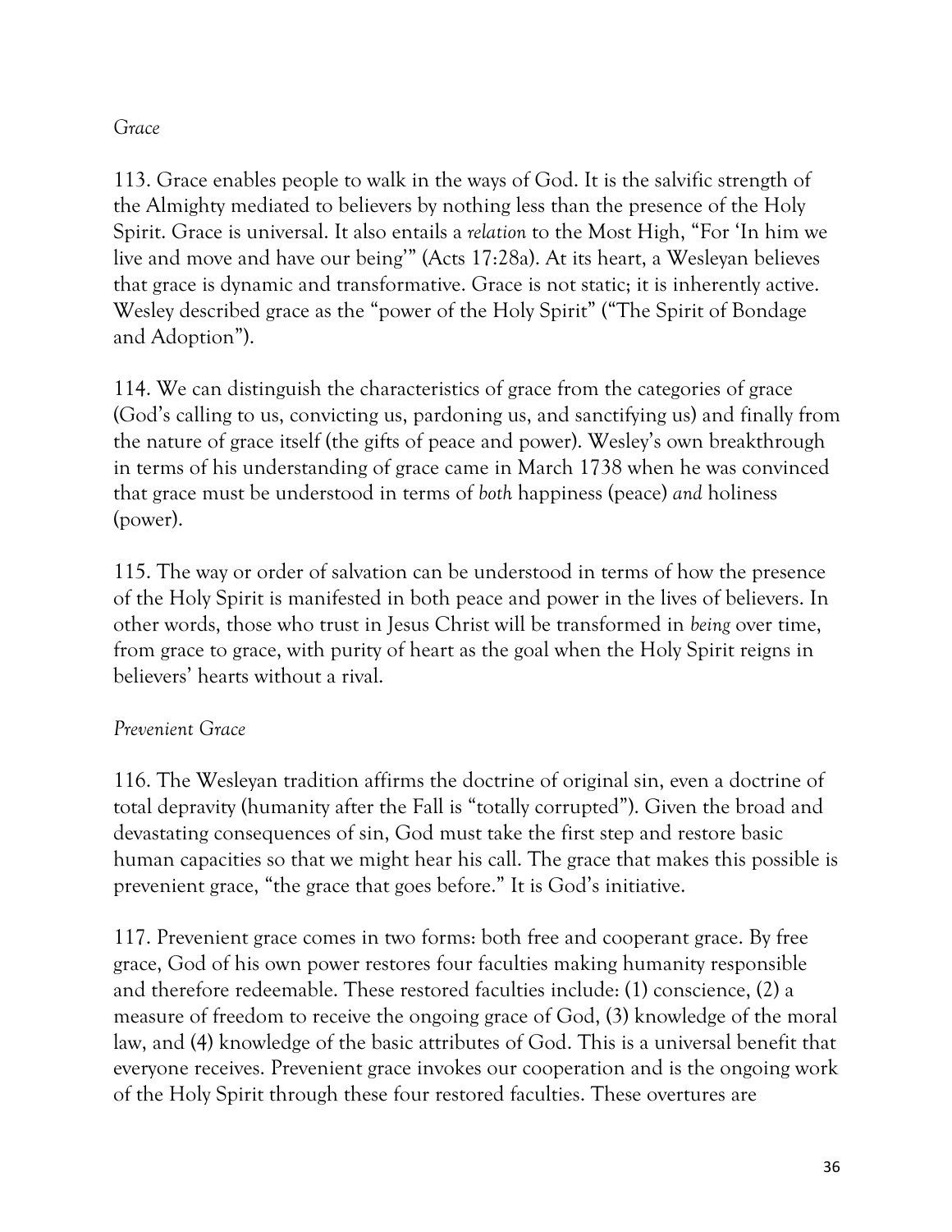*Grace*

113. Grace enables people to walk in the ways of God. It is the salvific strength of the Almighty mediated to believers by nothing less than the presence of the Holy Spirit. Grace is universal. It also entails a *relation* to the Most High, "For 'In him we live and move and have our being'" (Acts 17:28a). At its heart, a Wesleyan believes that grace is dynamic and transformative. Grace is not static; it is inherently active. Wesley described grace as the "power of the Holy Spirit" ("The Spirit of Bondage and Adoption").

114. We can distinguish the characteristics of grace from the categories of grace (God's calling to us, convicting us, pardoning us, and sanctifying us) and finally from the nature of grace itself (the gifts of peace and power). Wesley's own breakthrough in terms of his understanding of grace came in March 1738 when he was convinced that grace must be understood in terms of *both* happiness (peace) *and* holiness (power).

115. The way or order of salvation can be understood in terms of how the presence of the Holy Spirit is manifested in both peace and power in the lives of believers. In other words, those who trust in Jesus Christ will be transformed in *being* over time, from grace to grace, with purity of heart as the goal when the Holy Spirit reigns in believers' hearts without a rival.

*Prevenient Grace*

116. The Wesleyan tradition affirms the doctrine of original sin, even a doctrine of total depravity (humanity after the Fall is "totally corrupted"). Given the broad and devastating consequences of sin, God must take the first step and restore basic human capacities so that we might hear his call. The grace that makes this possible is prevenient grace, "the grace that goes before." It is God's initiative.

117. Prevenient grace comes in two forms: both free and cooperant grace. By free grace, God of his own power restores four faculties making humanity responsible and therefore redeemable. These restored faculties include: (1) conscience, (2) a measure of freedom to receive the ongoing grace of God, (3) knowledge of the moral law, and (4) knowledge of the basic attributes of God. This is a universal benefit that everyone receives. Prevenient grace invokes our cooperation and is the ongoing work of the Holy Spirit through these four restored faculties. These overtures are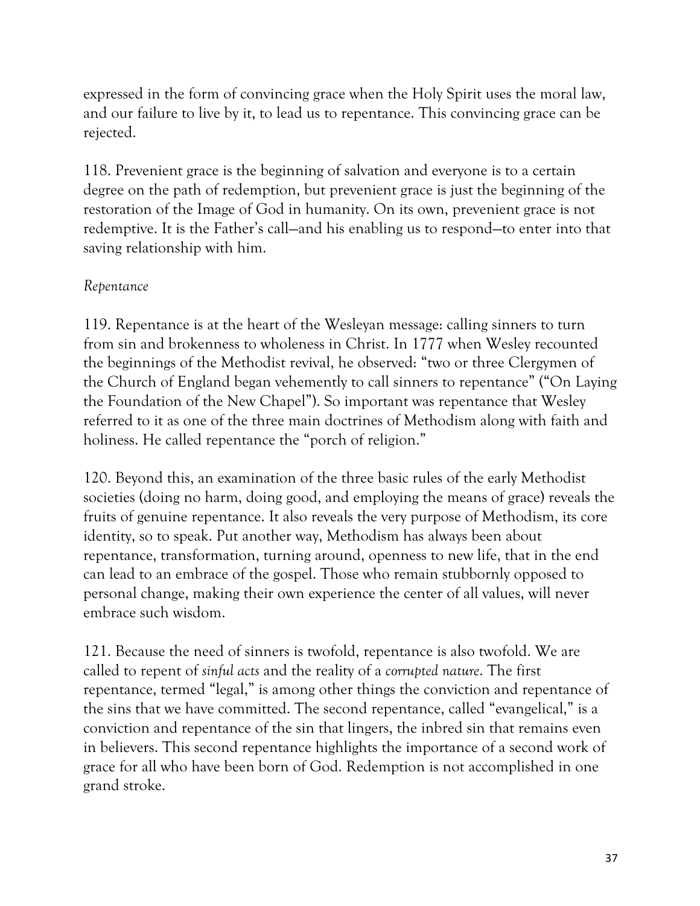expressed in the form of convincing grace when the Holy Spirit uses the moral law, and our failure to live by it, to lead us to repentance. This convincing grace can be rejected.

118. Prevenient grace is the beginning of salvation and everyone is to a certain degree on the path of redemption, but prevenient grace is just the beginning of the restoration of the Image of God in humanity. On its own, prevenient grace is not redemptive. It is the Father's call—and his enabling us to respond—to enter into that saving relationship with him.

*Repentance*

119. Repentance is at the heart of the Wesleyan message: calling sinners to turn from sin and brokenness to wholeness in Christ. In 1777 when Wesley recounted the beginnings of the Methodist revival, he observed: "two or three Clergymen of the Church of England began vehemently to call sinners to repentance" ("On Laying the Foundation of the New Chapel"). So important was repentance that Wesley referred to it as one of the three main doctrines of Methodism along with faith and holiness. He called repentance the "porch of religion."

120. Beyond this, an examination of the three basic rules of the early Methodist societies (doing no harm, doing good, and employing the means of grace) reveals the fruits of genuine repentance. It also reveals the very purpose of Methodism, its core identity, so to speak. Put another way, Methodism has always been about repentance, transformation, turning around, openness to new life, that in the end can lead to an embrace of the gospel. Those who remain stubbornly opposed to personal change, making their own experience the center of all values, will never embrace such wisdom.

121. Because the need of sinners is twofold, repentance is also twofold. We are called to repent of *sinful acts* and the reality of a *corrupted nature*. The first repentance, termed "legal," is among other things the conviction and repentance of the sins that we have committed. The second repentance, called "evangelical," is a conviction and repentance of the sin that lingers, the inbred sin that remains even in believers. This second repentance highlights the importance of a second work of grace for all who have been born of God. Redemption is not accomplished in one grand stroke.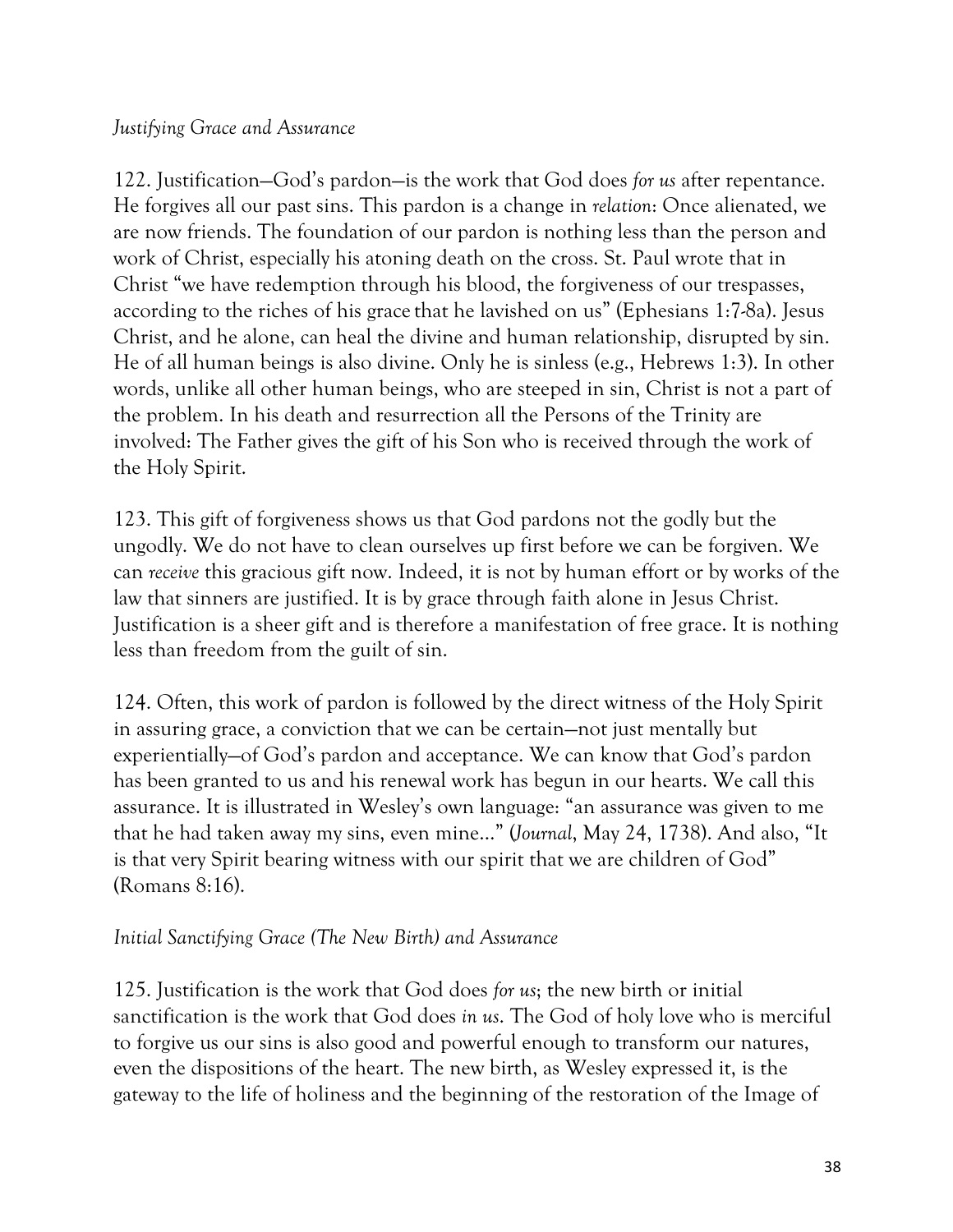*Justifying Grace and Assurance*

122. Justification—God's pardon—is the work that God does *for us* after repentance. He forgives all our past sins. This pardon is a change in *relation*: Once alienated, we are now friends. The foundation of our pardon is nothing less than the person and work of Christ, especially his atoning death on the cross. St. Paul wrote that in Christ "we have redemption through his blood, the forgiveness of our trespasses, according to the riches of his grace that he lavished on us" (Ephesians 1:7-8a). Jesus Christ, and he alone, can heal the divine and human relationship, disrupted by sin. He of all human beings is also divine. Only he is sinless (e.g., Hebrews 1:3). In other words, unlike all other human beings, who are steeped in sin, Christ is not a part of the problem. In his death and resurrection all the Persons of the Trinity are involved: The Father gives the gift of his Son who is received through the work of the Holy Spirit.

123. This gift of forgiveness shows us that God pardons not the godly but the ungodly. We do not have to clean ourselves up first before we can be forgiven. We can *receive* this gracious gift now. Indeed, it is not by human effort or by works of the law that sinners are justified. It is by grace through faith alone in Jesus Christ. Justification is a sheer gift and is therefore a manifestation of free grace. It is nothing less than freedom from the guilt of sin.

124. Often, this work of pardon is followed by the direct witness of the Holy Spirit in assuring grace, a conviction that we can be certain—not just mentally but experientially—of God's pardon and acceptance. We can know that God's pardon has been granted to us and his renewal work has begun in our hearts. We call this assurance. It is illustrated in Wesley's own language: "an assurance was given to me that he had taken away my sins, even mine…" (*Journal*, May 24, 1738). And also, "It is that very Spirit bearing witness with our spirit that we are children of God" (Romans 8:16).

*Initial Sanctifying Grace (The New Birth) and Assurance*

125. Justification is the work that God does *for us*; the new birth or initial sanctification is the work that God does *in us*. The God of holy love who is merciful to forgive us our sins is also good and powerful enough to transform our natures, even the dispositions of the heart. The new birth, as Wesley expressed it, is the gateway to the life of holiness and the beginning of the restoration of the Image of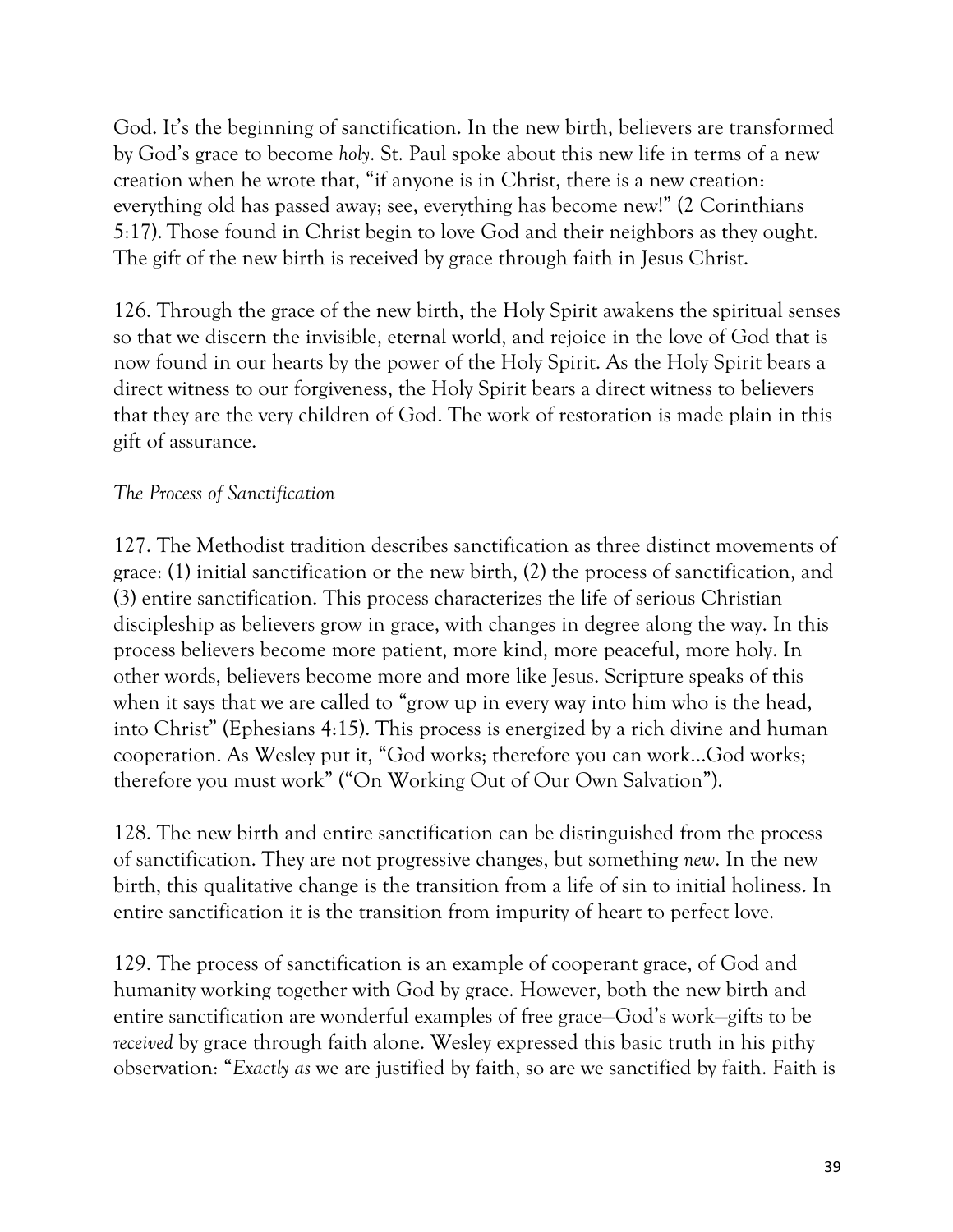God. It's the beginning of sanctification. In the new birth, believers are transformed by God's grace to become *holy*. St. Paul spoke about this new life in terms of a new creation when he wrote that, "if anyone is in Christ, there is a new creation: everything old has passed away; see, everything has become new!" (2 Corinthians 5:17). Those found in Christ begin to love God and their neighbors as they ought. The gift of the new birth is received by grace through faith in Jesus Christ.

126. Through the grace of the new birth, the Holy Spirit awakens the spiritual senses so that we discern the invisible, eternal world, and rejoice in the love of God that is now found in our hearts by the power of the Holy Spirit. As the Holy Spirit bears a direct witness to our forgiveness, the Holy Spirit bears a direct witness to believers that they are the very children of God. The work of restoration is made plain in this gift of assurance.

*The Process of Sanctification*

127. The Methodist tradition describes sanctification as three distinct movements of grace: (1) initial sanctification or the new birth, (2) the process of sanctification, and (3) entire sanctification. This process characterizes the life of serious Christian discipleship as believers grow in grace, with changes in degree along the way. In this process believers become more patient, more kind, more peaceful, more holy. In other words, believers become more and more like Jesus. Scripture speaks of this when it says that we are called to "grow up in every way into him who is the head, into Christ" (Ephesians 4:15). This process is energized by a rich divine and human cooperation. As Wesley put it, "God works; therefore you can work…God works; therefore you must work" ("On Working Out of Our Own Salvation").

128. The new birth and entire sanctification can be distinguished from the process of sanctification. They are not progressive changes, but something *new*. In the new birth, this qualitative change is the transition from a life of sin to initial holiness. In entire sanctification it is the transition from impurity of heart to perfect love.

129. The process of sanctification is an example of cooperant grace, of God and humanity working together with God by grace. However, both the new birth and entire sanctification are wonderful examples of free grace—God's work—gifts to be *received* by grace through faith alone. Wesley expressed this basic truth in his pithy observation: "*Exactly as* we are justified by faith, so are we sanctified by faith. Faith is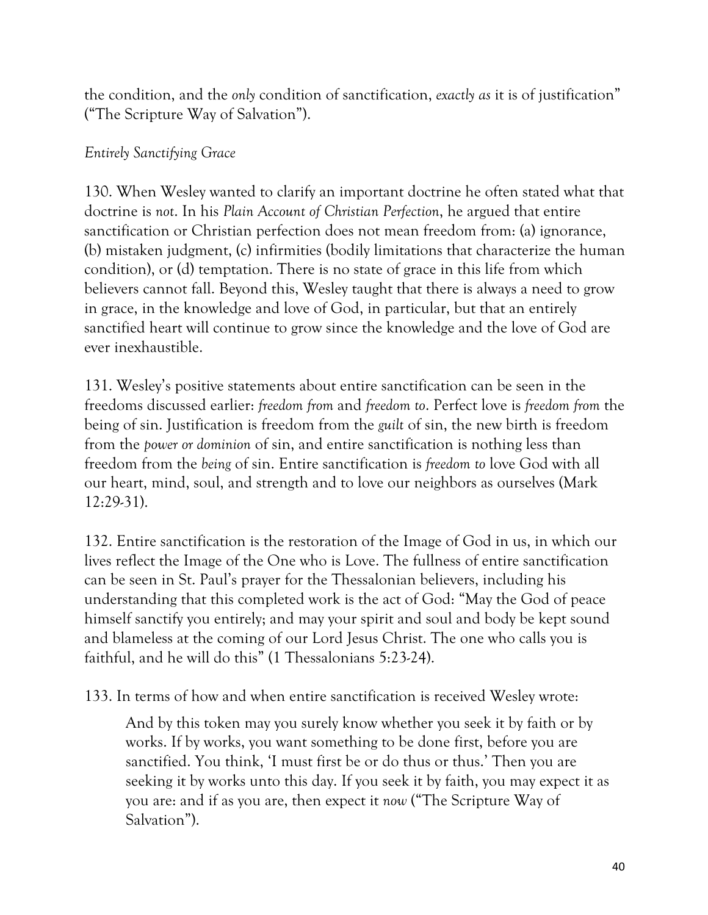the condition, and the *only* condition of sanctification, *exactly as* it is of justification" ("The Scripture Way of Salvation").

*Entirely Sanctifying Grace*

130. When Wesley wanted to clarify an important doctrine he often stated what that doctrine is *not*. In his *Plain Account of Christian Perfection*, he argued that entire sanctification or Christian perfection does not mean freedom from: (a) ignorance, (b) mistaken judgment, (c) infirmities (bodily limitations that characterize the human condition), or (d) temptation. There is no state of grace in this life from which believers cannot fall. Beyond this, Wesley taught that there is always a need to grow in grace, in the knowledge and love of God, in particular, but that an entirely sanctified heart will continue to grow since the knowledge and the love of God are ever inexhaustible.

131. Wesley's positive statements about entire sanctification can be seen in the freedoms discussed earlier: *freedom from* and *freedom to*. Perfect love is *freedom from* the being of sin. Justification is freedom from the *guilt* of sin, the new birth is freedom from the *power or dominion* of sin, and entire sanctification is nothing less than freedom from the *being* of sin. Entire sanctification is *freedom to* love God with all our heart, mind, soul, and strength and to love our neighbors as ourselves (Mark 12:29-31).

132. Entire sanctification is the restoration of the Image of God in us, in which our lives reflect the Image of the One who is Love. The fullness of entire sanctification can be seen in St. Paul's prayer for the Thessalonian believers, including his understanding that this completed work is the act of God: "May the God of peace himself sanctify you entirely; and may your spirit and soul and body be kept sound and blameless at the coming of our Lord Jesus Christ. The one who calls you is faithful, and he will do this" (1 Thessalonians 5:23-24).

133. In terms of how and when entire sanctification is received Wesley wrote:

> And by this token may you surely know whether you seek it by faith or by works. If by works, you want something to be done first, before you are sanctified. You think, 'I must first be or do thus or thus.' Then you are seeking it by works unto this day. If you seek it by faith, you may expect it as you are: and if as you are, then expect it *now* ("The Scripture Way of Salvation").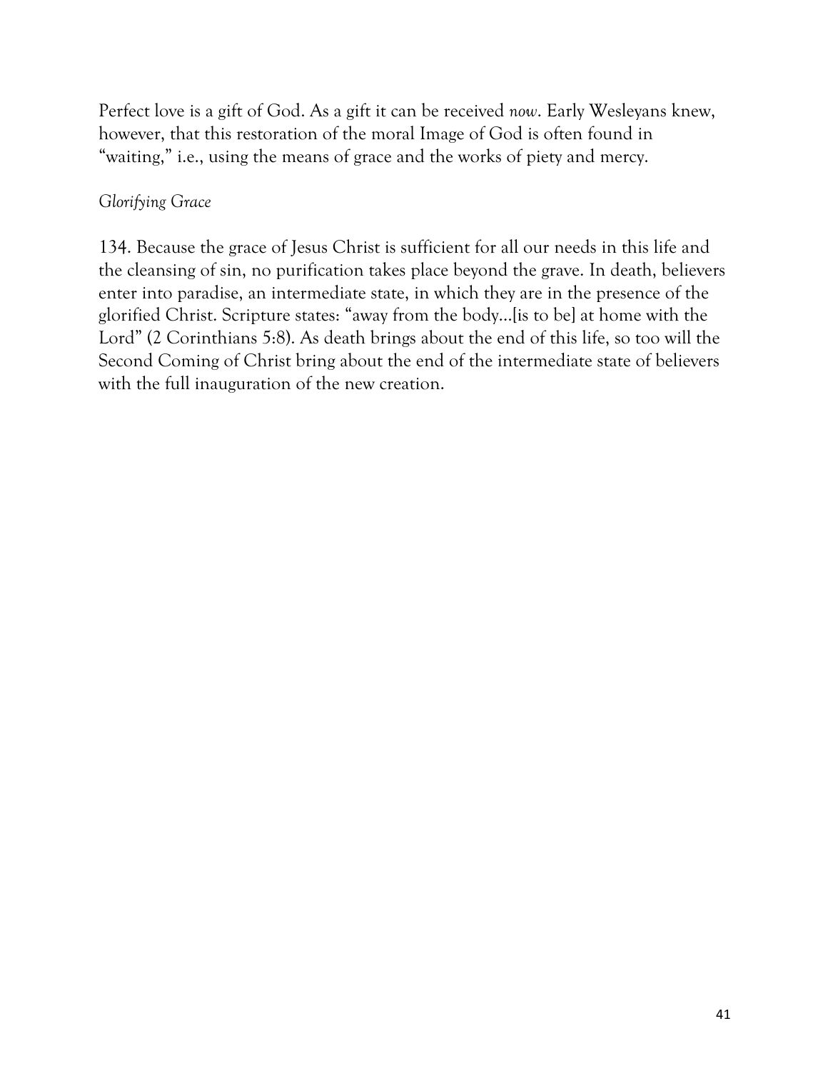Perfect love is a gift of God. As a gift it can be received *now*. Early Wesleyans knew, however, that this restoration of the moral Image of God is often found in "waiting," i.e., using the means of grace and the works of piety and mercy.

*Glorifying Grace*

134. Because the grace of Jesus Christ is sufficient for all our needs in this life and the cleansing of sin, no purification takes place beyond the grave. In death, believers enter into paradise, an intermediate state, in which they are in the presence of the glorified Christ. Scripture states: "away from the body…[is to be] at home with the Lord" (2 Corinthians 5:8). As death brings about the end of this life, so too will the Second Coming of Christ bring about the end of the intermediate state of believers with the full inauguration of the new creation.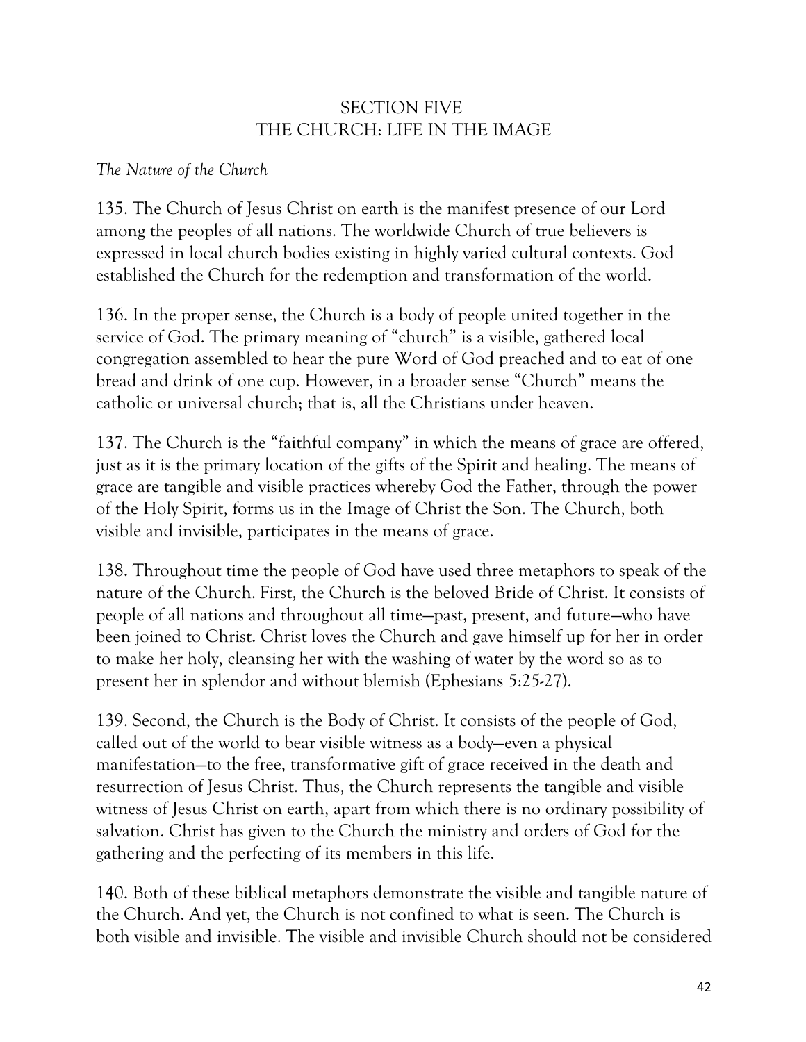## SECTION FIVE
## THE CHURCH: LIFE IN THE IMAGE

*The Nature of the Church*

135. The Church of Jesus Christ on earth is the manifest presence of our Lord among the peoples of all nations. The worldwide Church of true believers is expressed in local church bodies existing in highly varied cultural contexts. God established the Church for the redemption and transformation of the world.

136. In the proper sense, the Church is a body of people united together in the service of God. The primary meaning of "church" is a visible, gathered local congregation assembled to hear the pure Word of God preached and to eat of one bread and drink of one cup. However, in a broader sense "Church" means the catholic or universal church; that is, all the Christians under heaven.

137. The Church is the "faithful company" in which the means of grace are offered, just as it is the primary location of the gifts of the Spirit and healing. The means of grace are tangible and visible practices whereby God the Father, through the power of the Holy Spirit, forms us in the Image of Christ the Son. The Church, both visible and invisible, participates in the means of grace.

138. Throughout time the people of God have used three metaphors to speak of the nature of the Church. First, the Church is the beloved Bride of Christ. It consists of people of all nations and throughout all time—past, present, and future—who have been joined to Christ. Christ loves the Church and gave himself up for her in order to make her holy, cleansing her with the washing of water by the word so as to present her in splendor and without blemish (Ephesians 5:25-27).

139. Second, the Church is the Body of Christ. It consists of the people of God, called out of the world to bear visible witness as a body—even a physical manifestation—to the free, transformative gift of grace received in the death and resurrection of Jesus Christ. Thus, the Church represents the tangible and visible witness of Jesus Christ on earth, apart from which there is no ordinary possibility of salvation. Christ has given to the Church the ministry and orders of God for the gathering and the perfecting of its members in this life.

140. Both of these biblical metaphors demonstrate the visible and tangible nature of the Church. And yet, the Church is not confined to what is seen. The Church is both visible and invisible. The visible and invisible Church should not be considered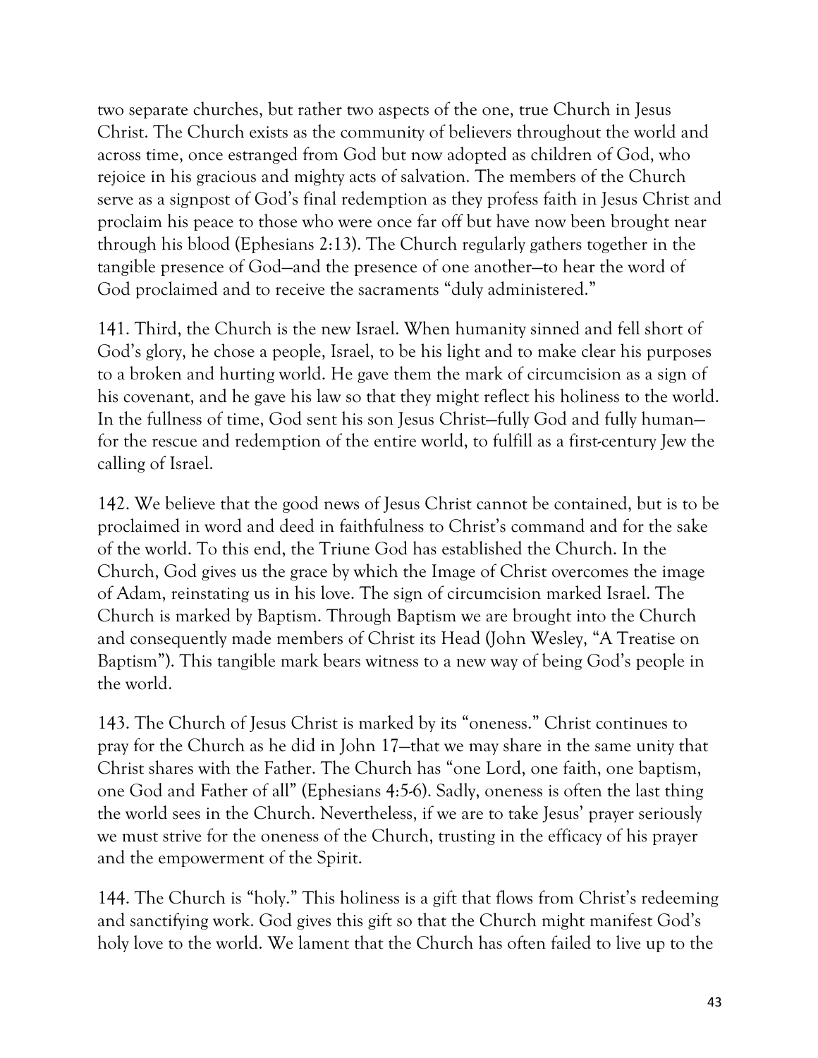two separate churches, but rather two aspects of the one, true Church in Jesus Christ. The Church exists as the community of believers throughout the world and across time, once estranged from God but now adopted as children of God, who rejoice in his gracious and mighty acts of salvation. The members of the Church serve as a signpost of God's final redemption as they profess faith in Jesus Christ and proclaim his peace to those who were once far off but have now been brought near through his blood (Ephesians 2:13). The Church regularly gathers together in the tangible presence of God—and the presence of one another—to hear the word of God proclaimed and to receive the sacraments "duly administered."

141. Third, the Church is the new Israel. When humanity sinned and fell short of God's glory, he chose a people, Israel, to be his light and to make clear his purposes to a broken and hurting world. He gave them the mark of circumcision as a sign of his covenant, and he gave his law so that they might reflect his holiness to the world. In the fullness of time, God sent his son Jesus Christ—fully God and fully human—for the rescue and redemption of the entire world, to fulfill as a first-century Jew the calling of Israel.

142. We believe that the good news of Jesus Christ cannot be contained, but is to be proclaimed in word and deed in faithfulness to Christ's command and for the sake of the world. To this end, the Triune God has established the Church. In the Church, God gives us the grace by which the Image of Christ overcomes the image of Adam, reinstating us in his love. The sign of circumcision marked Israel. The Church is marked by Baptism. Through Baptism we are brought into the Church and consequently made members of Christ its Head (John Wesley, "A Treatise on Baptism"). This tangible mark bears witness to a new way of being God's people in the world.

143. The Church of Jesus Christ is marked by its "oneness." Christ continues to pray for the Church as he did in John 17—that we may share in the same unity that Christ shares with the Father. The Church has "one Lord, one faith, one baptism, one God and Father of all" (Ephesians 4:5-6). Sadly, oneness is often the last thing the world sees in the Church. Nevertheless, if we are to take Jesus' prayer seriously we must strive for the oneness of the Church, trusting in the efficacy of his prayer and the empowerment of the Spirit.

144. The Church is "holy." This holiness is a gift that flows from Christ's redeeming and sanctifying work. God gives this gift so that the Church might manifest God's holy love to the world. We lament that the Church has often failed to live up to the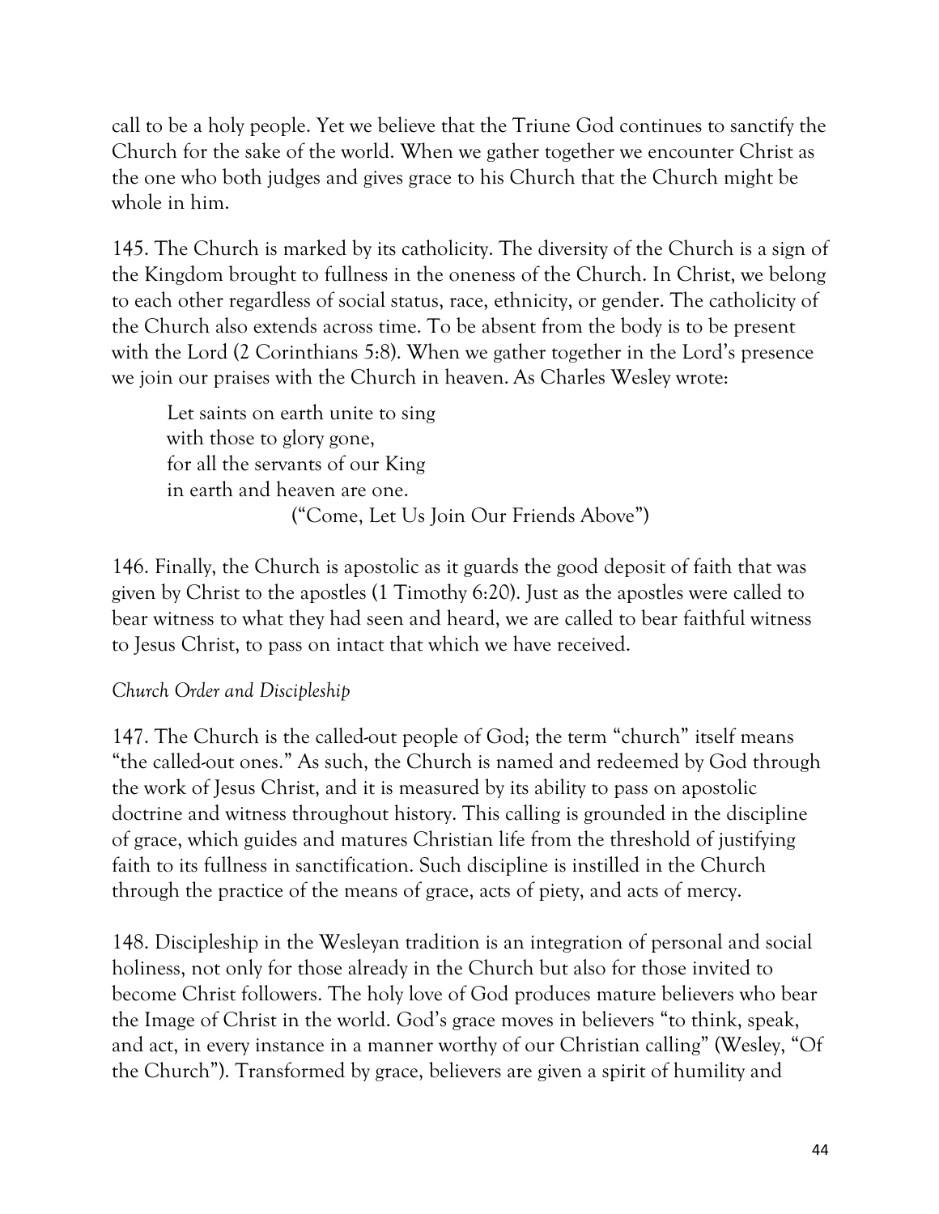call to be a holy people. Yet we believe that the Triune God continues to sanctify the Church for the sake of the world. When we gather together we encounter Christ as the one who both judges and gives grace to his Church that the Church might be whole in him.

145. The Church is marked by its catholicity. The diversity of the Church is a sign of the Kingdom brought to fullness in the oneness of the Church. In Christ, we belong to each other regardless of social status, race, ethnicity, or gender. The catholicity of the Church also extends across time. To be absent from the body is to be present with the Lord (2 Corinthians 5:8). When we gather together in the Lord's presence we join our praises with the Church in heaven. As Charles Wesley wrote:

> Let saints on earth unite to sing
> with those to glory gone,
> for all the servants of our King
> in earth and heaven are one.
>
> ("Come, Let Us Join Our Friends Above")

146. Finally, the Church is apostolic as it guards the good deposit of faith that was given by Christ to the apostles (1 Timothy 6:20). Just as the apostles were called to bear witness to what they had seen and heard, we are called to bear faithful witness to Jesus Christ, to pass on intact that which we have received.

*Church Order and Discipleship*

147. The Church is the called-out people of God; the term "church" itself means "the called-out ones." As such, the Church is named and redeemed by God through the work of Jesus Christ, and it is measured by its ability to pass on apostolic doctrine and witness throughout history. This calling is grounded in the discipline of grace, which guides and matures Christian life from the threshold of justifying faith to its fullness in sanctification. Such discipline is instilled in the Church through the practice of the means of grace, acts of piety, and acts of mercy.

148. Discipleship in the Wesleyan tradition is an integration of personal and social holiness, not only for those already in the Church but also for those invited to become Christ followers. The holy love of God produces mature believers who bear the Image of Christ in the world. God's grace moves in believers "to think, speak, and act, in every instance in a manner worthy of our Christian calling" (Wesley, "Of the Church"). Transformed by grace, believers are given a spirit of humility and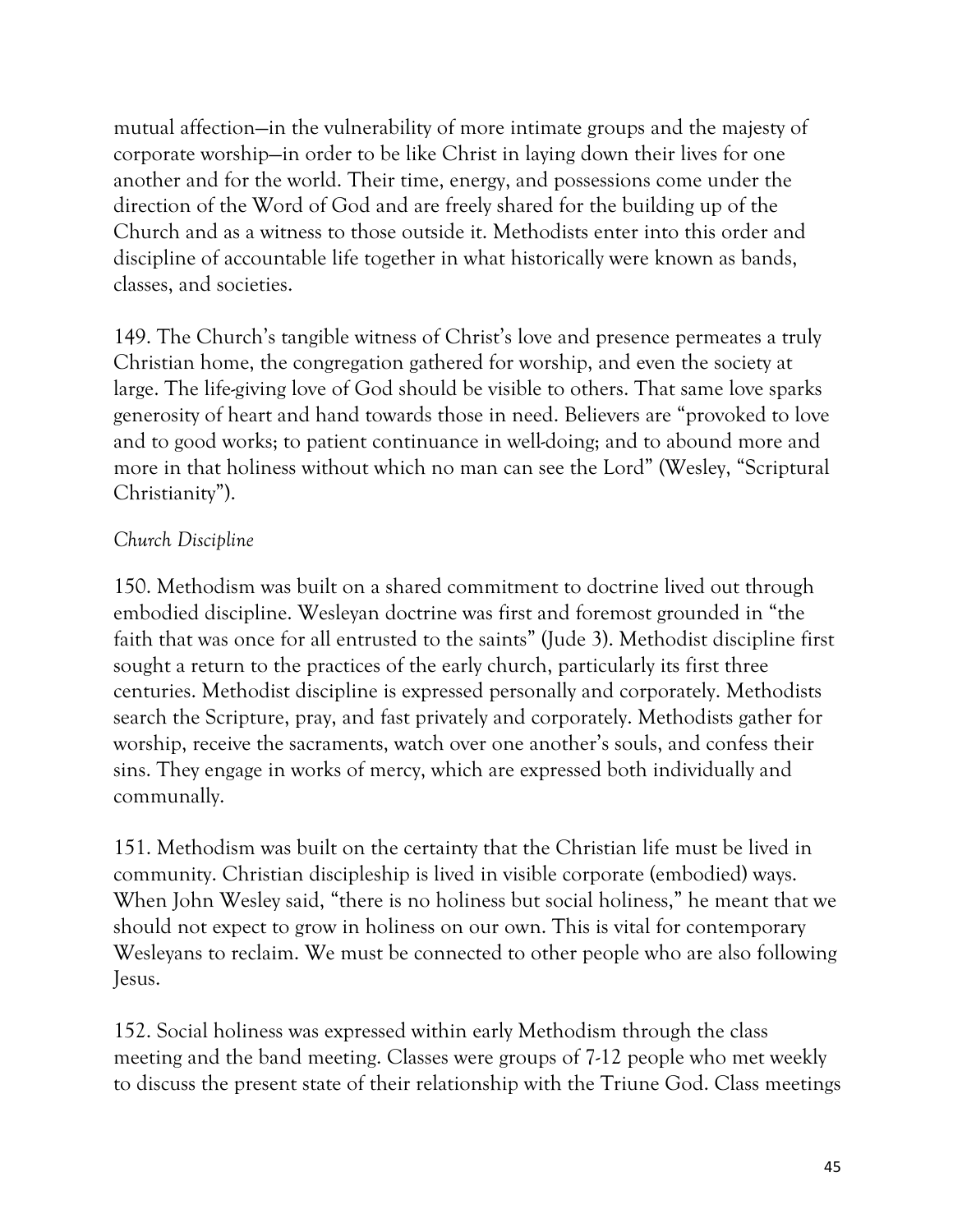mutual affection—in the vulnerability of more intimate groups and the majesty of corporate worship—in order to be like Christ in laying down their lives for one another and for the world. Their time, energy, and possessions come under the direction of the Word of God and are freely shared for the building up of the Church and as a witness to those outside it. Methodists enter into this order and discipline of accountable life together in what historically were known as bands, classes, and societies.

149. The Church's tangible witness of Christ's love and presence permeates a truly Christian home, the congregation gathered for worship, and even the society at large. The life-giving love of God should be visible to others. That same love sparks generosity of heart and hand towards those in need. Believers are "provoked to love and to good works; to patient continuance in well-doing; and to abound more and more in that holiness without which no man can see the Lord" (Wesley, "Scriptural Christianity").

*Church Discipline*

150. Methodism was built on a shared commitment to doctrine lived out through embodied discipline. Wesleyan doctrine was first and foremost grounded in "the faith that was once for all entrusted to the saints" (Jude 3). Methodist discipline first sought a return to the practices of the early church, particularly its first three centuries. Methodist discipline is expressed personally and corporately. Methodists search the Scripture, pray, and fast privately and corporately. Methodists gather for worship, receive the sacraments, watch over one another's souls, and confess their sins. They engage in works of mercy, which are expressed both individually and communally.

151. Methodism was built on the certainty that the Christian life must be lived in community. Christian discipleship is lived in visible corporate (embodied) ways. When John Wesley said, "there is no holiness but social holiness," he meant that we should not expect to grow in holiness on our own. This is vital for contemporary Wesleyans to reclaim. We must be connected to other people who are also following Jesus.

152. Social holiness was expressed within early Methodism through the class meeting and the band meeting. Classes were groups of 7-12 people who met weekly to discuss the present state of their relationship with the Triune God. Class meetings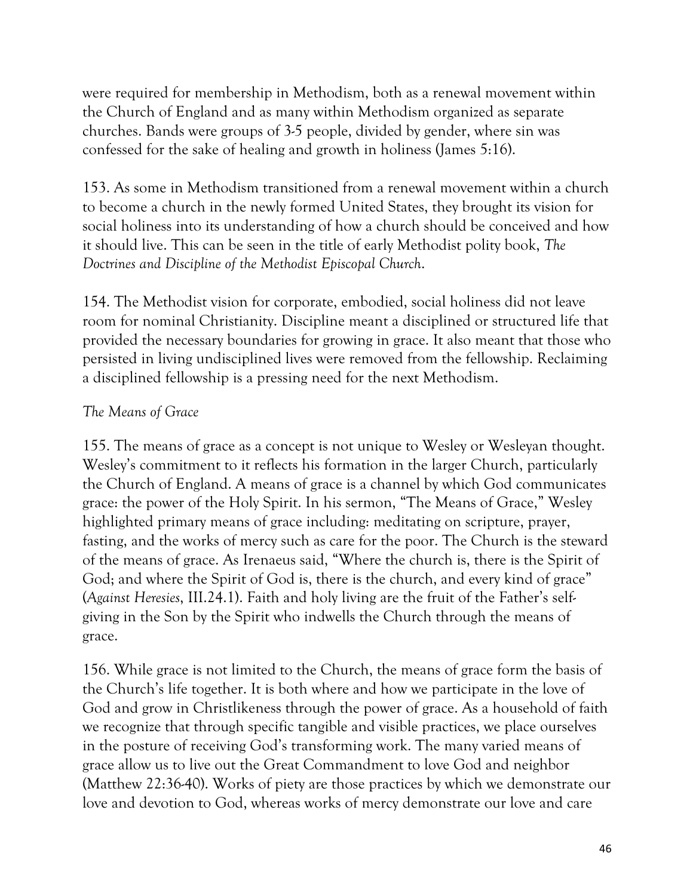were required for membership in Methodism, both as a renewal movement within the Church of England and as many within Methodism organized as separate churches. Bands were groups of 3-5 people, divided by gender, where sin was confessed for the sake of healing and growth in holiness (James 5:16).

153. As some in Methodism transitioned from a renewal movement within a church to become a church in the newly formed United States, they brought its vision for social holiness into its understanding of how a church should be conceived and how it should live. This can be seen in the title of early Methodist polity book, *The Doctrines and Discipline of the Methodist Episcopal Church*.

154. The Methodist vision for corporate, embodied, social holiness did not leave room for nominal Christianity. Discipline meant a disciplined or structured life that provided the necessary boundaries for growing in grace. It also meant that those who persisted in living undisciplined lives were removed from the fellowship. Reclaiming a disciplined fellowship is a pressing need for the next Methodism.

*The Means of Grace*

155. The means of grace as a concept is not unique to Wesley or Wesleyan thought. Wesley's commitment to it reflects his formation in the larger Church, particularly the Church of England. A means of grace is a channel by which God communicates grace: the power of the Holy Spirit. In his sermon, "The Means of Grace," Wesley highlighted primary means of grace including: meditating on scripture, prayer, fasting, and the works of mercy such as care for the poor. The Church is the steward of the means of grace. As Irenaeus said, "Where the church is, there is the Spirit of God; and where the Spirit of God is, there is the church, and every kind of grace" (*Against Heresies*, III.24.1). Faith and holy living are the fruit of the Father's self-giving in the Son by the Spirit who indwells the Church through the means of grace.

156. While grace is not limited to the Church, the means of grace form the basis of the Church's life together. It is both where and how we participate in the love of God and grow in Christlikeness through the power of grace. As a household of faith we recognize that through specific tangible and visible practices, we place ourselves in the posture of receiving God's transforming work. The many varied means of grace allow us to live out the Great Commandment to love God and neighbor (Matthew 22:36-40). Works of piety are those practices by which we demonstrate our love and devotion to God, whereas works of mercy demonstrate our love and care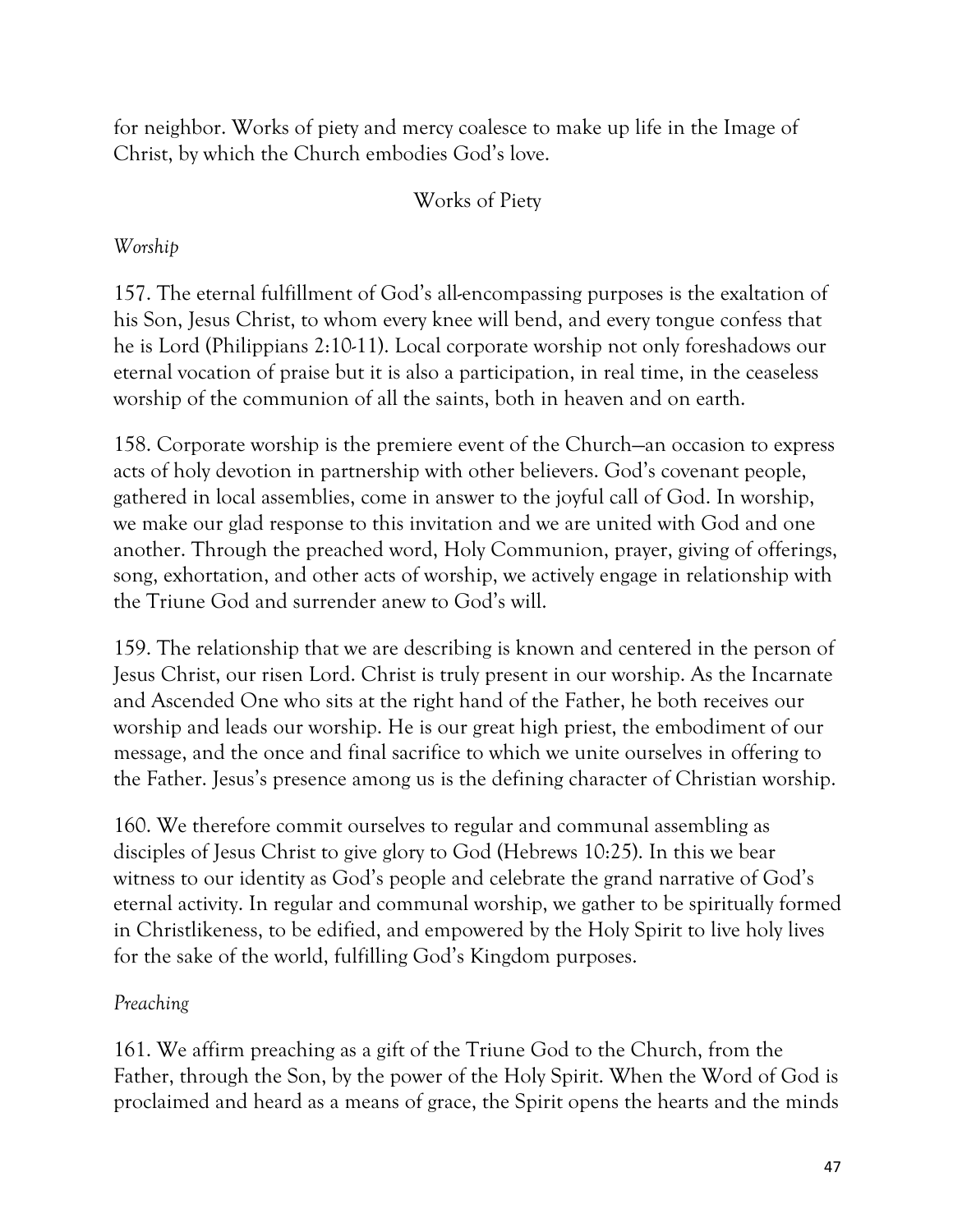for neighbor. Works of piety and mercy coalesce to make up life in the Image of Christ, by which the Church embodies God's love.

## Works of Piety

### *Worship*

157. The eternal fulfillment of God's all-encompassing purposes is the exaltation of his Son, Jesus Christ, to whom every knee will bend, and every tongue confess that he is Lord (Philippians 2:10-11). Local corporate worship not only foreshadows our eternal vocation of praise but it is also a participation, in real time, in the ceaseless worship of the communion of all the saints, both in heaven and on earth.

158. Corporate worship is the premiere event of the Church—an occasion to express acts of holy devotion in partnership with other believers. God's covenant people, gathered in local assemblies, come in answer to the joyful call of God. In worship, we make our glad response to this invitation and we are united with God and one another. Through the preached word, Holy Communion, prayer, giving of offerings, song, exhortation, and other acts of worship, we actively engage in relationship with the Triune God and surrender anew to God's will.

159. The relationship that we are describing is known and centered in the person of Jesus Christ, our risen Lord. Christ is truly present in our worship. As the Incarnate and Ascended One who sits at the right hand of the Father, he both receives our worship and leads our worship. He is our great high priest, the embodiment of our message, and the once and final sacrifice to which we unite ourselves in offering to the Father. Jesus's presence among us is the defining character of Christian worship.

160. We therefore commit ourselves to regular and communal assembling as disciples of Jesus Christ to give glory to God (Hebrews 10:25). In this we bear witness to our identity as God's people and celebrate the grand narrative of God's eternal activity. In regular and communal worship, we gather to be spiritually formed in Christlikeness, to be edified, and empowered by the Holy Spirit to live holy lives for the sake of the world, fulfilling God's Kingdom purposes.

### *Preaching*

161. We affirm preaching as a gift of the Triune God to the Church, from the Father, through the Son, by the power of the Holy Spirit. When the Word of God is proclaimed and heard as a means of grace, the Spirit opens the hearts and the minds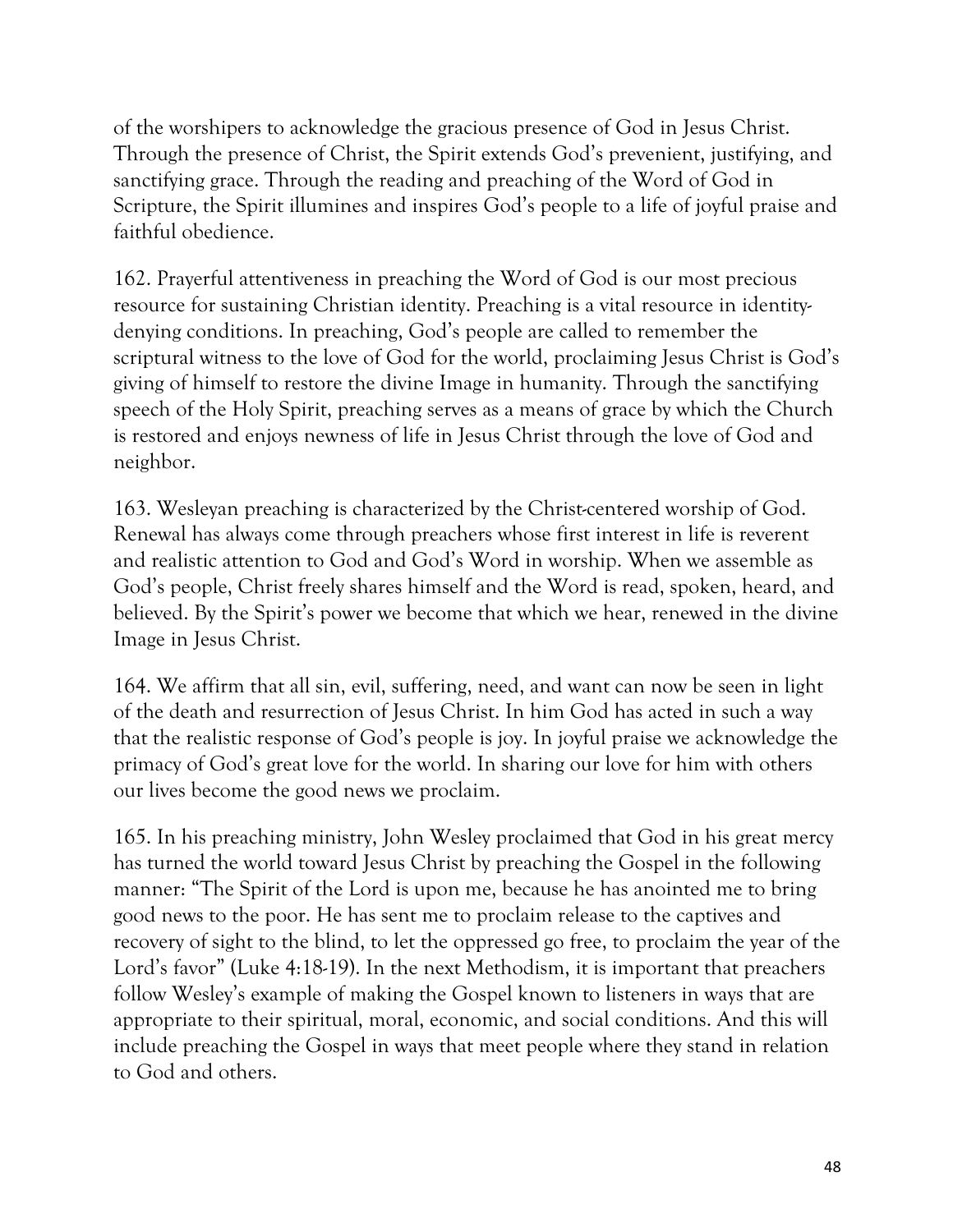of the worshipers to acknowledge the gracious presence of God in Jesus Christ. Through the presence of Christ, the Spirit extends God's prevenient, justifying, and sanctifying grace. Through the reading and preaching of the Word of God in Scripture, the Spirit illumines and inspires God's people to a life of joyful praise and faithful obedience.

162. Prayerful attentiveness in preaching the Word of God is our most precious resource for sustaining Christian identity. Preaching is a vital resource in identity-denying conditions. In preaching, God's people are called to remember the scriptural witness to the love of God for the world, proclaiming Jesus Christ is God's giving of himself to restore the divine Image in humanity. Through the sanctifying speech of the Holy Spirit, preaching serves as a means of grace by which the Church is restored and enjoys newness of life in Jesus Christ through the love of God and neighbor.

163. Wesleyan preaching is characterized by the Christ-centered worship of God. Renewal has always come through preachers whose first interest in life is reverent and realistic attention to God and God's Word in worship. When we assemble as God's people, Christ freely shares himself and the Word is read, spoken, heard, and believed. By the Spirit's power we become that which we hear, renewed in the divine Image in Jesus Christ.

164. We affirm that all sin, evil, suffering, need, and want can now be seen in light of the death and resurrection of Jesus Christ. In him God has acted in such a way that the realistic response of God's people is joy. In joyful praise we acknowledge the primacy of God's great love for the world. In sharing our love for him with others our lives become the good news we proclaim.

165. In his preaching ministry, John Wesley proclaimed that God in his great mercy has turned the world toward Jesus Christ by preaching the Gospel in the following manner: "The Spirit of the Lord is upon me, because he has anointed me to bring good news to the poor. He has sent me to proclaim release to the captives and recovery of sight to the blind, to let the oppressed go free, to proclaim the year of the Lord's favor" (Luke 4:18-19). In the next Methodism, it is important that preachers follow Wesley's example of making the Gospel known to listeners in ways that are appropriate to their spiritual, moral, economic, and social conditions. And this will include preaching the Gospel in ways that meet people where they stand in relation to God and others.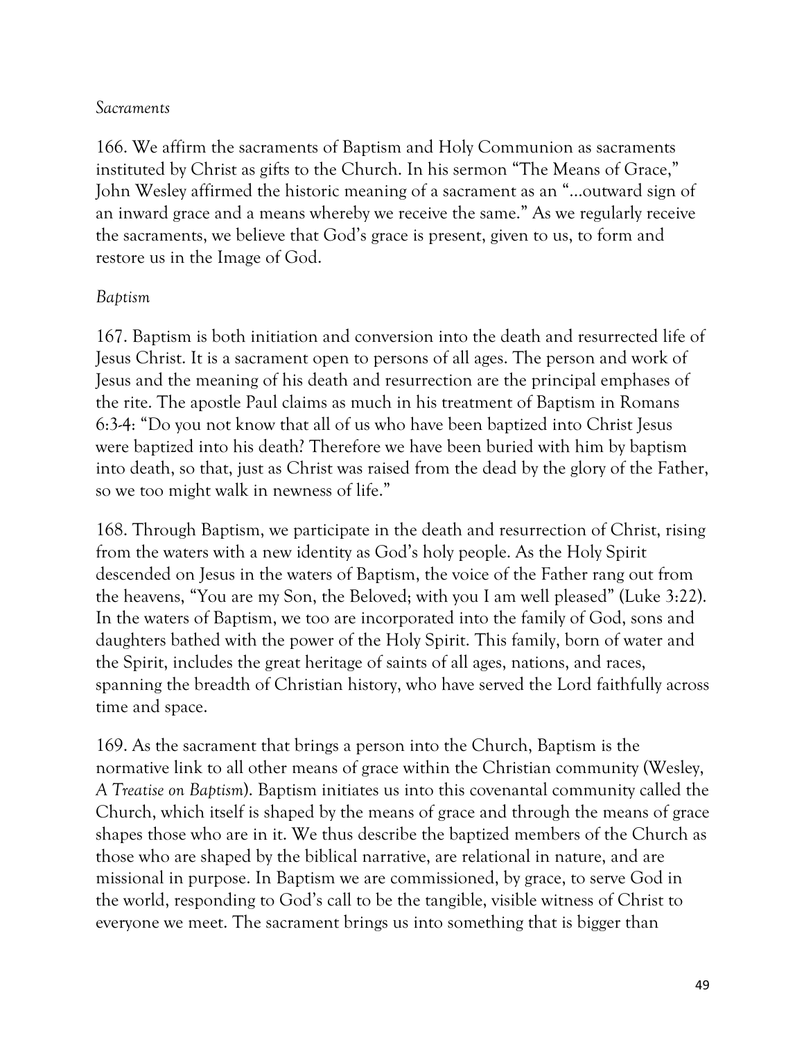*Sacraments*

166. We affirm the sacraments of Baptism and Holy Communion as sacraments instituted by Christ as gifts to the Church. In his sermon "The Means of Grace," John Wesley affirmed the historic meaning of a sacrament as an "…outward sign of an inward grace and a means whereby we receive the same." As we regularly receive the sacraments, we believe that God's grace is present, given to us, to form and restore us in the Image of God.

*Baptism*

167. Baptism is both initiation and conversion into the death and resurrected life of Jesus Christ. It is a sacrament open to persons of all ages. The person and work of Jesus and the meaning of his death and resurrection are the principal emphases of the rite. The apostle Paul claims as much in his treatment of Baptism in Romans 6:3-4: "Do you not know that all of us who have been baptized into Christ Jesus were baptized into his death? Therefore we have been buried with him by baptism into death, so that, just as Christ was raised from the dead by the glory of the Father, so we too might walk in newness of life."

168. Through Baptism, we participate in the death and resurrection of Christ, rising from the waters with a new identity as God's holy people. As the Holy Spirit descended on Jesus in the waters of Baptism, the voice of the Father rang out from the heavens, "You are my Son, the Beloved; with you I am well pleased" (Luke 3:22). In the waters of Baptism, we too are incorporated into the family of God, sons and daughters bathed with the power of the Holy Spirit. This family, born of water and the Spirit, includes the great heritage of saints of all ages, nations, and races, spanning the breadth of Christian history, who have served the Lord faithfully across time and space.

169. As the sacrament that brings a person into the Church, Baptism is the normative link to all other means of grace within the Christian community (Wesley, *A Treatise on Baptism*). Baptism initiates us into this covenantal community called the Church, which itself is shaped by the means of grace and through the means of grace shapes those who are in it. We thus describe the baptized members of the Church as those who are shaped by the biblical narrative, are relational in nature, and are missional in purpose. In Baptism we are commissioned, by grace, to serve God in the world, responding to God's call to be the tangible, visible witness of Christ to everyone we meet. The sacrament brings us into something that is bigger than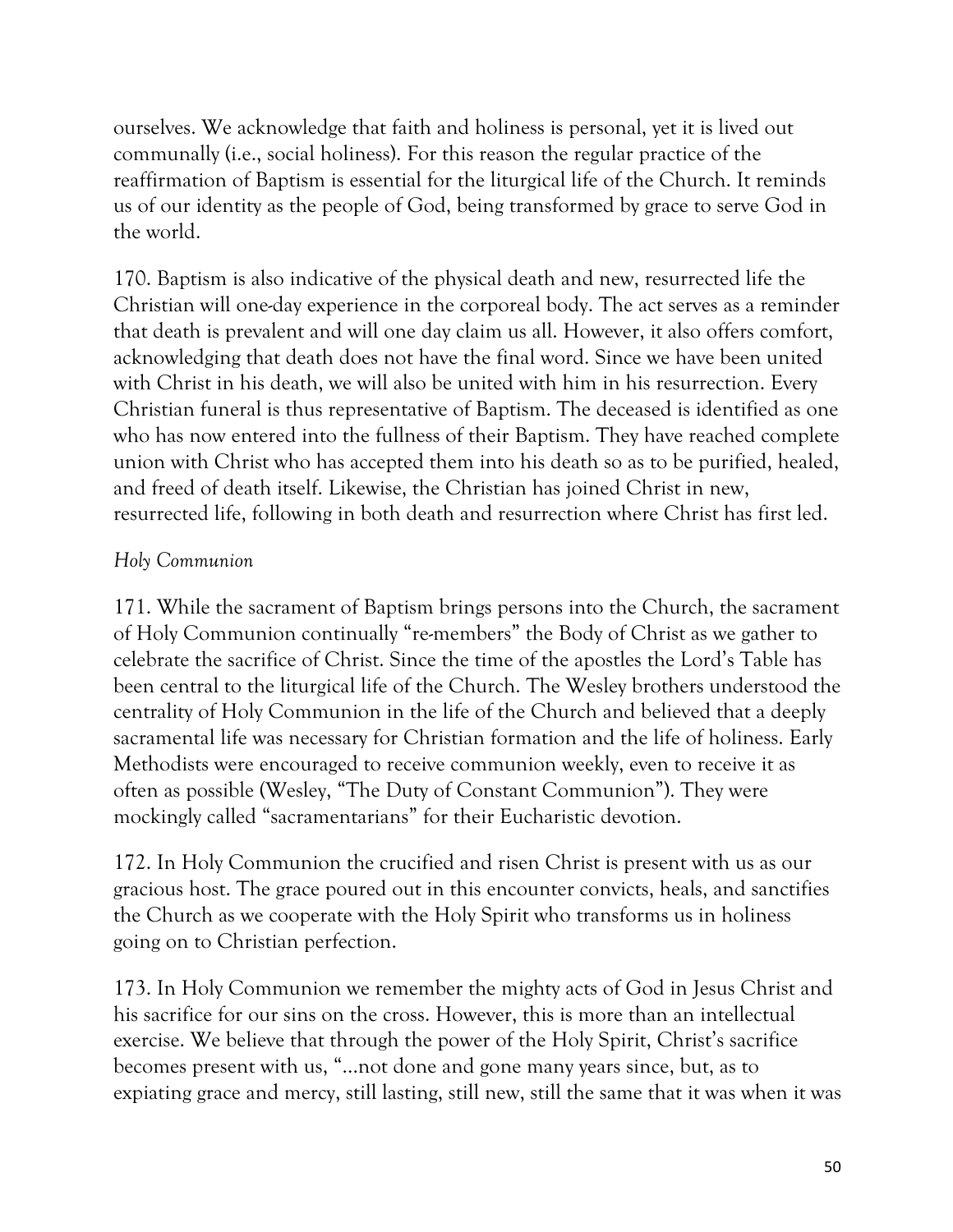ourselves. We acknowledge that faith and holiness is personal, yet it is lived out communally (i.e., social holiness). For this reason the regular practice of the reaffirmation of Baptism is essential for the liturgical life of the Church. It reminds us of our identity as the people of God, being transformed by grace to serve God in the world.

170. Baptism is also indicative of the physical death and new, resurrected life the Christian will one-day experience in the corporeal body. The act serves as a reminder that death is prevalent and will one day claim us all. However, it also offers comfort, acknowledging that death does not have the final word. Since we have been united with Christ in his death, we will also be united with him in his resurrection. Every Christian funeral is thus representative of Baptism. The deceased is identified as one who has now entered into the fullness of their Baptism. They have reached complete union with Christ who has accepted them into his death so as to be purified, healed, and freed of death itself. Likewise, the Christian has joined Christ in new, resurrected life, following in both death and resurrection where Christ has first led.

*Holy Communion*

171. While the sacrament of Baptism brings persons into the Church, the sacrament of Holy Communion continually "re-members" the Body of Christ as we gather to celebrate the sacrifice of Christ. Since the time of the apostles the Lord's Table has been central to the liturgical life of the Church. The Wesley brothers understood the centrality of Holy Communion in the life of the Church and believed that a deeply sacramental life was necessary for Christian formation and the life of holiness. Early Methodists were encouraged to receive communion weekly, even to receive it as often as possible (Wesley, "The Duty of Constant Communion"). They were mockingly called "sacramentarians" for their Eucharistic devotion.

172. In Holy Communion the crucified and risen Christ is present with us as our gracious host. The grace poured out in this encounter convicts, heals, and sanctifies the Church as we cooperate with the Holy Spirit who transforms us in holiness going on to Christian perfection.

173. In Holy Communion we remember the mighty acts of God in Jesus Christ and his sacrifice for our sins on the cross. However, this is more than an intellectual exercise. We believe that through the power of the Holy Spirit, Christ's sacrifice becomes present with us, "...not done and gone many years since, but, as to expiating grace and mercy, still lasting, still new, still the same that it was when it was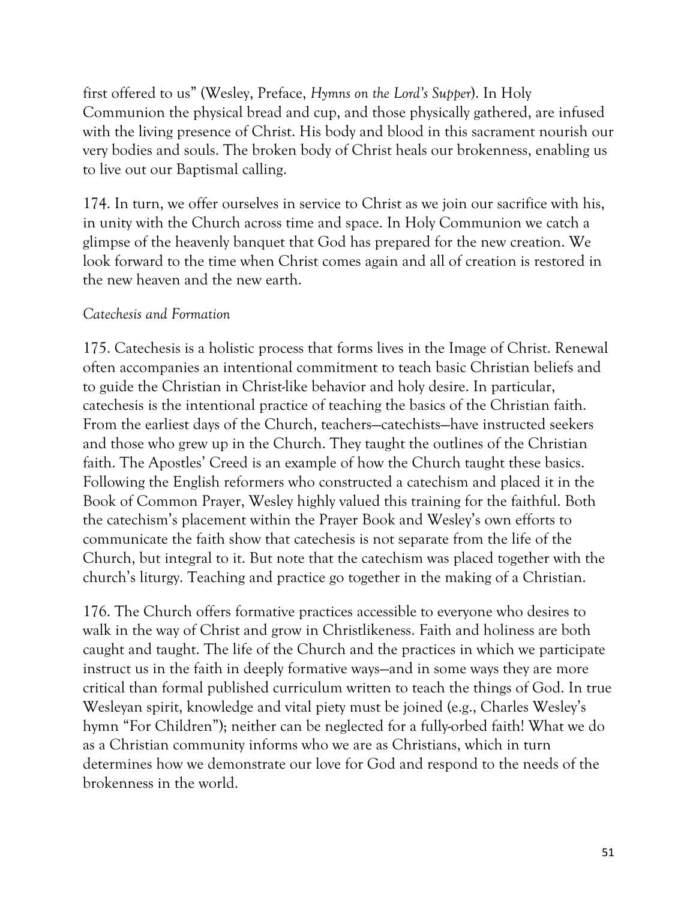first offered to us" (Wesley, Preface, *Hymns on the Lord's Supper*). In Holy Communion the physical bread and cup, and those physically gathered, are infused with the living presence of Christ. His body and blood in this sacrament nourish our very bodies and souls. The broken body of Christ heals our brokenness, enabling us to live out our Baptismal calling.

174. In turn, we offer ourselves in service to Christ as we join our sacrifice with his, in unity with the Church across time and space. In Holy Communion we catch a glimpse of the heavenly banquet that God has prepared for the new creation. We look forward to the time when Christ comes again and all of creation is restored in the new heaven and the new earth.

*Catechesis and Formation*

175. Catechesis is a holistic process that forms lives in the Image of Christ. Renewal often accompanies an intentional commitment to teach basic Christian beliefs and to guide the Christian in Christ-like behavior and holy desire. In particular, catechesis is the intentional practice of teaching the basics of the Christian faith. From the earliest days of the Church, teachers—catechists—have instructed seekers and those who grew up in the Church. They taught the outlines of the Christian faith. The Apostles' Creed is an example of how the Church taught these basics. Following the English reformers who constructed a catechism and placed it in the Book of Common Prayer, Wesley highly valued this training for the faithful. Both the catechism's placement within the Prayer Book and Wesley's own efforts to communicate the faith show that catechesis is not separate from the life of the Church, but integral to it. But note that the catechism was placed together with the church's liturgy. Teaching and practice go together in the making of a Christian.

176. The Church offers formative practices accessible to everyone who desires to walk in the way of Christ and grow in Christlikeness. Faith and holiness are both caught and taught. The life of the Church and the practices in which we participate instruct us in the faith in deeply formative ways—and in some ways they are more critical than formal published curriculum written to teach the things of God. In true Wesleyan spirit, knowledge and vital piety must be joined (e.g., Charles Wesley's hymn "For Children"); neither can be neglected for a fully-orbed faith! What we do as a Christian community informs who we are as Christians, which in turn determines how we demonstrate our love for God and respond to the needs of the brokenness in the world.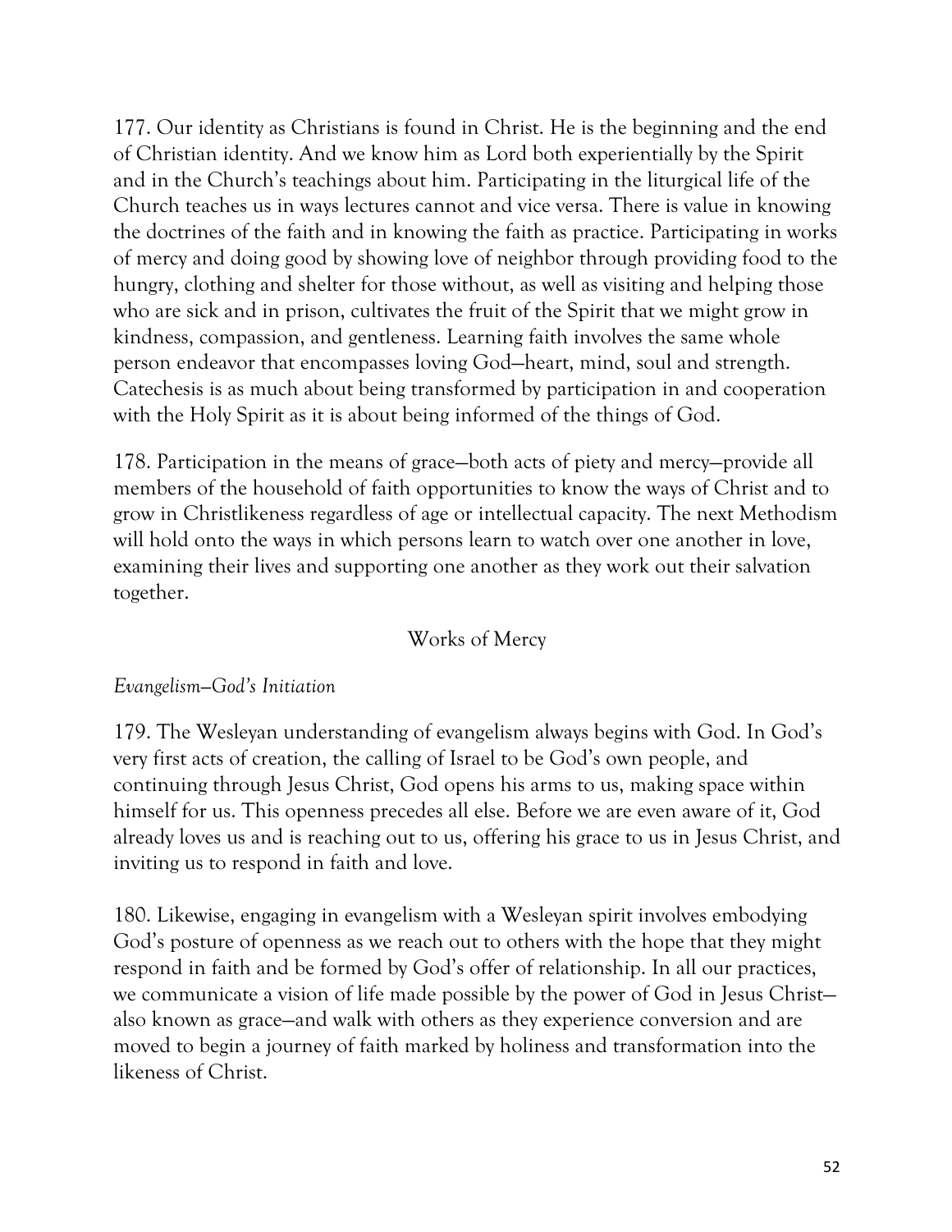177. Our identity as Christians is found in Christ. He is the beginning and the end of Christian identity. And we know him as Lord both experientially by the Spirit and in the Church's teachings about him. Participating in the liturgical life of the Church teaches us in ways lectures cannot and vice versa. There is value in knowing the doctrines of the faith and in knowing the faith as practice. Participating in works of mercy and doing good by showing love of neighbor through providing food to the hungry, clothing and shelter for those without, as well as visiting and helping those who are sick and in prison, cultivates the fruit of the Spirit that we might grow in kindness, compassion, and gentleness. Learning faith involves the same whole person endeavor that encompasses loving God—heart, mind, soul and strength. Catechesis is as much about being transformed by participation in and cooperation with the Holy Spirit as it is about being informed of the things of God.

178. Participation in the means of grace—both acts of piety and mercy—provide all members of the household of faith opportunities to know the ways of Christ and to grow in Christlikeness regardless of age or intellectual capacity. The next Methodism will hold onto the ways in which persons learn to watch over one another in love, examining their lives and supporting one another as they work out their salvation together.

## Works of Mercy

*Evangelism—God's Initiation*

179. The Wesleyan understanding of evangelism always begins with God. In God's very first acts of creation, the calling of Israel to be God's own people, and continuing through Jesus Christ, God opens his arms to us, making space within himself for us. This openness precedes all else. Before we are even aware of it, God already loves us and is reaching out to us, offering his grace to us in Jesus Christ, and inviting us to respond in faith and love.

180. Likewise, engaging in evangelism with a Wesleyan spirit involves embodying God's posture of openness as we reach out to others with the hope that they might respond in faith and be formed by God's offer of relationship. In all our practices, we communicate a vision of life made possible by the power of God in Jesus Christ—also known as grace—and walk with others as they experience conversion and are moved to begin a journey of faith marked by holiness and transformation into the likeness of Christ.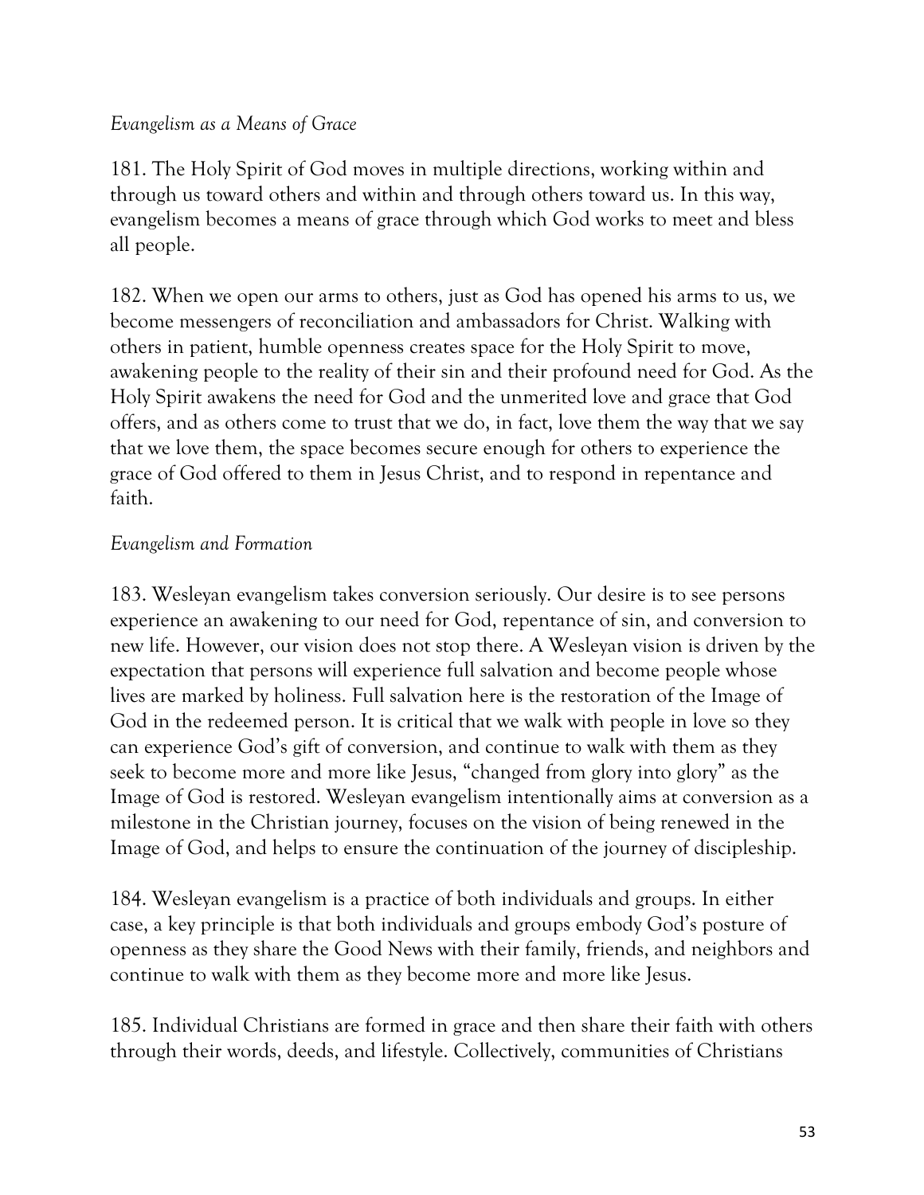*Evangelism as a Means of Grace*

181. The Holy Spirit of God moves in multiple directions, working within and through us toward others and within and through others toward us. In this way, evangelism becomes a means of grace through which God works to meet and bless all people.

182. When we open our arms to others, just as God has opened his arms to us, we become messengers of reconciliation and ambassadors for Christ. Walking with others in patient, humble openness creates space for the Holy Spirit to move, awakening people to the reality of their sin and their profound need for God. As the Holy Spirit awakens the need for God and the unmerited love and grace that God offers, and as others come to trust that we do, in fact, love them the way that we say that we love them, the space becomes secure enough for others to experience the grace of God offered to them in Jesus Christ, and to respond in repentance and faith.

*Evangelism and Formation*

183. Wesleyan evangelism takes conversion seriously. Our desire is to see persons experience an awakening to our need for God, repentance of sin, and conversion to new life. However, our vision does not stop there. A Wesleyan vision is driven by the expectation that persons will experience full salvation and become people whose lives are marked by holiness. Full salvation here is the restoration of the Image of God in the redeemed person. It is critical that we walk with people in love so they can experience God's gift of conversion, and continue to walk with them as they seek to become more and more like Jesus, "changed from glory into glory" as the Image of God is restored. Wesleyan evangelism intentionally aims at conversion as a milestone in the Christian journey, focuses on the vision of being renewed in the Image of God, and helps to ensure the continuation of the journey of discipleship.

184. Wesleyan evangelism is a practice of both individuals and groups. In either case, a key principle is that both individuals and groups embody God's posture of openness as they share the Good News with their family, friends, and neighbors and continue to walk with them as they become more and more like Jesus.

185. Individual Christians are formed in grace and then share their faith with others through their words, deeds, and lifestyle. Collectively, communities of Christians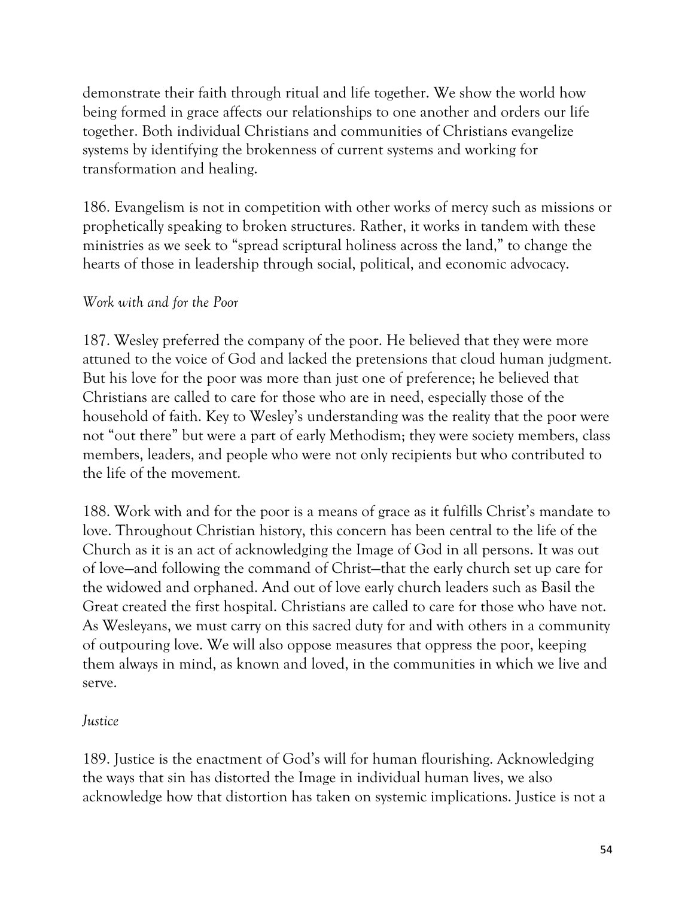demonstrate their faith through ritual and life together. We show the world how being formed in grace affects our relationships to one another and orders our life together. Both individual Christians and communities of Christians evangelize systems by identifying the brokenness of current systems and working for transformation and healing.

186. Evangelism is not in competition with other works of mercy such as missions or prophetically speaking to broken structures. Rather, it works in tandem with these ministries as we seek to "spread scriptural holiness across the land," to change the hearts of those in leadership through social, political, and economic advocacy.

*Work with and for the Poor*

187. Wesley preferred the company of the poor. He believed that they were more attuned to the voice of God and lacked the pretensions that cloud human judgment. But his love for the poor was more than just one of preference; he believed that Christians are called to care for those who are in need, especially those of the household of faith. Key to Wesley's understanding was the reality that the poor were not "out there" but were a part of early Methodism; they were society members, class members, leaders, and people who were not only recipients but who contributed to the life of the movement.

188. Work with and for the poor is a means of grace as it fulfills Christ's mandate to love. Throughout Christian history, this concern has been central to the life of the Church as it is an act of acknowledging the Image of God in all persons. It was out of love—and following the command of Christ—that the early church set up care for the widowed and orphaned. And out of love early church leaders such as Basil the Great created the first hospital. Christians are called to care for those who have not. As Wesleyans, we must carry on this sacred duty for and with others in a community of outpouring love. We will also oppose measures that oppress the poor, keeping them always in mind, as known and loved, in the communities in which we live and serve.

*Justice*

189. Justice is the enactment of God's will for human flourishing. Acknowledging the ways that sin has distorted the Image in individual human lives, we also acknowledge how that distortion has taken on systemic implications. Justice is not a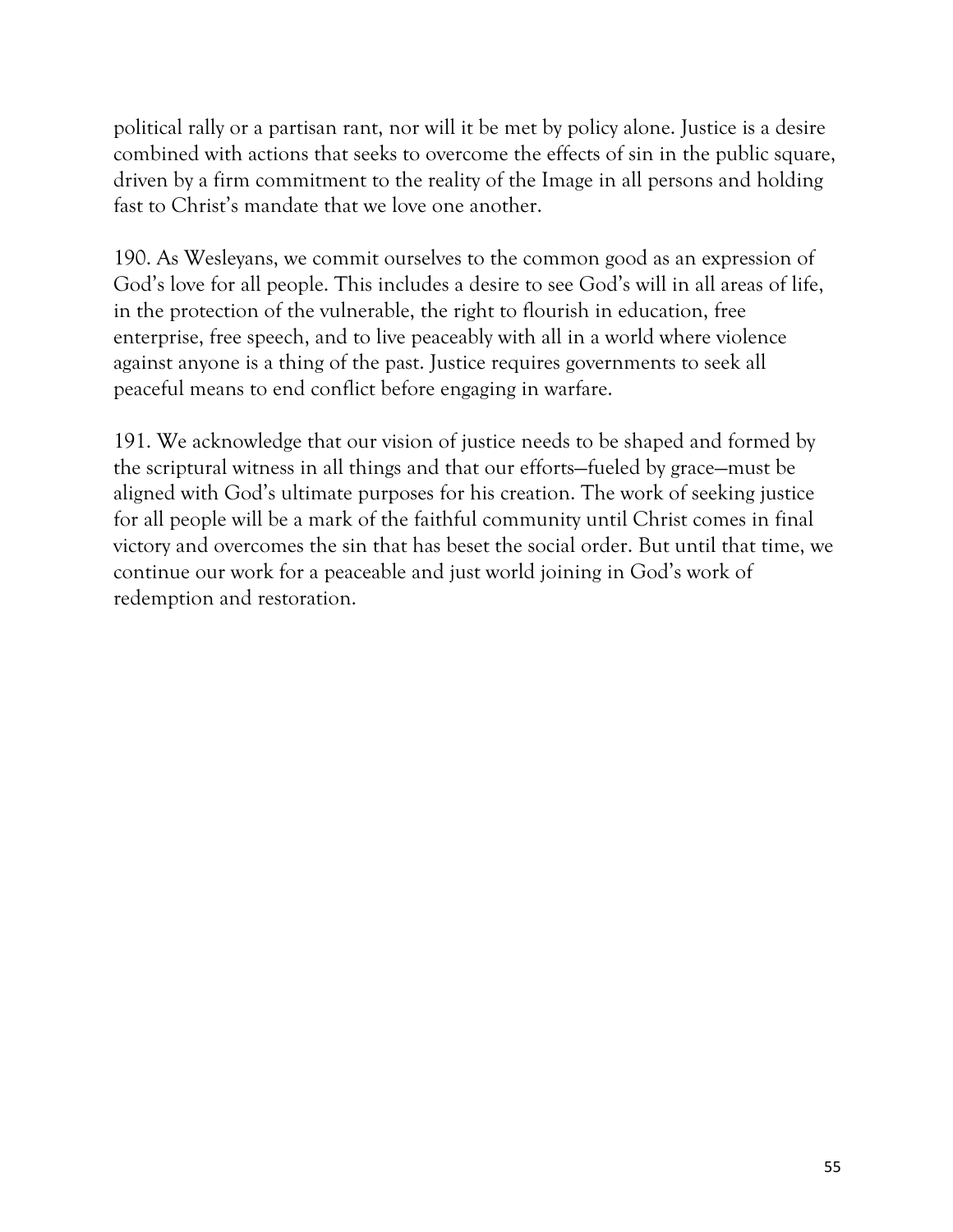political rally or a partisan rant, nor will it be met by policy alone. Justice is a desire combined with actions that seeks to overcome the effects of sin in the public square, driven by a firm commitment to the reality of the Image in all persons and holding fast to Christ's mandate that we love one another.

190. As Wesleyans, we commit ourselves to the common good as an expression of God's love for all people. This includes a desire to see God's will in all areas of life, in the protection of the vulnerable, the right to flourish in education, free enterprise, free speech, and to live peaceably with all in a world where violence against anyone is a thing of the past. Justice requires governments to seek all peaceful means to end conflict before engaging in warfare.

191. We acknowledge that our vision of justice needs to be shaped and formed by the scriptural witness in all things and that our efforts—fueled by grace—must be aligned with God's ultimate purposes for his creation. The work of seeking justice for all people will be a mark of the faithful community until Christ comes in final victory and overcomes the sin that has beset the social order. But until that time, we continue our work for a peaceable and just world joining in God's work of redemption and restoration.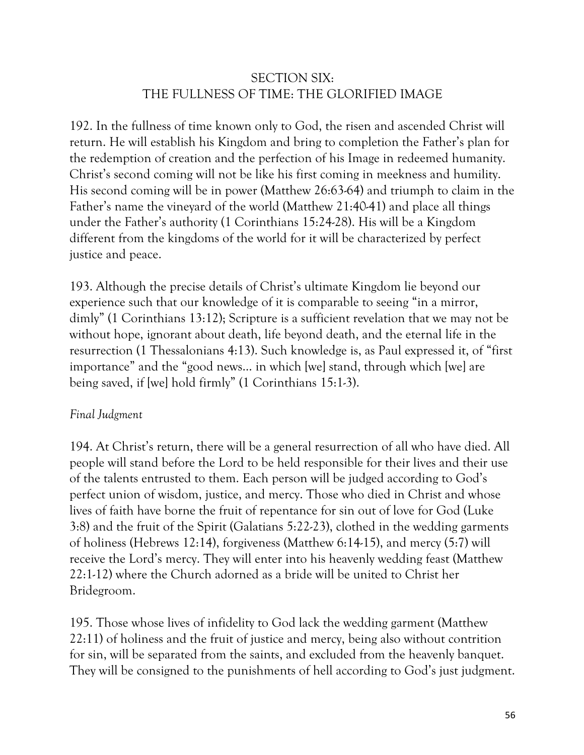## SECTION SIX:
## THE FULLNESS OF TIME: THE GLORIFIED IMAGE

192. In the fullness of time known only to God, the risen and ascended Christ will return. He will establish his Kingdom and bring to completion the Father's plan for the redemption of creation and the perfection of his Image in redeemed humanity. Christ's second coming will not be like his first coming in meekness and humility. His second coming will be in power (Matthew 26:63-64) and triumph to claim in the Father's name the vineyard of the world (Matthew 21:40-41) and place all things under the Father's authority (1 Corinthians 15:24-28). His will be a Kingdom different from the kingdoms of the world for it will be characterized by perfect justice and peace.

193. Although the precise details of Christ's ultimate Kingdom lie beyond our experience such that our knowledge of it is comparable to seeing "in a mirror, dimly" (1 Corinthians 13:12); Scripture is a sufficient revelation that we may not be without hope, ignorant about death, life beyond death, and the eternal life in the resurrection (1 Thessalonians 4:13). Such knowledge is, as Paul expressed it, of "first importance" and the "good news… in which [we] stand, through which [we] are being saved, if [we] hold firmly" (1 Corinthians 15:1-3).

*Final Judgment*

194. At Christ's return, there will be a general resurrection of all who have died. All people will stand before the Lord to be held responsible for their lives and their use of the talents entrusted to them. Each person will be judged according to God's perfect union of wisdom, justice, and mercy. Those who died in Christ and whose lives of faith have borne the fruit of repentance for sin out of love for God (Luke 3:8) and the fruit of the Spirit (Galatians 5:22-23), clothed in the wedding garments of holiness (Hebrews 12:14), forgiveness (Matthew 6:14-15), and mercy (5:7) will receive the Lord's mercy. They will enter into his heavenly wedding feast (Matthew 22:1-12) where the Church adorned as a bride will be united to Christ her Bridegroom.

195. Those whose lives of infidelity to God lack the wedding garment (Matthew 22:11) of holiness and the fruit of justice and mercy, being also without contrition for sin, will be separated from the saints, and excluded from the heavenly banquet. They will be consigned to the punishments of hell according to God's just judgment.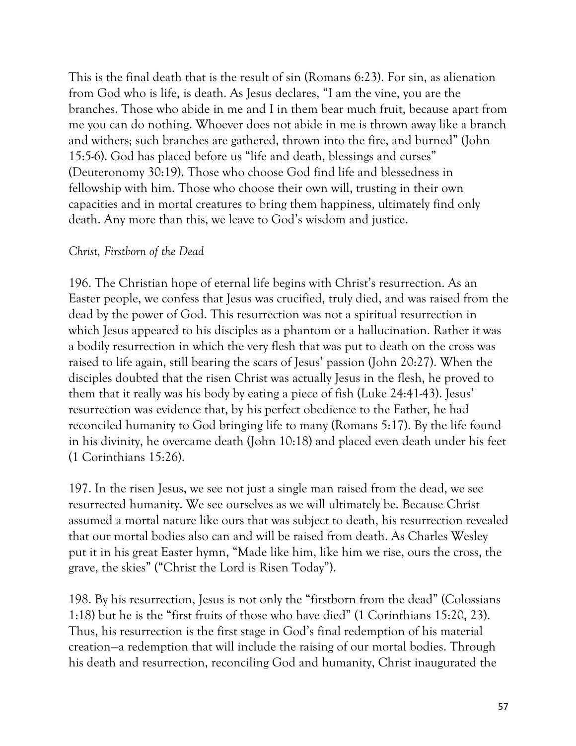This is the final death that is the result of sin (Romans 6:23). For sin, as alienation from God who is life, is death. As Jesus declares, "I am the vine, you are the branches. Those who abide in me and I in them bear much fruit, because apart from me you can do nothing. Whoever does not abide in me is thrown away like a branch and withers; such branches are gathered, thrown into the fire, and burned" (John 15:5-6). God has placed before us "life and death, blessings and curses" (Deuteronomy 30:19). Those who choose God find life and blessedness in fellowship with him. Those who choose their own will, trusting in their own capacities and in mortal creatures to bring them happiness, ultimately find only death. Any more than this, we leave to God's wisdom and justice.

*Christ, Firstborn of the Dead*

196. The Christian hope of eternal life begins with Christ's resurrection. As an Easter people, we confess that Jesus was crucified, truly died, and was raised from the dead by the power of God. This resurrection was not a spiritual resurrection in which Jesus appeared to his disciples as a phantom or a hallucination. Rather it was a bodily resurrection in which the very flesh that was put to death on the cross was raised to life again, still bearing the scars of Jesus' passion (John 20:27). When the disciples doubted that the risen Christ was actually Jesus in the flesh, he proved to them that it really was his body by eating a piece of fish (Luke 24:41-43). Jesus' resurrection was evidence that, by his perfect obedience to the Father, he had reconciled humanity to God bringing life to many (Romans 5:17). By the life found in his divinity, he overcame death (John 10:18) and placed even death under his feet (1 Corinthians 15:26).

197. In the risen Jesus, we see not just a single man raised from the dead, we see resurrected humanity. We see ourselves as we will ultimately be. Because Christ assumed a mortal nature like ours that was subject to death, his resurrection revealed that our mortal bodies also can and will be raised from death. As Charles Wesley put it in his great Easter hymn, "Made like him, like him we rise, ours the cross, the grave, the skies" ("Christ the Lord is Risen Today").

198. By his resurrection, Jesus is not only the "firstborn from the dead" (Colossians 1:18) but he is the "first fruits of those who have died" (1 Corinthians 15:20, 23). Thus, his resurrection is the first stage in God's final redemption of his material creation—a redemption that will include the raising of our mortal bodies. Through his death and resurrection, reconciling God and humanity, Christ inaugurated the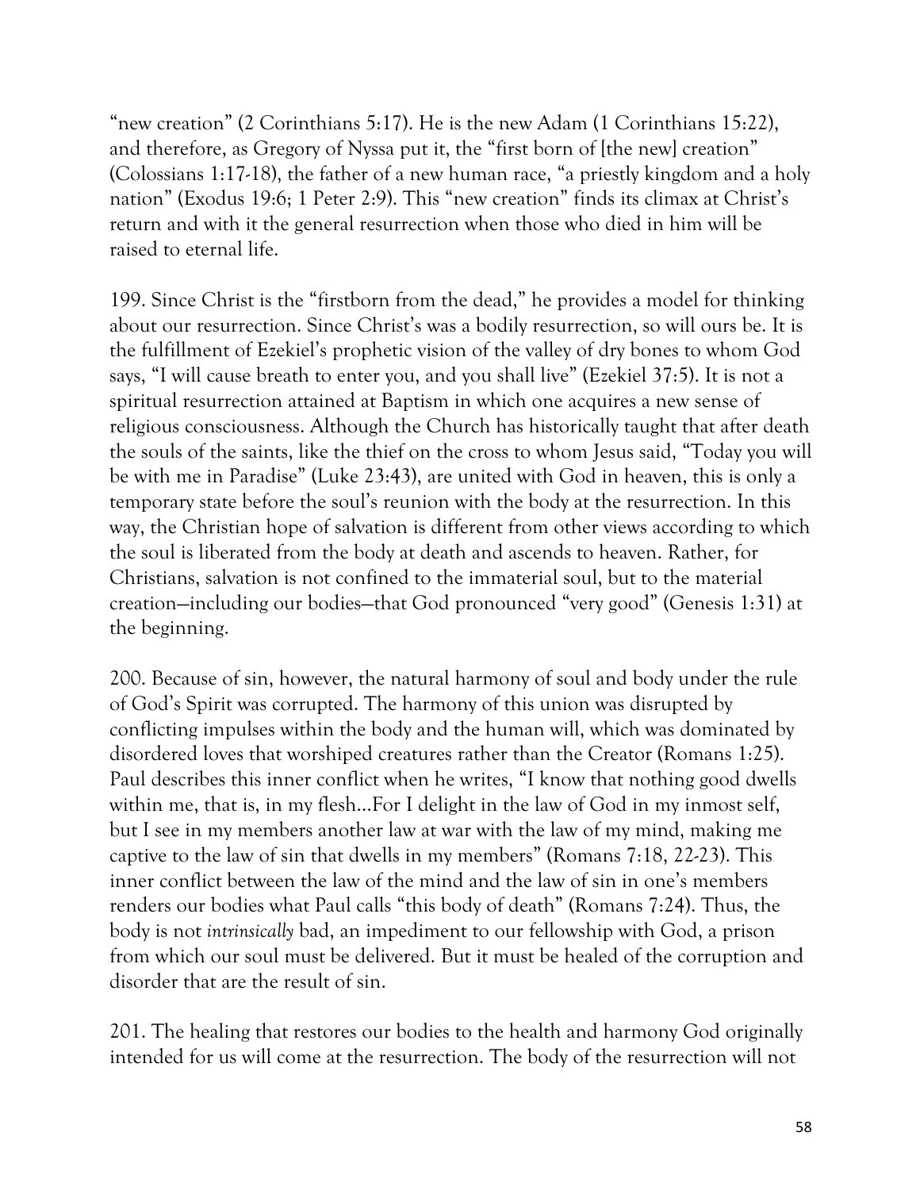"new creation" (2 Corinthians 5:17). He is the new Adam (1 Corinthians 15:22), and therefore, as Gregory of Nyssa put it, the "first born of [the new] creation" (Colossians 1:17-18), the father of a new human race, "a priestly kingdom and a holy nation" (Exodus 19:6; 1 Peter 2:9). This "new creation" finds its climax at Christ's return and with it the general resurrection when those who died in him will be raised to eternal life.

199. Since Christ is the "firstborn from the dead," he provides a model for thinking about our resurrection. Since Christ's was a bodily resurrection, so will ours be. It is the fulfillment of Ezekiel's prophetic vision of the valley of dry bones to whom God says, "I will cause breath to enter you, and you shall live" (Ezekiel 37:5). It is not a spiritual resurrection attained at Baptism in which one acquires a new sense of religious consciousness. Although the Church has historically taught that after death the souls of the saints, like the thief on the cross to whom Jesus said, "Today you will be with me in Paradise" (Luke 23:43), are united with God in heaven, this is only a temporary state before the soul's reunion with the body at the resurrection. In this way, the Christian hope of salvation is different from other views according to which the soul is liberated from the body at death and ascends to heaven. Rather, for Christians, salvation is not confined to the immaterial soul, but to the material creation—including our bodies—that God pronounced "very good" (Genesis 1:31) at the beginning.

200. Because of sin, however, the natural harmony of soul and body under the rule of God's Spirit was corrupted. The harmony of this union was disrupted by conflicting impulses within the body and the human will, which was dominated by disordered loves that worshiped creatures rather than the Creator (Romans 1:25). Paul describes this inner conflict when he writes, "I know that nothing good dwells within me, that is, in my flesh…For I delight in the law of God in my inmost self, but I see in my members another law at war with the law of my mind, making me captive to the law of sin that dwells in my members" (Romans 7:18, 22-23). This inner conflict between the law of the mind and the law of sin in one's members renders our bodies what Paul calls "this body of death" (Romans 7:24). Thus, the body is not *intrinsically* bad, an impediment to our fellowship with God, a prison from which our soul must be delivered. But it must be healed of the corruption and disorder that are the result of sin.

201. The healing that restores our bodies to the health and harmony God originally intended for us will come at the resurrection. The body of the resurrection will not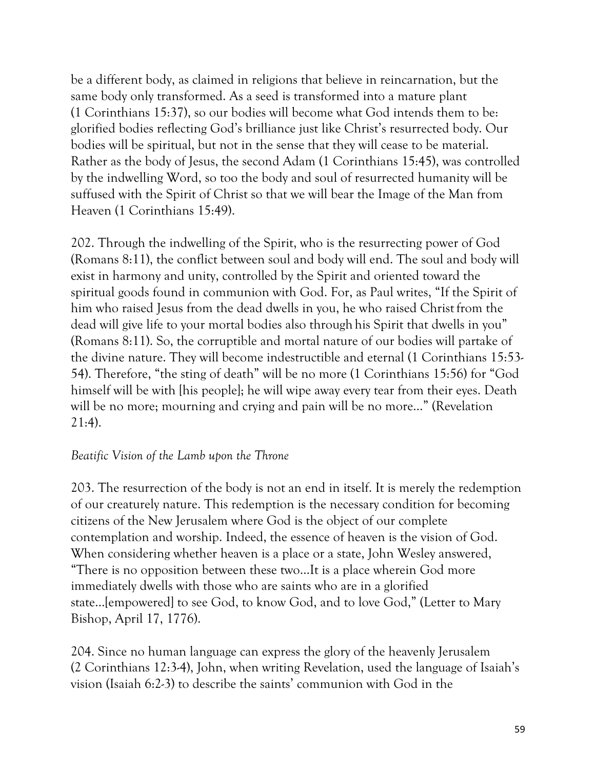be a different body, as claimed in religions that believe in reincarnation, but the same body only transformed. As a seed is transformed into a mature plant (1 Corinthians 15:37), so our bodies will become what God intends them to be: glorified bodies reflecting God's brilliance just like Christ's resurrected body. Our bodies will be spiritual, but not in the sense that they will cease to be material. Rather as the body of Jesus, the second Adam (1 Corinthians 15:45), was controlled by the indwelling Word, so too the body and soul of resurrected humanity will be suffused with the Spirit of Christ so that we will bear the Image of the Man from Heaven (1 Corinthians 15:49).

202. Through the indwelling of the Spirit, who is the resurrecting power of God (Romans 8:11), the conflict between soul and body will end. The soul and body will exist in harmony and unity, controlled by the Spirit and oriented toward the spiritual goods found in communion with God. For, as Paul writes, "If the Spirit of him who raised Jesus from the dead dwells in you, he who raised Christ from the dead will give life to your mortal bodies also through his Spirit that dwells in you" (Romans 8:11). So, the corruptible and mortal nature of our bodies will partake of the divine nature. They will become indestructible and eternal (1 Corinthians 15:53-54). Therefore, "the sting of death" will be no more (1 Corinthians 15:56) for "God himself will be with [his people]; he will wipe away every tear from their eyes. Death will be no more; mourning and crying and pain will be no more..." (Revelation 21:4).

*Beatific Vision of the Lamb upon the Throne*

203. The resurrection of the body is not an end in itself. It is merely the redemption of our creaturely nature. This redemption is the necessary condition for becoming citizens of the New Jerusalem where God is the object of our complete contemplation and worship. Indeed, the essence of heaven is the vision of God. When considering whether heaven is a place or a state, John Wesley answered, "There is no opposition between these two...It is a place wherein God more immediately dwells with those who are saints who are in a glorified state...[empowered] to see God, to know God, and to love God," (Letter to Mary Bishop, April 17, 1776).

204. Since no human language can express the glory of the heavenly Jerusalem (2 Corinthians 12:3-4), John, when writing Revelation, used the language of Isaiah's vision (Isaiah 6:2-3) to describe the saints' communion with God in the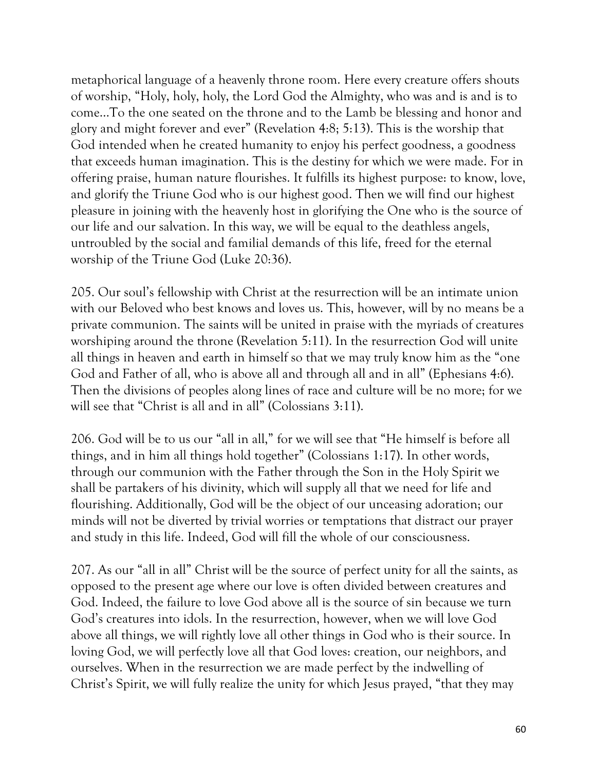metaphorical language of a heavenly throne room. Here every creature offers shouts of worship, "Holy, holy, holy, the Lord God the Almighty, who was and is and is to come…To the one seated on the throne and to the Lamb be blessing and honor and glory and might forever and ever" (Revelation 4:8; 5:13). This is the worship that God intended when he created humanity to enjoy his perfect goodness, a goodness that exceeds human imagination. This is the destiny for which we were made. For in offering praise, human nature flourishes. It fulfills its highest purpose: to know, love, and glorify the Triune God who is our highest good. Then we will find our highest pleasure in joining with the heavenly host in glorifying the One who is the source of our life and our salvation. In this way, we will be equal to the deathless angels, untroubled by the social and familial demands of this life, freed for the eternal worship of the Triune God (Luke 20:36).

205. Our soul's fellowship with Christ at the resurrection will be an intimate union with our Beloved who best knows and loves us. This, however, will by no means be a private communion. The saints will be united in praise with the myriads of creatures worshiping around the throne (Revelation 5:11). In the resurrection God will unite all things in heaven and earth in himself so that we may truly know him as the "one God and Father of all, who is above all and through all and in all" (Ephesians 4:6). Then the divisions of peoples along lines of race and culture will be no more; for we will see that "Christ is all and in all" (Colossians 3:11).

206. God will be to us our "all in all," for we will see that "He himself is before all things, and in him all things hold together" (Colossians 1:17). In other words, through our communion with the Father through the Son in the Holy Spirit we shall be partakers of his divinity, which will supply all that we need for life and flourishing. Additionally, God will be the object of our unceasing adoration; our minds will not be diverted by trivial worries or temptations that distract our prayer and study in this life. Indeed, God will fill the whole of our consciousness.

207. As our "all in all" Christ will be the source of perfect unity for all the saints, as opposed to the present age where our love is often divided between creatures and God. Indeed, the failure to love God above all is the source of sin because we turn God's creatures into idols. In the resurrection, however, when we will love God above all things, we will rightly love all other things in God who is their source. In loving God, we will perfectly love all that God loves: creation, our neighbors, and ourselves. When in the resurrection we are made perfect by the indwelling of Christ's Spirit, we will fully realize the unity for which Jesus prayed, "that they may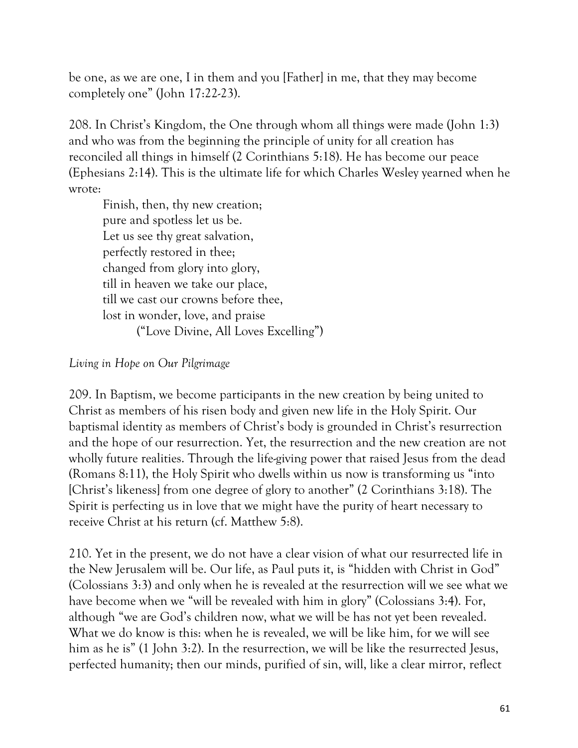be one, as we are one, I in them and you [Father] in me, that they may become completely one" (John 17:22-23).

208. In Christ's Kingdom, the One through whom all things were made (John 1:3) and who was from the beginning the principle of unity for all creation has reconciled all things in himself (2 Corinthians 5:18). He has become our peace (Ephesians 2:14). This is the ultimate life for which Charles Wesley yearned when he wrote:

> Finish, then, thy new creation;
> pure and spotless let us be.
> Let us see thy great salvation,
> perfectly restored in thee;
> changed from glory into glory,
> till in heaven we take our place,
> till we cast our crowns before thee,
> lost in wonder, love, and praise
> ("Love Divine, All Loves Excelling")

*Living in Hope on Our Pilgrimage*

209. In Baptism, we become participants in the new creation by being united to Christ as members of his risen body and given new life in the Holy Spirit. Our baptismal identity as members of Christ's body is grounded in Christ's resurrection and the hope of our resurrection. Yet, the resurrection and the new creation are not wholly future realities. Through the life-giving power that raised Jesus from the dead (Romans 8:11), the Holy Spirit who dwells within us now is transforming us "into [Christ's likeness] from one degree of glory to another" (2 Corinthians 3:18). The Spirit is perfecting us in love that we might have the purity of heart necessary to receive Christ at his return (cf. Matthew 5:8).

210. Yet in the present, we do not have a clear vision of what our resurrected life in the New Jerusalem will be. Our life, as Paul puts it, is "hidden with Christ in God" (Colossians 3:3) and only when he is revealed at the resurrection will we see what we have become when we "will be revealed with him in glory" (Colossians 3:4). For, although "we are God's children now, what we will be has not yet been revealed. What we do know is this: when he is revealed, we will be like him, for we will see him as he is" (1 John 3:2). In the resurrection, we will be like the resurrected Jesus, perfected humanity; then our minds, purified of sin, will, like a clear mirror, reflect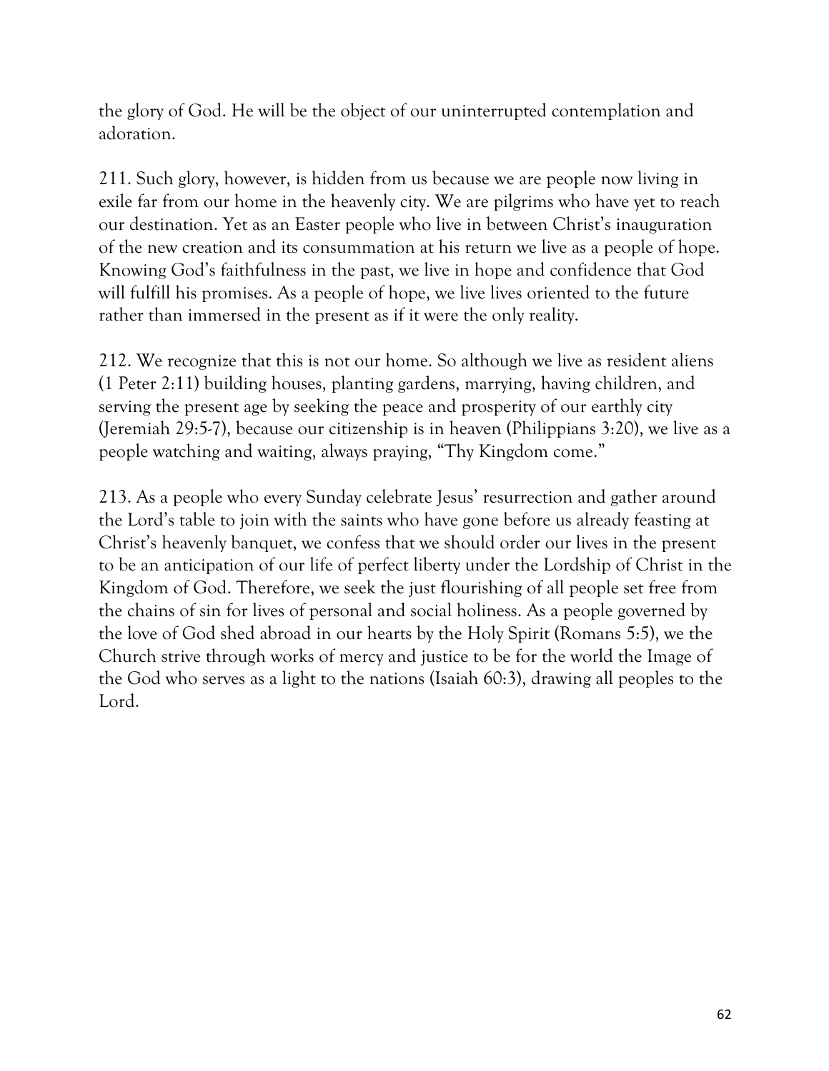the glory of God. He will be the object of our uninterrupted contemplation and adoration.

211. Such glory, however, is hidden from us because we are people now living in exile far from our home in the heavenly city. We are pilgrims who have yet to reach our destination. Yet as an Easter people who live in between Christ's inauguration of the new creation and its consummation at his return we live as a people of hope. Knowing God's faithfulness in the past, we live in hope and confidence that God will fulfill his promises. As a people of hope, we live lives oriented to the future rather than immersed in the present as if it were the only reality.

212. We recognize that this is not our home. So although we live as resident aliens (1 Peter 2:11) building houses, planting gardens, marrying, having children, and serving the present age by seeking the peace and prosperity of our earthly city (Jeremiah 29:5-7), because our citizenship is in heaven (Philippians 3:20), we live as a people watching and waiting, always praying, "Thy Kingdom come."

213. As a people who every Sunday celebrate Jesus' resurrection and gather around the Lord's table to join with the saints who have gone before us already feasting at Christ's heavenly banquet, we confess that we should order our lives in the present to be an anticipation of our life of perfect liberty under the Lordship of Christ in the Kingdom of God. Therefore, we seek the just flourishing of all people set free from the chains of sin for lives of personal and social holiness. As a people governed by the love of God shed abroad in our hearts by the Holy Spirit (Romans 5:5), we the Church strive through works of mercy and justice to be for the world the Image of the God who serves as a light to the nations (Isaiah 60:3), drawing all peoples to the Lord.